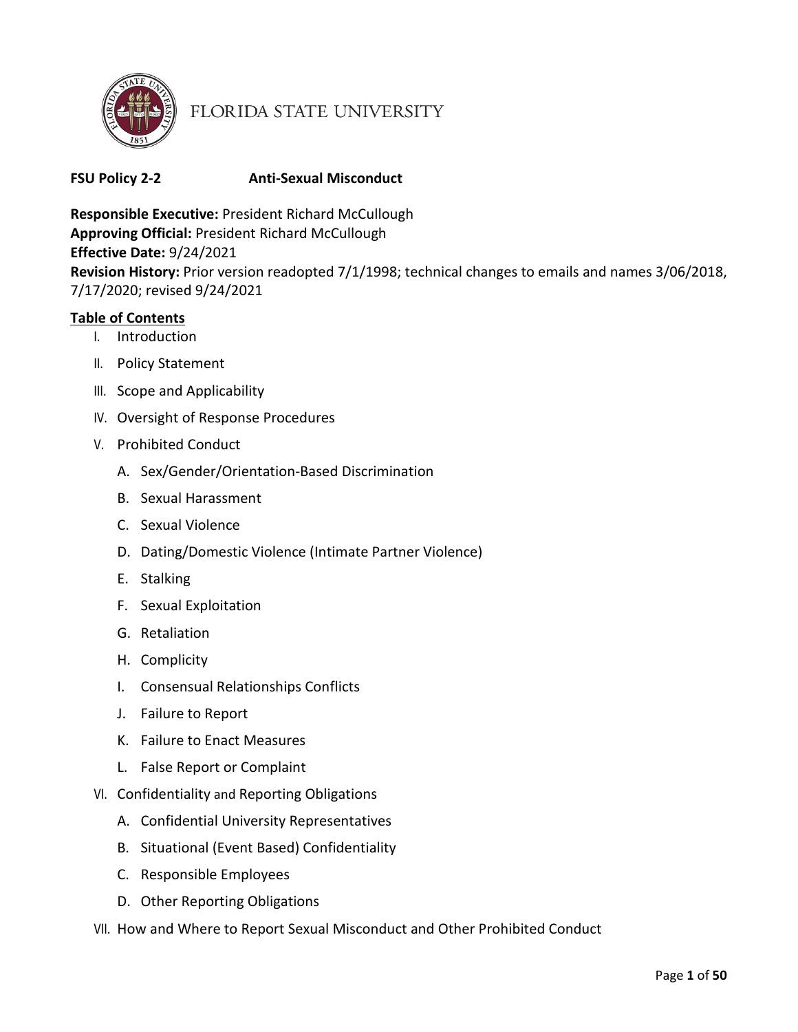FLORIDA STATE UNIVERSITY

**FSU Policy 2-2 Anti-Sexual Misconduct**

**Responsible Executive:** President Richard McCullough
**Approving Official:** President Richard McCullough
**Effective Date:** 9/24/2021
**Revision History:** Prior version readopted 7/1/1998; technical changes to emails and names 3/06/2018, 7/17/2020; revised 9/24/2021

**Table of Contents**

- I. Introduction
- II. Policy Statement
- III. Scope and Applicability
- IV. Oversight of Response Procedures
- V. Prohibited Conduct
  - A. Sex/Gender/Orientation-Based Discrimination
  - B. Sexual Harassment
  - C. Sexual Violence
  - D. Dating/Domestic Violence (Intimate Partner Violence)
  - E. Stalking
  - F. Sexual Exploitation
  - G. Retaliation
  - H. Complicity
  - I. Consensual Relationships Conflicts
  - J. Failure to Report
  - K. Failure to Enact Measures
  - L. False Report or Complaint
- VI. Confidentiality and Reporting Obligations
  - A. Confidential University Representatives
  - B. Situational (Event Based) Confidentiality
  - C. Responsible Employees
  - D. Other Reporting Obligations
- VII. How and Where to Report Sexual Misconduct and Other Prohibited Conduct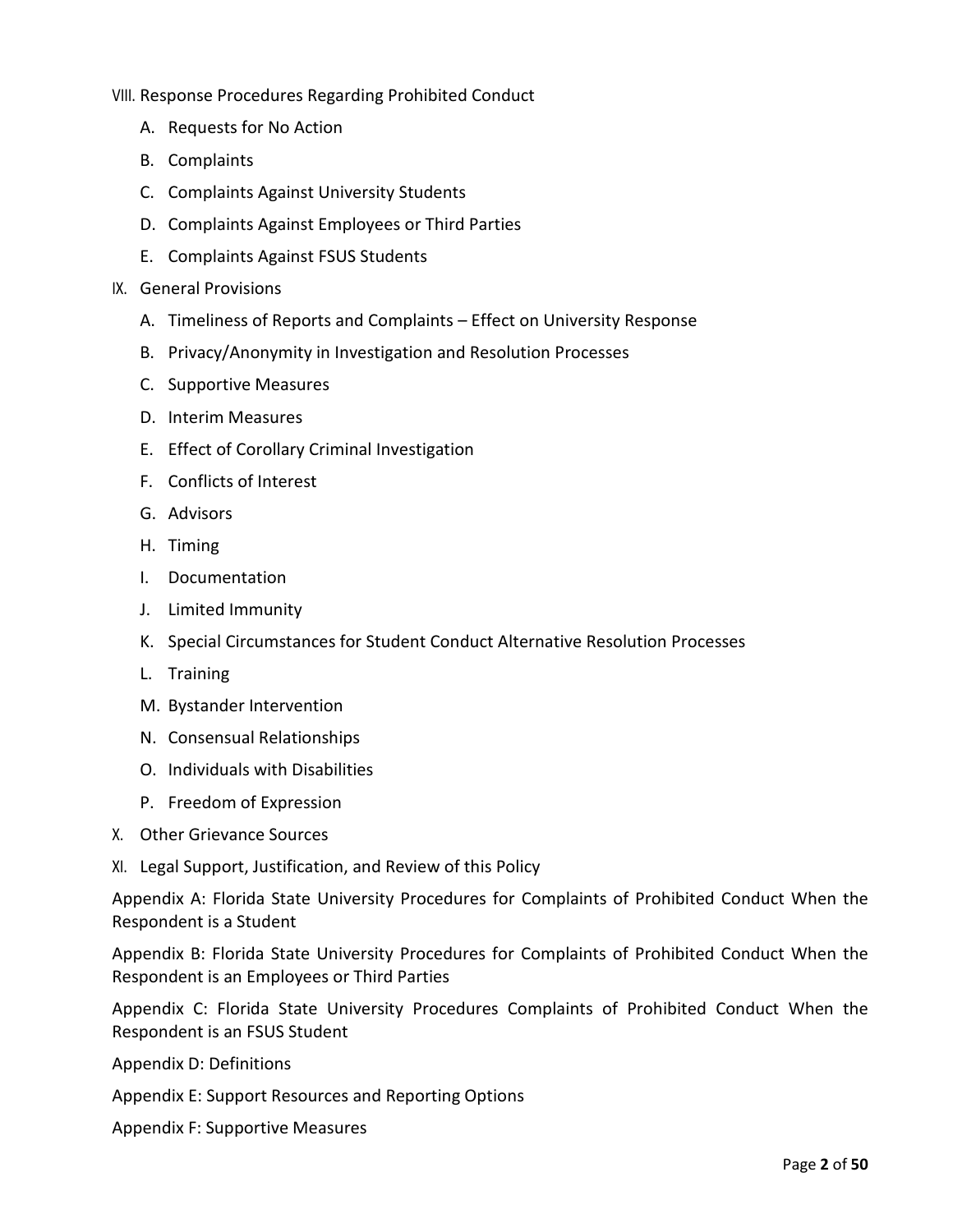VIII. Response Procedures Regarding Prohibited Conduct

- A. Requests for No Action
- B. Complaints
- C. Complaints Against University Students
- D. Complaints Against Employees or Third Parties
- E. Complaints Against FSUS Students

IX. General Provisions

- A. Timeliness of Reports and Complaints – Effect on University Response
- B. Privacy/Anonymity in Investigation and Resolution Processes
- C. Supportive Measures
- D. Interim Measures
- E. Effect of Corollary Criminal Investigation
- F. Conflicts of Interest
- G. Advisors
- H. Timing
- I. Documentation
- J. Limited Immunity
- K. Special Circumstances for Student Conduct Alternative Resolution Processes
- L. Training
- M. Bystander Intervention
- N. Consensual Relationships
- O. Individuals with Disabilities
- P. Freedom of Expression

X. Other Grievance Sources

XI. Legal Support, Justification, and Review of this Policy

Appendix A: Florida State University Procedures for Complaints of Prohibited Conduct When the Respondent is a Student

Appendix B: Florida State University Procedures for Complaints of Prohibited Conduct When the Respondent is an Employees or Third Parties

Appendix C: Florida State University Procedures Complaints of Prohibited Conduct When the Respondent is an FSUS Student

Appendix D: Definitions

Appendix E: Support Resources and Reporting Options

Appendix F: Supportive Measures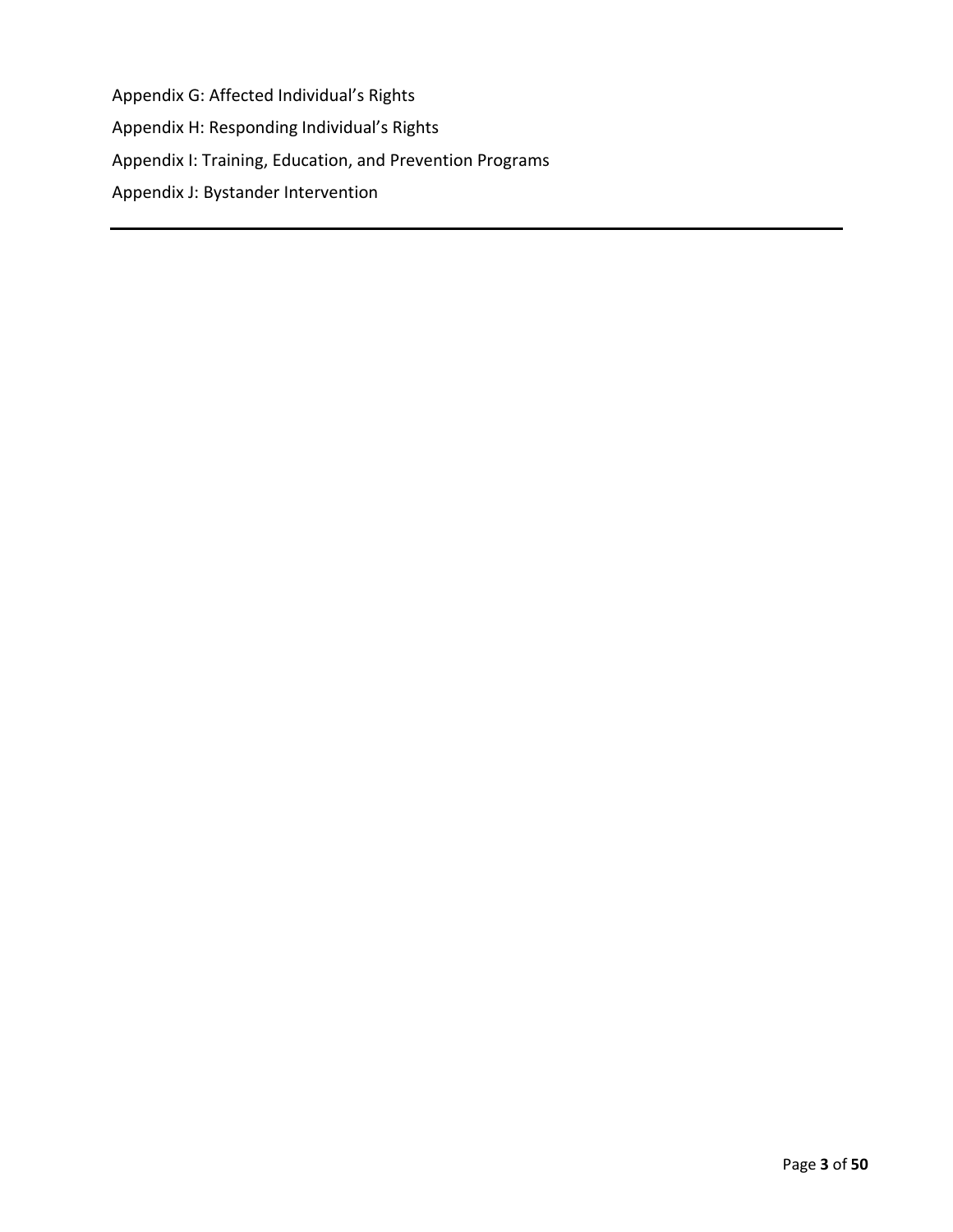Appendix G: Affected Individual's Rights

Appendix H: Responding Individual's Rights

Appendix I: Training, Education, and Prevention Programs

Appendix J: Bystander Intervention

---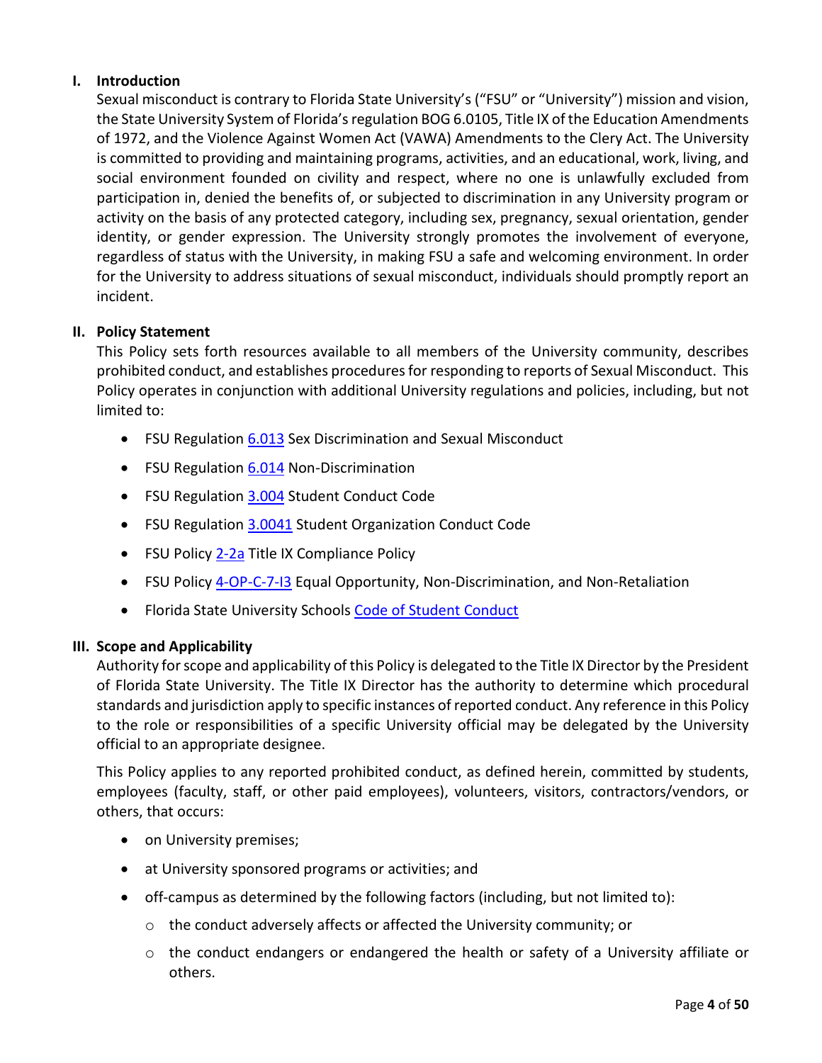## I. Introduction

Sexual misconduct is contrary to Florida State University's ("FSU" or "University") mission and vision, the State University System of Florida's regulation BOG 6.0105, Title IX of the Education Amendments of 1972, and the Violence Against Women Act (VAWA) Amendments to the Clery Act. The University is committed to providing and maintaining programs, activities, and an educational, work, living, and social environment founded on civility and respect, where no one is unlawfully excluded from participation in, denied the benefits of, or subjected to discrimination in any University program or activity on the basis of any protected category, including sex, pregnancy, sexual orientation, gender identity, or gender expression. The University strongly promotes the involvement of everyone, regardless of status with the University, in making FSU a safe and welcoming environment. In order for the University to address situations of sexual misconduct, individuals should promptly report an incident.

## II. Policy Statement

This Policy sets forth resources available to all members of the University community, describes prohibited conduct, and establishes procedures for responding to reports of Sexual Misconduct. This Policy operates in conjunction with additional University regulations and policies, including, but not limited to:

- FSU Regulation 6.013 Sex Discrimination and Sexual Misconduct
- FSU Regulation 6.014 Non-Discrimination
- FSU Regulation 3.004 Student Conduct Code
- FSU Regulation 3.0041 Student Organization Conduct Code
- FSU Policy 2-2a Title IX Compliance Policy
- FSU Policy 4-OP-C-7-I3 Equal Opportunity, Non-Discrimination, and Non-Retaliation
- Florida State University Schools Code of Student Conduct

## III. Scope and Applicability

Authority for scope and applicability of this Policy is delegated to the Title IX Director by the President of Florida State University. The Title IX Director has the authority to determine which procedural standards and jurisdiction apply to specific instances of reported conduct. Any reference in this Policy to the role or responsibilities of a specific University official may be delegated by the University official to an appropriate designee.

This Policy applies to any reported prohibited conduct, as defined herein, committed by students, employees (faculty, staff, or other paid employees), volunteers, visitors, contractors/vendors, or others, that occurs:

- on University premises;
- at University sponsored programs or activities; and
- off-campus as determined by the following factors (including, but not limited to):
    - the conduct adversely affects or affected the University community; or
    - the conduct endangers or endangered the health or safety of a University affiliate or others.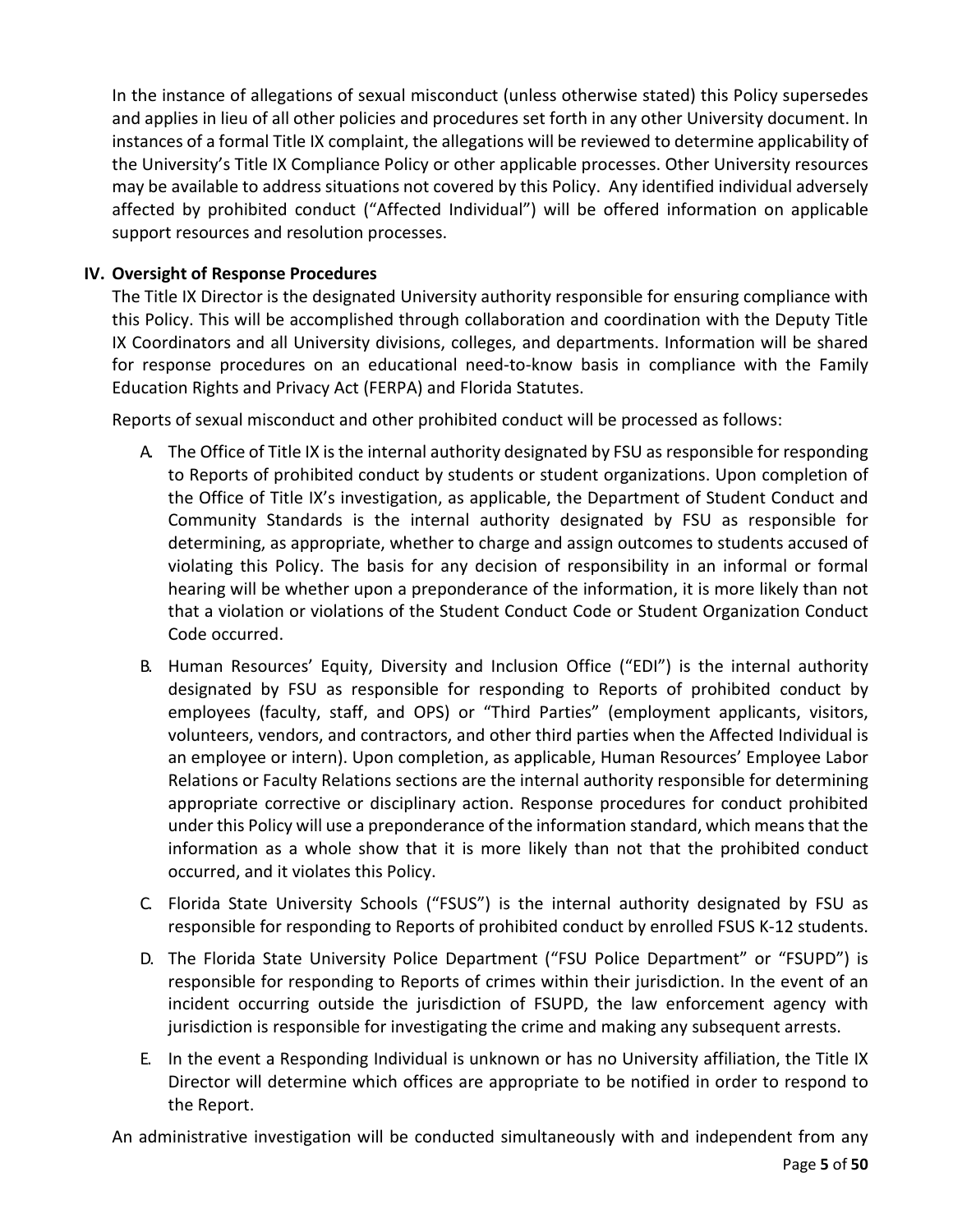In the instance of allegations of sexual misconduct (unless otherwise stated) this Policy supersedes and applies in lieu of all other policies and procedures set forth in any other University document. In instances of a formal Title IX complaint, the allegations will be reviewed to determine applicability of the University's Title IX Compliance Policy or other applicable processes. Other University resources may be available to address situations not covered by this Policy. Any identified individual adversely affected by prohibited conduct ("Affected Individual") will be offered information on applicable support resources and resolution processes.

## IV. Oversight of Response Procedures

The Title IX Director is the designated University authority responsible for ensuring compliance with this Policy. This will be accomplished through collaboration and coordination with the Deputy Title IX Coordinators and all University divisions, colleges, and departments. Information will be shared for response procedures on an educational need-to-know basis in compliance with the Family Education Rights and Privacy Act (FERPA) and Florida Statutes.

Reports of sexual misconduct and other prohibited conduct will be processed as follows:

A. The Office of Title IX is the internal authority designated by FSU as responsible for responding to Reports of prohibited conduct by students or student organizations. Upon completion of the Office of Title IX's investigation, as applicable, the Department of Student Conduct and Community Standards is the internal authority designated by FSU as responsible for determining, as appropriate, whether to charge and assign outcomes to students accused of violating this Policy. The basis for any decision of responsibility in an informal or formal hearing will be whether upon a preponderance of the information, it is more likely than not that a violation or violations of the Student Conduct Code or Student Organization Conduct Code occurred.

B. Human Resources' Equity, Diversity and Inclusion Office ("EDI") is the internal authority designated by FSU as responsible for responding to Reports of prohibited conduct by employees (faculty, staff, and OPS) or "Third Parties" (employment applicants, visitors, volunteers, vendors, and contractors, and other third parties when the Affected Individual is an employee or intern). Upon completion, as applicable, Human Resources' Employee Labor Relations or Faculty Relations sections are the internal authority responsible for determining appropriate corrective or disciplinary action. Response procedures for conduct prohibited under this Policy will use a preponderance of the information standard, which means that the information as a whole show that it is more likely than not that the prohibited conduct occurred, and it violates this Policy.

C. Florida State University Schools ("FSUS") is the internal authority designated by FSU as responsible for responding to Reports of prohibited conduct by enrolled FSUS K-12 students.

D. The Florida State University Police Department ("FSU Police Department" or "FSUPD") is responsible for responding to Reports of crimes within their jurisdiction. In the event of an incident occurring outside the jurisdiction of FSUPD, the law enforcement agency with jurisdiction is responsible for investigating the crime and making any subsequent arrests.

E. In the event a Responding Individual is unknown or has no University affiliation, the Title IX Director will determine which offices are appropriate to be notified in order to respond to the Report.

An administrative investigation will be conducted simultaneously with and independent from any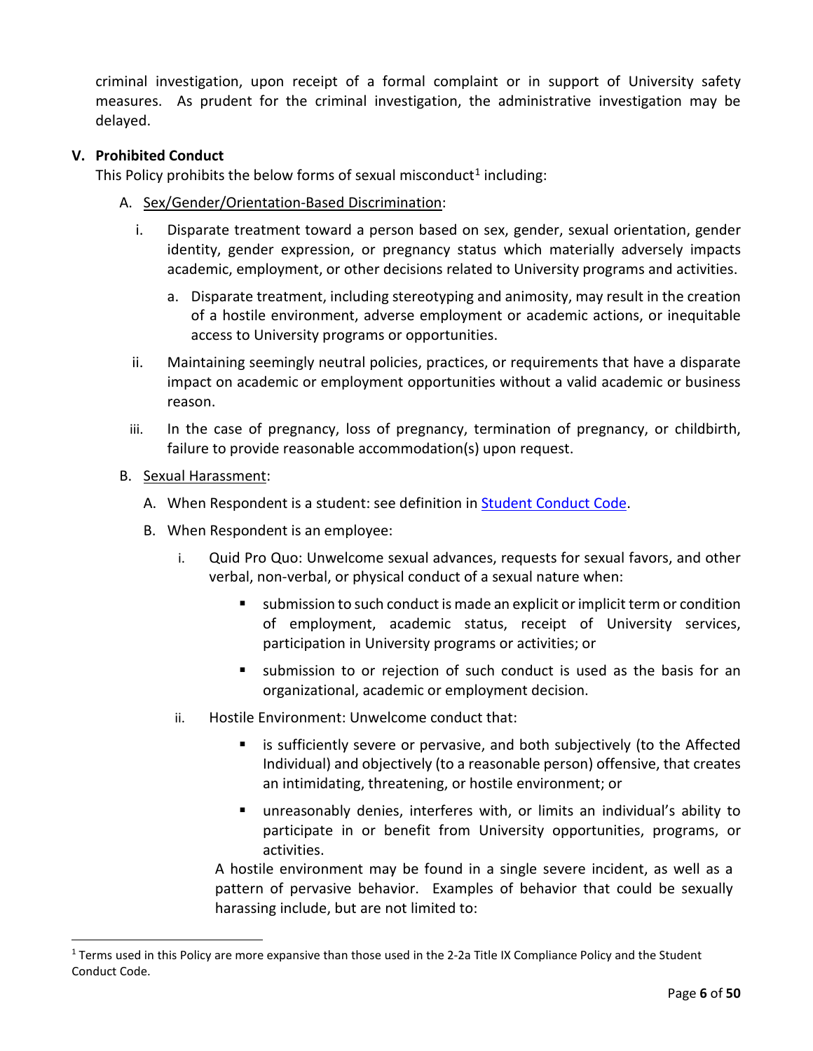criminal investigation, upon receipt of a formal complaint or in support of University safety measures. As prudent for the criminal investigation, the administrative investigation may be delayed.

## V. Prohibited Conduct

This Policy prohibits the below forms of sexual misconduct[1] including:

A. Sex/Gender/Orientation-Based Discrimination:

   i. Disparate treatment toward a person based on sex, gender, sexual orientation, gender identity, gender expression, or pregnancy status which materially adversely impacts academic, employment, or other decisions related to University programs and activities.

      a. Disparate treatment, including stereotyping and animosity, may result in the creation of a hostile environment, adverse employment or academic actions, or inequitable access to University programs or opportunities.

   ii. Maintaining seemingly neutral policies, practices, or requirements that have a disparate impact on academic or employment opportunities without a valid academic or business reason.

   iii. In the case of pregnancy, loss of pregnancy, termination of pregnancy, or childbirth, failure to provide reasonable accommodation(s) upon request.

B. Sexual Harassment:

   A. When Respondent is a student: see definition in Student Conduct Code.

   B. When Respondent is an employee:

      i. Quid Pro Quo: Unwelcome sexual advances, requests for sexual favors, and other verbal, non-verbal, or physical conduct of a sexual nature when:

         - submission to such conduct is made an explicit or implicit term or condition of employment, academic status, receipt of University services, participation in University programs or activities; or
         - submission to or rejection of such conduct is used as the basis for an organizational, academic or employment decision.

      ii. Hostile Environment: Unwelcome conduct that:

         - is sufficiently severe or pervasive, and both subjectively (to the Affected Individual) and objectively (to a reasonable person) offensive, that creates an intimidating, threatening, or hostile environment; or
         - unreasonably denies, interferes with, or limits an individual's ability to participate in or benefit from University opportunities, programs, or activities.

      A hostile environment may be found in a single severe incident, as well as a pattern of pervasive behavior. Examples of behavior that could be sexually harassing include, but are not limited to:

---

[1] Terms used in this Policy are more expansive than those used in the 2-2a Title IX Compliance Policy and the Student Conduct Code.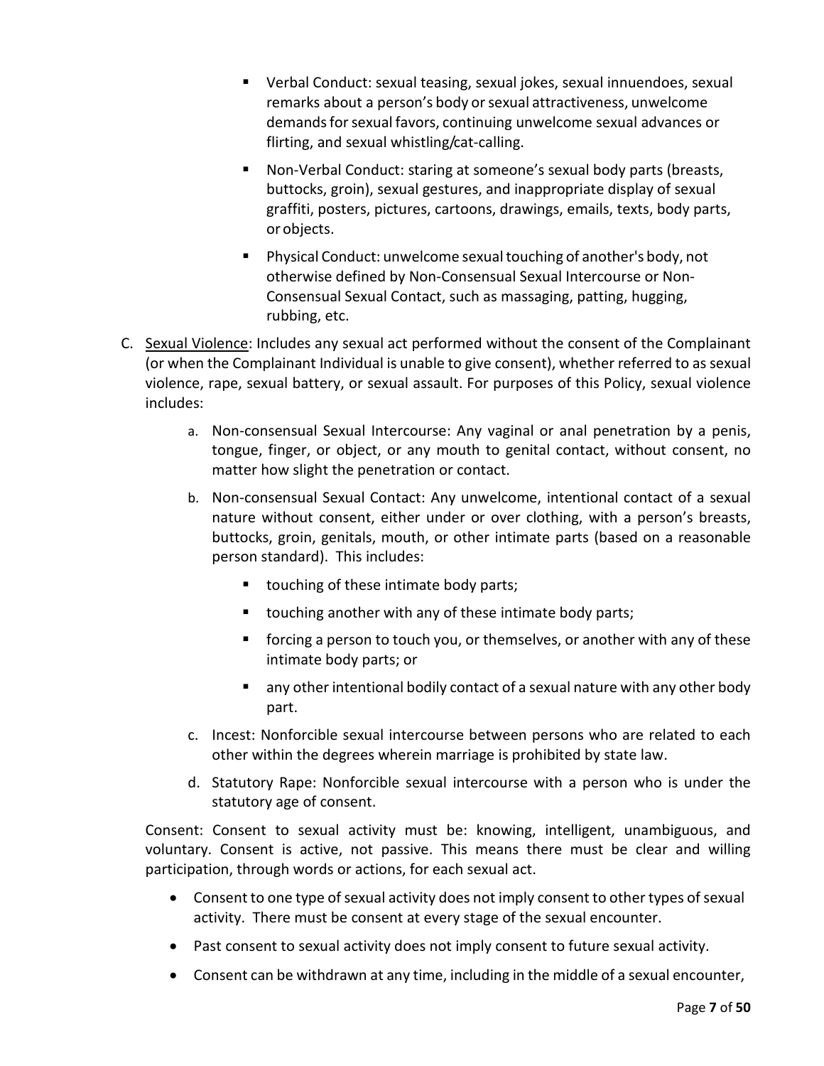- Verbal Conduct: sexual teasing, sexual jokes, sexual innuendoes, sexual remarks about a person's body or sexual attractiveness, unwelcome demands for sexual favors, continuing unwelcome sexual advances or flirting, and sexual whistling/cat-calling.
- Non-Verbal Conduct: staring at someone's sexual body parts (breasts, buttocks, groin), sexual gestures, and inappropriate display of sexual graffiti, posters, pictures, cartoons, drawings, emails, texts, body parts, or objects.
- Physical Conduct: unwelcome sexual touching of another's body, not otherwise defined by Non-Consensual Sexual Intercourse or Non-Consensual Sexual Contact, such as massaging, patting, hugging, rubbing, etc.

C. <u>Sexual Violence</u>: Includes any sexual act performed without the consent of the Complainant (or when the Complainant Individual is unable to give consent), whether referred to as sexual violence, rape, sexual battery, or sexual assault. For purposes of this Policy, sexual violence includes:

   a. Non-consensual Sexual Intercourse: Any vaginal or anal penetration by a penis, tongue, finger, or object, or any mouth to genital contact, without consent, no matter how slight the penetration or contact.

   b. Non-consensual Sexual Contact: Any unwelcome, intentional contact of a sexual nature without consent, either under or over clothing, with a person's breasts, buttocks, groin, genitals, mouth, or other intimate parts (based on a reasonable person standard). This includes:

      - touching of these intimate body parts;
      - touching another with any of these intimate body parts;
      - forcing a person to touch you, or themselves, or another with any of these intimate body parts; or
      - any other intentional bodily contact of a sexual nature with any other body part.

   c. Incest: Nonforcible sexual intercourse between persons who are related to each other within the degrees wherein marriage is prohibited by state law.

   d. Statutory Rape: Nonforcible sexual intercourse with a person who is under the statutory age of consent.

Consent: Consent to sexual activity must be: knowing, intelligent, unambiguous, and voluntary. Consent is active, not passive. This means there must be clear and willing participation, through words or actions, for each sexual act.

- Consent to one type of sexual activity does not imply consent to other types of sexual activity. There must be consent at every stage of the sexual encounter.
- Past consent to sexual activity does not imply consent to future sexual activity.
- Consent can be withdrawn at any time, including in the middle of a sexual encounter,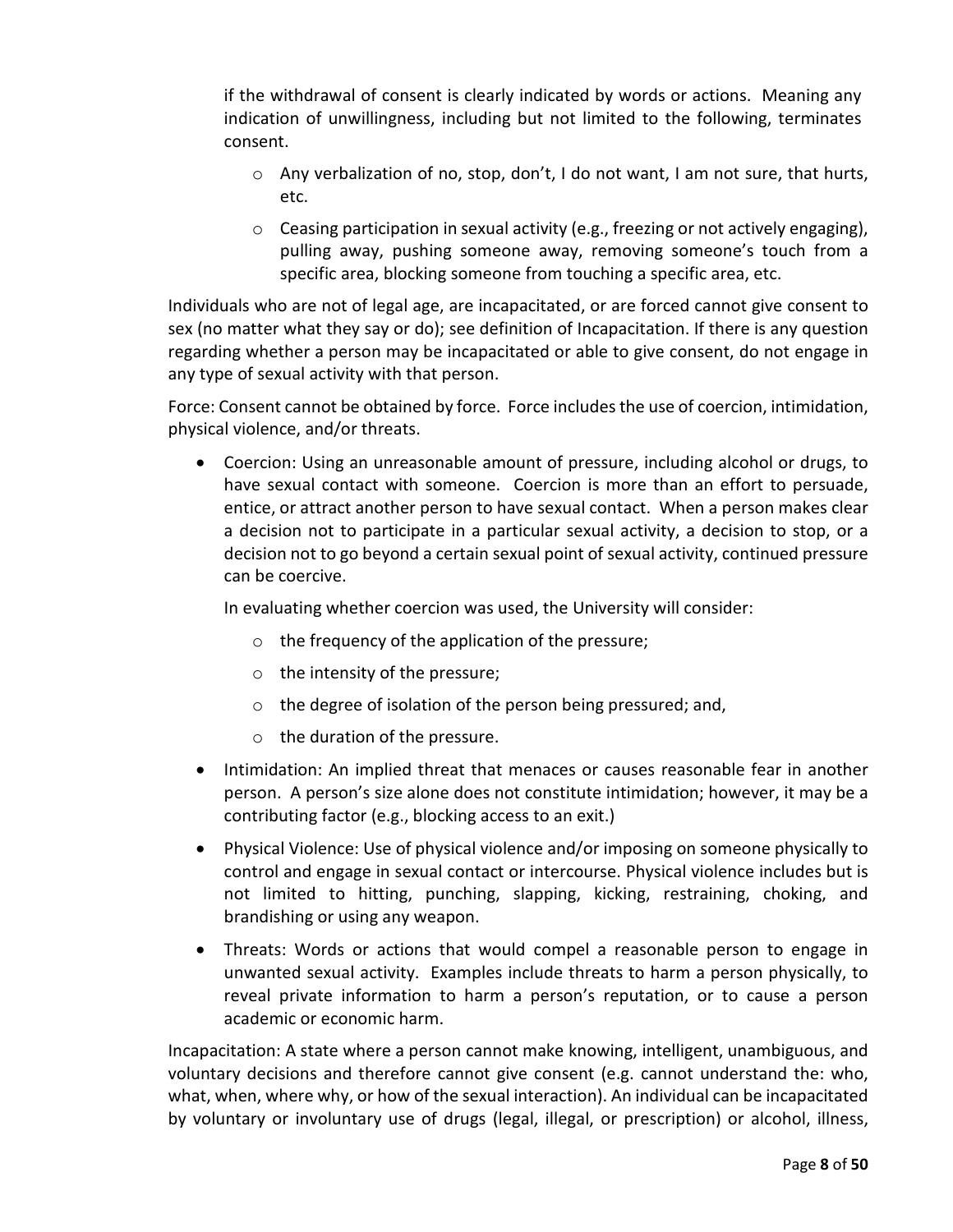if the withdrawal of consent is clearly indicated by words or actions. Meaning any indication of unwillingness, including but not limited to the following, terminates consent.

- Any verbalization of no, stop, don't, I do not want, I am not sure, that hurts, etc.
- Ceasing participation in sexual activity (e.g., freezing or not actively engaging), pulling away, pushing someone away, removing someone's touch from a specific area, blocking someone from touching a specific area, etc.

Individuals who are not of legal age, are incapacitated, or are forced cannot give consent to sex (no matter what they say or do); see definition of Incapacitation. If there is any question regarding whether a person may be incapacitated or able to give consent, do not engage in any type of sexual activity with that person.

Force: Consent cannot be obtained by force. Force includes the use of coercion, intimidation, physical violence, and/or threats.

- Coercion: Using an unreasonable amount of pressure, including alcohol or drugs, to have sexual contact with someone. Coercion is more than an effort to persuade, entice, or attract another person to have sexual contact. When a person makes clear a decision not to participate in a particular sexual activity, a decision to stop, or a decision not to go beyond a certain sexual point of sexual activity, continued pressure can be coercive.

  In evaluating whether coercion was used, the University will consider:

  - the frequency of the application of the pressure;
  - the intensity of the pressure;
  - the degree of isolation of the person being pressured; and,
  - the duration of the pressure.

- Intimidation: An implied threat that menaces or causes reasonable fear in another person. A person's size alone does not constitute intimidation; however, it may be a contributing factor (e.g., blocking access to an exit.)
- Physical Violence: Use of physical violence and/or imposing on someone physically to control and engage in sexual contact or intercourse. Physical violence includes but is not limited to hitting, punching, slapping, kicking, restraining, choking, and brandishing or using any weapon.
- Threats: Words or actions that would compel a reasonable person to engage in unwanted sexual activity. Examples include threats to harm a person physically, to reveal private information to harm a person's reputation, or to cause a person academic or economic harm.

Incapacitation: A state where a person cannot make knowing, intelligent, unambiguous, and voluntary decisions and therefore cannot give consent (e.g. cannot understand the: who, what, when, where why, or how of the sexual interaction). An individual can be incapacitated by voluntary or involuntary use of drugs (legal, illegal, or prescription) or alcohol, illness,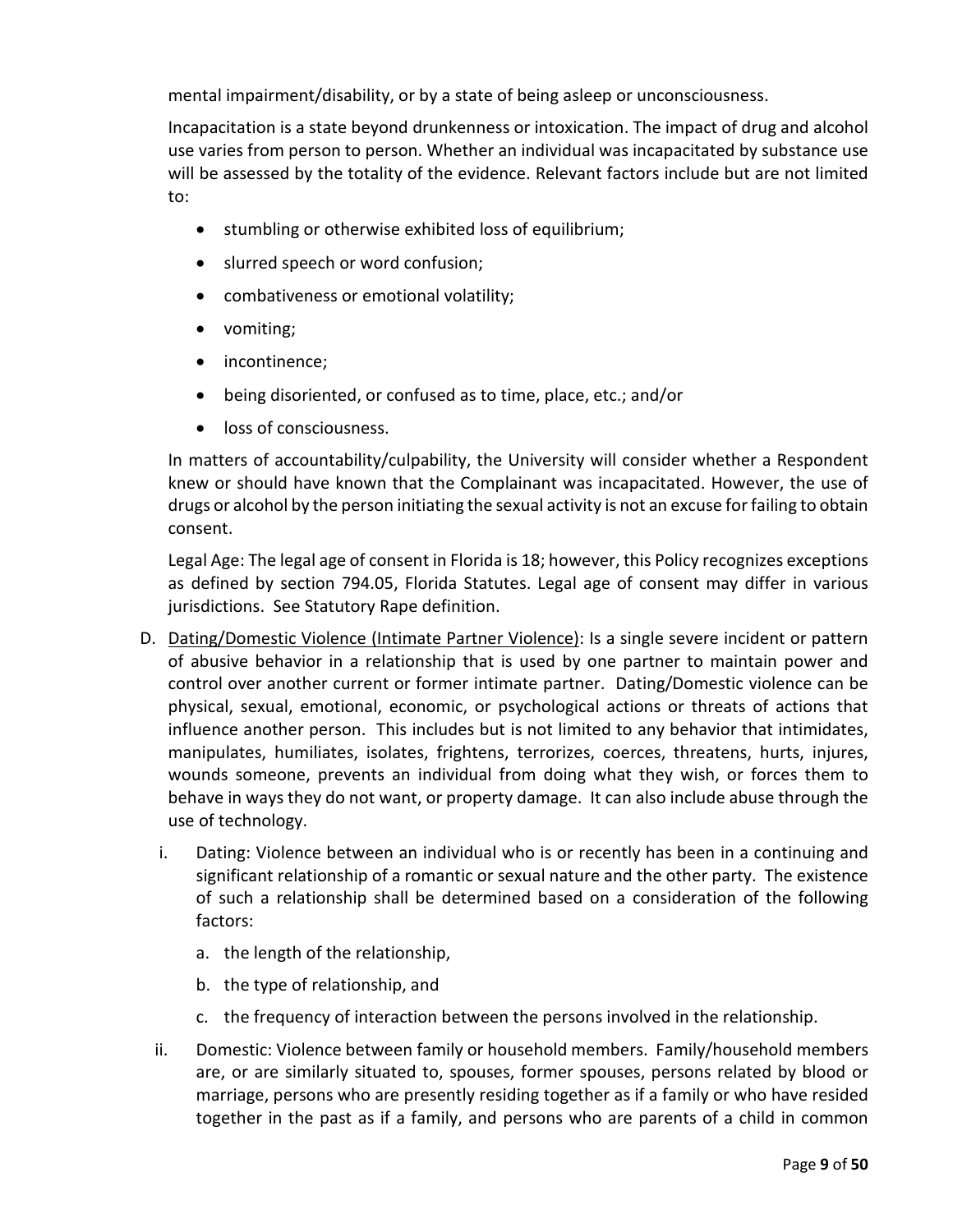mental impairment/disability, or by a state of being asleep or unconsciousness.

Incapacitation is a state beyond drunkenness or intoxication. The impact of drug and alcohol use varies from person to person. Whether an individual was incapacitated by substance use will be assessed by the totality of the evidence. Relevant factors include but are not limited to:

- stumbling or otherwise exhibited loss of equilibrium;
- slurred speech or word confusion;
- combativeness or emotional volatility;
- vomiting;
- incontinence;
- being disoriented, or confused as to time, place, etc.; and/or
- loss of consciousness.

In matters of accountability/culpability, the University will consider whether a Respondent knew or should have known that the Complainant was incapacitated. However, the use of drugs or alcohol by the person initiating the sexual activity is not an excuse for failing to obtain consent.

Legal Age: The legal age of consent in Florida is 18; however, this Policy recognizes exceptions as defined by section 794.05, Florida Statutes. Legal age of consent may differ in various jurisdictions. See Statutory Rape definition.

D. <u>Dating/Domestic Violence (Intimate Partner Violence)</u>: Is a single severe incident or pattern of abusive behavior in a relationship that is used by one partner to maintain power and control over another current or former intimate partner. Dating/Domestic violence can be physical, sexual, emotional, economic, or psychological actions or threats of actions that influence another person. This includes but is not limited to any behavior that intimidates, manipulates, humiliates, isolates, frightens, terrorizes, coerces, threatens, hurts, injures, wounds someone, prevents an individual from doing what they wish, or forces them to behave in ways they do not want, or property damage. It can also include abuse through the use of technology.

   i. Dating: Violence between an individual who is or recently has been in a continuing and significant relationship of a romantic or sexual nature and the other party. The existence of such a relationship shall be determined based on a consideration of the following factors:

      a. the length of the relationship,
      b. the type of relationship, and
      c. the frequency of interaction between the persons involved in the relationship.

   ii. Domestic: Violence between family or household members. Family/household members are, or are similarly situated to, spouses, former spouses, persons related by blood or marriage, persons who are presently residing together as if a family or who have resided together in the past as if a family, and persons who are parents of a child in common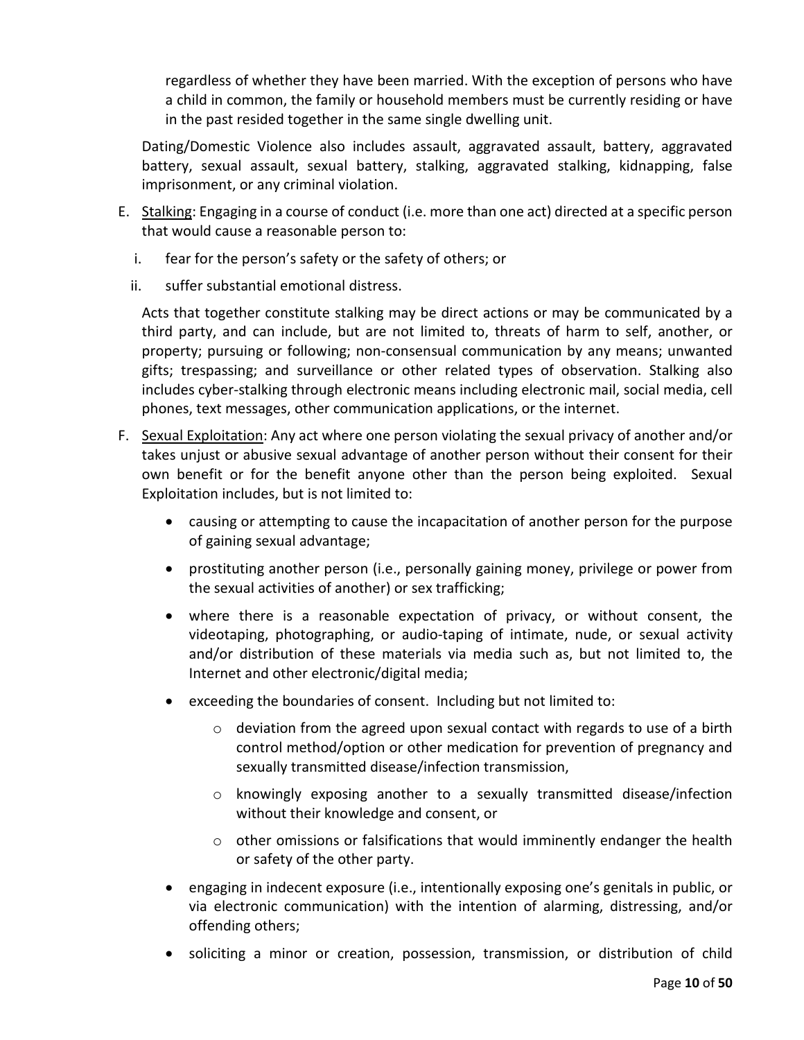regardless of whether they have been married. With the exception of persons who have a child in common, the family or household members must be currently residing or have in the past resided together in the same single dwelling unit.

Dating/Domestic Violence also includes assault, aggravated assault, battery, aggravated battery, sexual assault, sexual battery, stalking, aggravated stalking, kidnapping, false imprisonment, or any criminal violation.

E. Stalking: Engaging in a course of conduct (i.e. more than one act) directed at a specific person that would cause a reasonable person to:

   i. fear for the person's safety or the safety of others; or

   ii. suffer substantial emotional distress.

   Acts that together constitute stalking may be direct actions or may be communicated by a third party, and can include, but are not limited to, threats of harm to self, another, or property; pursuing or following; non-consensual communication by any means; unwanted gifts; trespassing; and surveillance or other related types of observation. Stalking also includes cyber-stalking through electronic means including electronic mail, social media, cell phones, text messages, other communication applications, or the internet.

F. Sexual Exploitation: Any act where one person violating the sexual privacy of another and/or takes unjust or abusive sexual advantage of another person without their consent for their own benefit or for the benefit anyone other than the person being exploited. Sexual Exploitation includes, but is not limited to:

   - causing or attempting to cause the incapacitation of another person for the purpose of gaining sexual advantage;
   - prostituting another person (i.e., personally gaining money, privilege or power from the sexual activities of another) or sex trafficking;
   - where there is a reasonable expectation of privacy, or without consent, the videotaping, photographing, or audio-taping of intimate, nude, or sexual activity and/or distribution of these materials via media such as, but not limited to, the Internet and other electronic/digital media;
   - exceeding the boundaries of consent. Including but not limited to:
     - deviation from the agreed upon sexual contact with regards to use of a birth control method/option or other medication for prevention of pregnancy and sexually transmitted disease/infection transmission,
     - knowingly exposing another to a sexually transmitted disease/infection without their knowledge and consent, or
     - other omissions or falsifications that would imminently endanger the health or safety of the other party.
   - engaging in indecent exposure (i.e., intentionally exposing one's genitals in public, or via electronic communication) with the intention of alarming, distressing, and/or offending others;
   - soliciting a minor or creation, possession, transmission, or distribution of child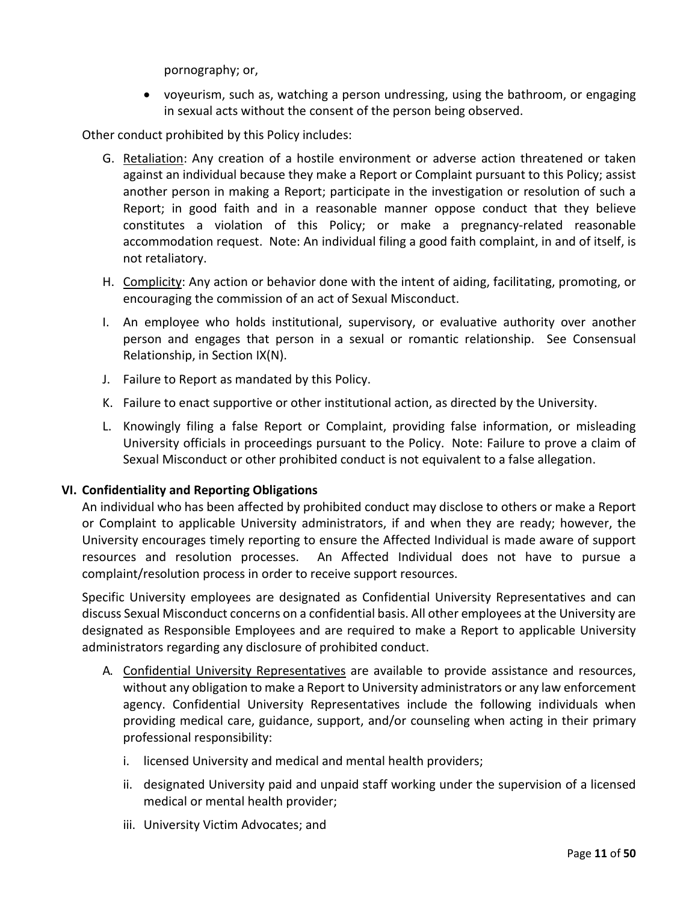pornography; or,

- voyeurism, such as, watching a person undressing, using the bathroom, or engaging in sexual acts without the consent of the person being observed.

Other conduct prohibited by this Policy includes:

G. Retaliation: Any creation of a hostile environment or adverse action threatened or taken against an individual because they make a Report or Complaint pursuant to this Policy; assist another person in making a Report; participate in the investigation or resolution of such a Report; in good faith and in a reasonable manner oppose conduct that they believe constitutes a violation of this Policy; or make a pregnancy-related reasonable accommodation request. Note: An individual filing a good faith complaint, in and of itself, is not retaliatory.

H. Complicity: Any action or behavior done with the intent of aiding, facilitating, promoting, or encouraging the commission of an act of Sexual Misconduct.

I. An employee who holds institutional, supervisory, or evaluative authority over another person and engages that person in a sexual or romantic relationship. See Consensual Relationship, in Section IX(N).

J. Failure to Report as mandated by this Policy.

K. Failure to enact supportive or other institutional action, as directed by the University.

L. Knowingly filing a false Report or Complaint, providing false information, or misleading University officials in proceedings pursuant to the Policy. Note: Failure to prove a claim of Sexual Misconduct or other prohibited conduct is not equivalent to a false allegation.

## VI. Confidentiality and Reporting Obligations

An individual who has been affected by prohibited conduct may disclose to others or make a Report or Complaint to applicable University administrators, if and when they are ready; however, the University encourages timely reporting to ensure the Affected Individual is made aware of support resources and resolution processes. An Affected Individual does not have to pursue a complaint/resolution process in order to receive support resources.

Specific University employees are designated as Confidential University Representatives and can discuss Sexual Misconduct concerns on a confidential basis. All other employees at the University are designated as Responsible Employees and are required to make a Report to applicable University administrators regarding any disclosure of prohibited conduct.

A. Confidential University Representatives are available to provide assistance and resources, without any obligation to make a Report to University administrators or any law enforcement agency. Confidential University Representatives include the following individuals when providing medical care, guidance, support, and/or counseling when acting in their primary professional responsibility:

   i. licensed University and medical and mental health providers;

   ii. designated University paid and unpaid staff working under the supervision of a licensed medical or mental health provider;

   iii. University Victim Advocates; and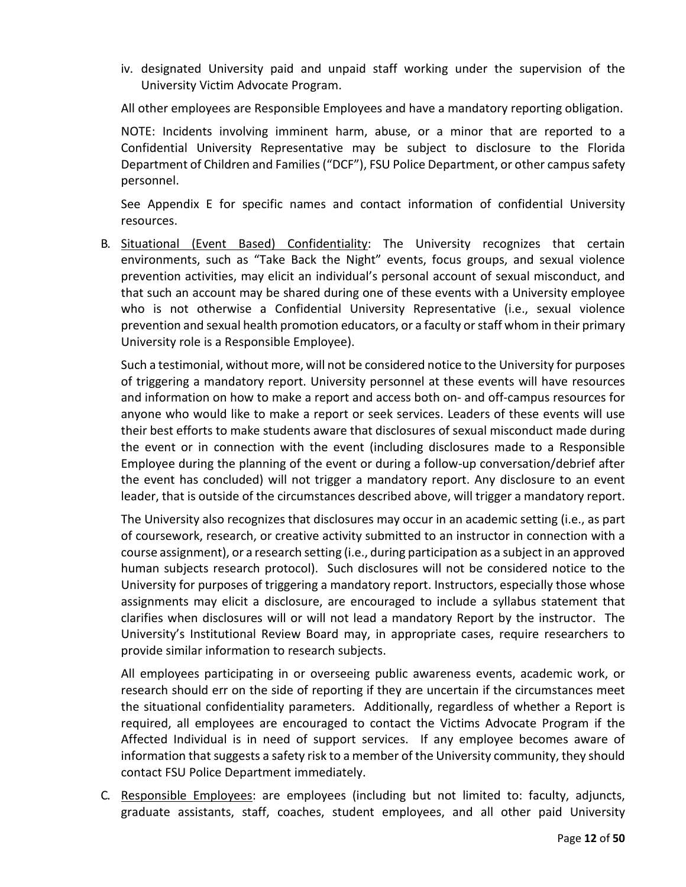iv. designated University paid and unpaid staff working under the supervision of the University Victim Advocate Program.

All other employees are Responsible Employees and have a mandatory reporting obligation.

NOTE: Incidents involving imminent harm, abuse, or a minor that are reported to a Confidential University Representative may be subject to disclosure to the Florida Department of Children and Families ("DCF"), FSU Police Department, or other campus safety personnel.

See Appendix E for specific names and contact information of confidential University resources.

B. <u>Situational (Event Based) Confidentiality</u>: The University recognizes that certain environments, such as "Take Back the Night" events, focus groups, and sexual violence prevention activities, may elicit an individual's personal account of sexual misconduct, and that such an account may be shared during one of these events with a University employee who is not otherwise a Confidential University Representative (i.e., sexual violence prevention and sexual health promotion educators, or a faculty or staff whom in their primary University role is a Responsible Employee).

   Such a testimonial, without more, will not be considered notice to the University for purposes of triggering a mandatory report. University personnel at these events will have resources and information on how to make a report and access both on- and off-campus resources for anyone who would like to make a report or seek services. Leaders of these events will use their best efforts to make students aware that disclosures of sexual misconduct made during the event or in connection with the event (including disclosures made to a Responsible Employee during the planning of the event or during a follow-up conversation/debrief after the event has concluded) will not trigger a mandatory report. Any disclosure to an event leader, that is outside of the circumstances described above, will trigger a mandatory report.

   The University also recognizes that disclosures may occur in an academic setting (i.e., as part of coursework, research, or creative activity submitted to an instructor in connection with a course assignment), or a research setting (i.e., during participation as a subject in an approved human subjects research protocol). Such disclosures will not be considered notice to the University for purposes of triggering a mandatory report. Instructors, especially those whose assignments may elicit a disclosure, are encouraged to include a syllabus statement that clarifies when disclosures will or will not lead a mandatory Report by the instructor. The University's Institutional Review Board may, in appropriate cases, require researchers to provide similar information to research subjects.

   All employees participating in or overseeing public awareness events, academic work, or research should err on the side of reporting if they are uncertain if the circumstances meet the situational confidentiality parameters. Additionally, regardless of whether a Report is required, all employees are encouraged to contact the Victims Advocate Program if the Affected Individual is in need of support services. If any employee becomes aware of information that suggests a safety risk to a member of the University community, they should contact FSU Police Department immediately.

C. <u>Responsible Employees</u>: are employees (including but not limited to: faculty, adjuncts, graduate assistants, staff, coaches, student employees, and all other paid University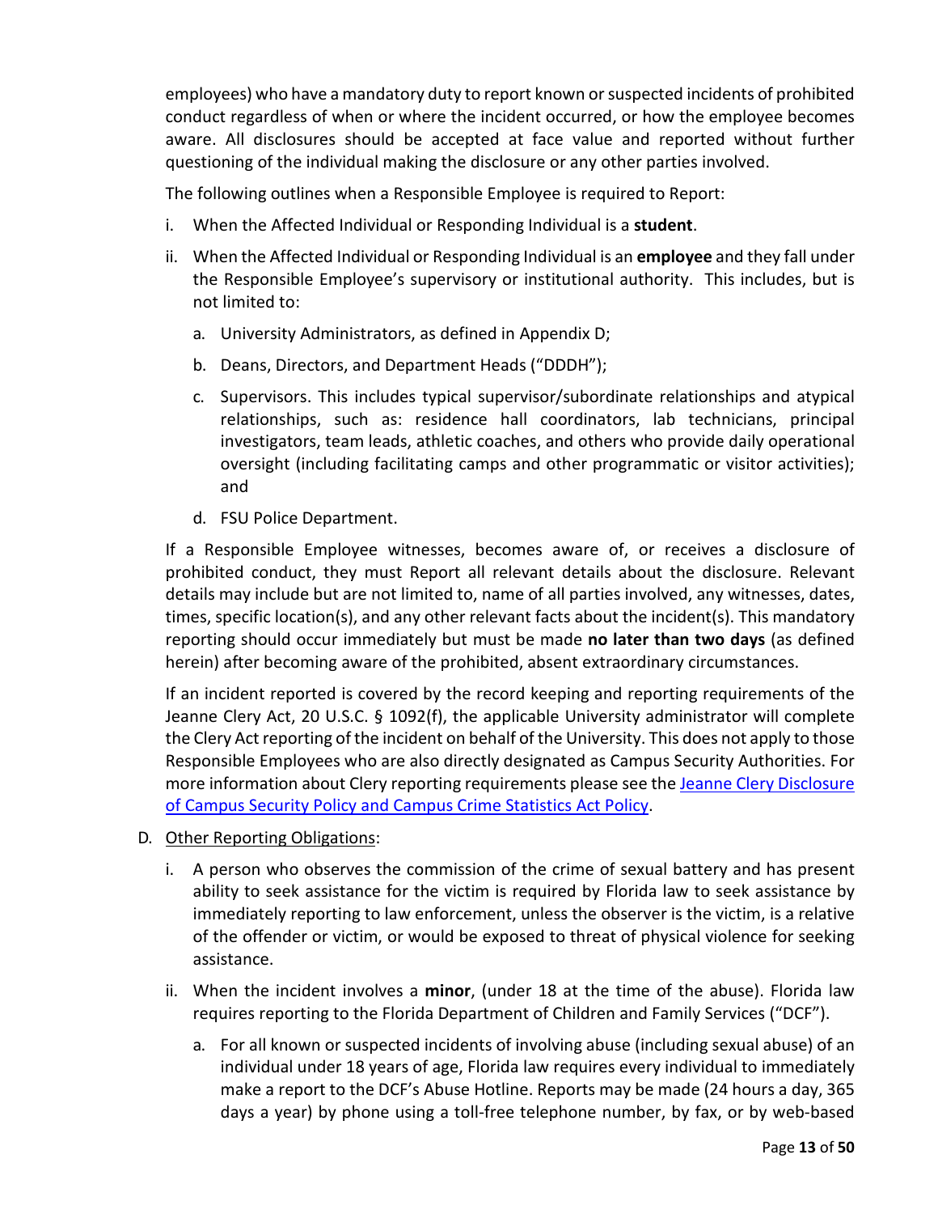employees) who have a mandatory duty to report known or suspected incidents of prohibited conduct regardless of when or where the incident occurred, or how the employee becomes aware. All disclosures should be accepted at face value and reported without further questioning of the individual making the disclosure or any other parties involved.

The following outlines when a Responsible Employee is required to Report:

i. When the Affected Individual or Responding Individual is a **student**.
ii. When the Affected Individual or Responding Individual is an **employee** and they fall under the Responsible Employee's supervisory or institutional authority. This includes, but is not limited to:
    a. University Administrators, as defined in Appendix D;
    b. Deans, Directors, and Department Heads ("DDDH");
    c. Supervisors. This includes typical supervisor/subordinate relationships and atypical relationships, such as: residence hall coordinators, lab technicians, principal investigators, team leads, athletic coaches, and others who provide daily operational oversight (including facilitating camps and other programmatic or visitor activities); and
    d. FSU Police Department.

If a Responsible Employee witnesses, becomes aware of, or receives a disclosure of prohibited conduct, they must Report all relevant details about the disclosure. Relevant details may include but are not limited to, name of all parties involved, any witnesses, dates, times, specific location(s), and any other relevant facts about the incident(s). This mandatory reporting should occur immediately but must be made **no later than two days** (as defined herein) after becoming aware of the prohibited, absent extraordinary circumstances.

If an incident reported is covered by the record keeping and reporting requirements of the Jeanne Clery Act, 20 U.S.C. § 1092(f), the applicable University administrator will complete the Clery Act reporting of the incident on behalf of the University. This does not apply to those Responsible Employees who are also directly designated as Campus Security Authorities. For more information about Clery reporting requirements please see the [Jeanne Clery Disclosure of Campus Security Policy and Campus Crime Statistics Act Policy](#).

D. Other Reporting Obligations:

i. A person who observes the commission of the crime of sexual battery and has present ability to seek assistance for the victim is required by Florida law to seek assistance by immediately reporting to law enforcement, unless the observer is the victim, is a relative of the offender or victim, or would be exposed to threat of physical violence for seeking assistance.
ii. When the incident involves a **minor**, (under 18 at the time of the abuse). Florida law requires reporting to the Florida Department of Children and Family Services ("DCF").
    a. For all known or suspected incidents of involving abuse (including sexual abuse) of an individual under 18 years of age, Florida law requires every individual to immediately make a report to the DCF's Abuse Hotline. Reports may be made (24 hours a day, 365 days a year) by phone using a toll-free telephone number, by fax, or by web-based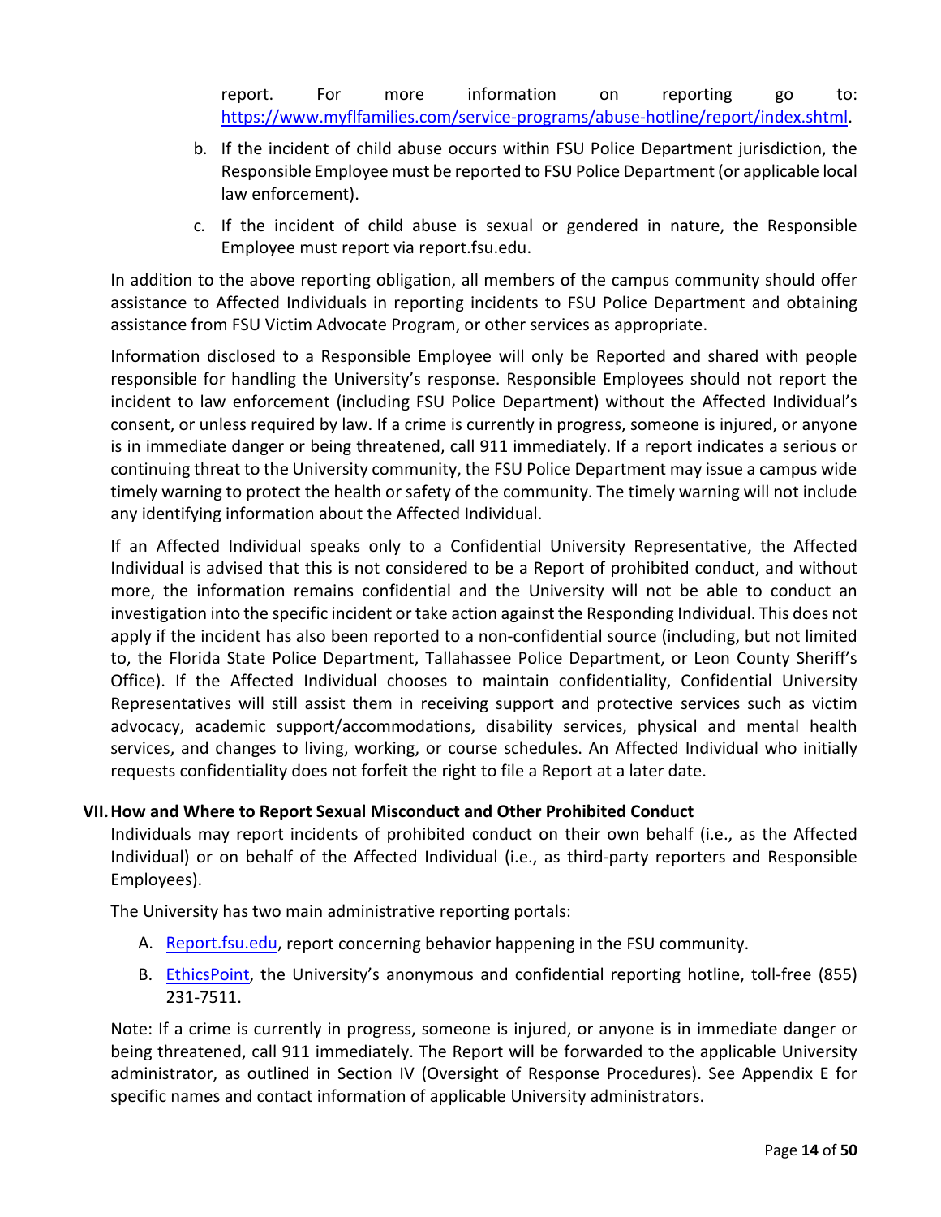report. For more information on reporting go to: [https://www.myflfamilies.com/service-programs/abuse-hotline/report/index.shtml](https://www.myflfamilies.com/service-programs/abuse-hotline/report/index.shtml).

b. If the incident of child abuse occurs within FSU Police Department jurisdiction, the Responsible Employee must be reported to FSU Police Department (or applicable local law enforcement).

c. If the incident of child abuse is sexual or gendered in nature, the Responsible Employee must report via report.fsu.edu.

In addition to the above reporting obligation, all members of the campus community should offer assistance to Affected Individuals in reporting incidents to FSU Police Department and obtaining assistance from FSU Victim Advocate Program, or other services as appropriate.

Information disclosed to a Responsible Employee will only be Reported and shared with people responsible for handling the University's response. Responsible Employees should not report the incident to law enforcement (including FSU Police Department) without the Affected Individual's consent, or unless required by law. If a crime is currently in progress, someone is injured, or anyone is in immediate danger or being threatened, call 911 immediately. If a report indicates a serious or continuing threat to the University community, the FSU Police Department may issue a campus wide timely warning to protect the health or safety of the community. The timely warning will not include any identifying information about the Affected Individual.

If an Affected Individual speaks only to a Confidential University Representative, the Affected Individual is advised that this is not considered to be a Report of prohibited conduct, and without more, the information remains confidential and the University will not be able to conduct an investigation into the specific incident or take action against the Responding Individual. This does not apply if the incident has also been reported to a non-confidential source (including, but not limited to, the Florida State Police Department, Tallahassee Police Department, or Leon County Sheriff's Office). If the Affected Individual chooses to maintain confidentiality, Confidential University Representatives will still assist them in receiving support and protective services such as victim advocacy, academic support/accommodations, disability services, physical and mental health services, and changes to living, working, or course schedules. An Affected Individual who initially requests confidentiality does not forfeit the right to file a Report at a later date.

## VII. How and Where to Report Sexual Misconduct and Other Prohibited Conduct

Individuals may report incidents of prohibited conduct on their own behalf (i.e., as the Affected Individual) or on behalf of the Affected Individual (i.e., as third-party reporters and Responsible Employees).

The University has two main administrative reporting portals:

A. [Report.fsu.edu](https://report.fsu.edu), report concerning behavior happening in the FSU community.

B. EthicsPoint, the University's anonymous and confidential reporting hotline, toll-free (855) 231-7511.

Note: If a crime is currently in progress, someone is injured, or anyone is in immediate danger or being threatened, call 911 immediately. The Report will be forwarded to the applicable University administrator, as outlined in Section IV (Oversight of Response Procedures). See Appendix E for specific names and contact information of applicable University administrators.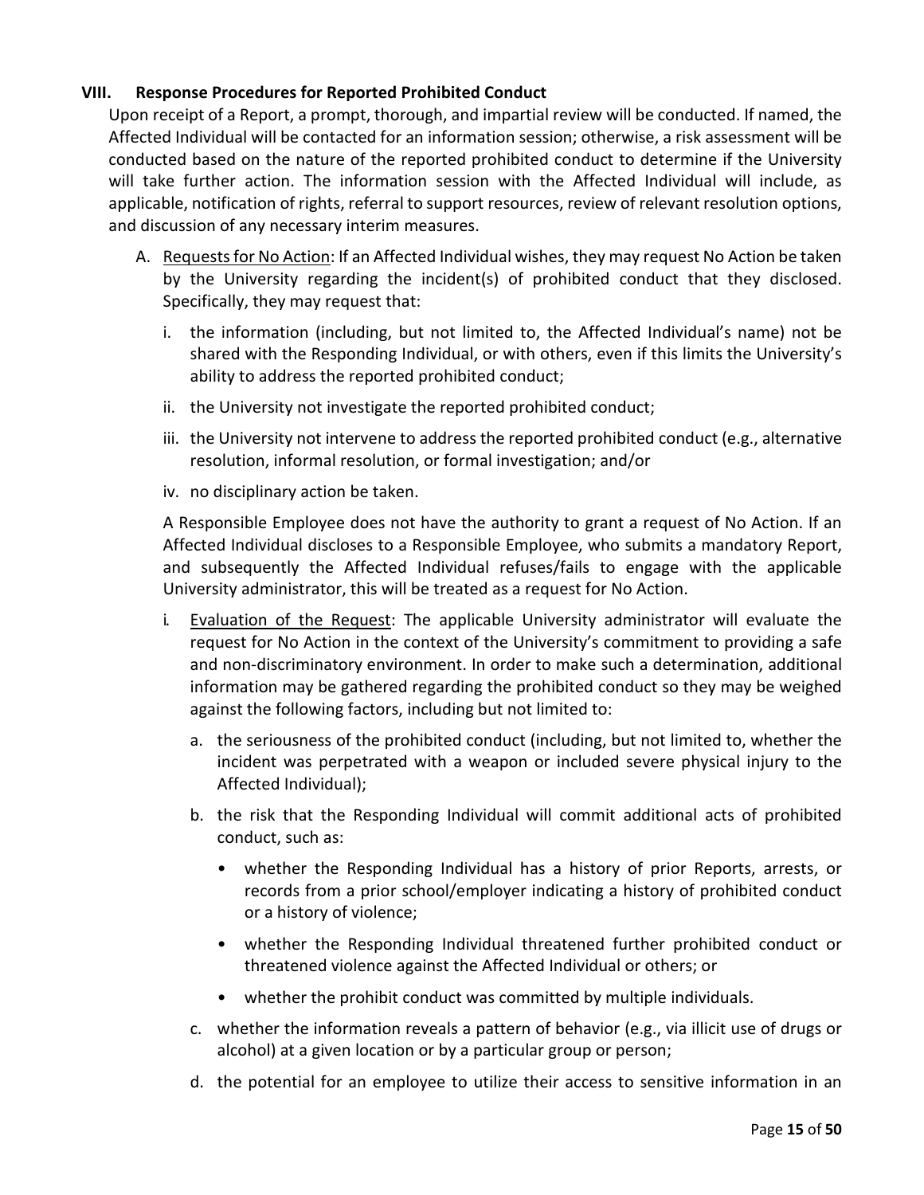## VIII. Response Procedures for Reported Prohibited Conduct

Upon receipt of a Report, a prompt, thorough, and impartial review will be conducted. If named, the Affected Individual will be contacted for an information session; otherwise, a risk assessment will be conducted based on the nature of the reported prohibited conduct to determine if the University will take further action. The information session with the Affected Individual will include, as applicable, notification of rights, referral to support resources, review of relevant resolution options, and discussion of any necessary interim measures.

A. <u>Requests for No Action</u>: If an Affected Individual wishes, they may request No Action be taken by the University regarding the incident(s) of prohibited conduct that they disclosed. Specifically, they may request that:

   i. the information (including, but not limited to, the Affected Individual's name) not be shared with the Responding Individual, or with others, even if this limits the University's ability to address the reported prohibited conduct;

   ii. the University not investigate the reported prohibited conduct;

   iii. the University not intervene to address the reported prohibited conduct (e.g., alternative resolution, informal resolution, or formal investigation; and/or

   iv. no disciplinary action be taken.

   A Responsible Employee does not have the authority to grant a request of No Action. If an Affected Individual discloses to a Responsible Employee, who submits a mandatory Report, and subsequently the Affected Individual refuses/fails to engage with the applicable University administrator, this will be treated as a request for No Action.

   i. <u>Evaluation of the Request</u>: The applicable University administrator will evaluate the request for No Action in the context of the University's commitment to providing a safe and non-discriminatory environment. In order to make such a determination, additional information may be gathered regarding the prohibited conduct so they may be weighed against the following factors, including but not limited to:

      a. the seriousness of the prohibited conduct (including, but not limited to, whether the incident was perpetrated with a weapon or included severe physical injury to the Affected Individual);

      b. the risk that the Responding Individual will commit additional acts of prohibited conduct, such as:

         - whether the Responding Individual has a history of prior Reports, arrests, or records from a prior school/employer indicating a history of prohibited conduct or a history of violence;
         - whether the Responding Individual threatened further prohibited conduct or threatened violence against the Affected Individual or others; or
         - whether the prohibit conduct was committed by multiple individuals.

      c. whether the information reveals a pattern of behavior (e.g., via illicit use of drugs or alcohol) at a given location or by a particular group or person;

      d. the potential for an employee to utilize their access to sensitive information in an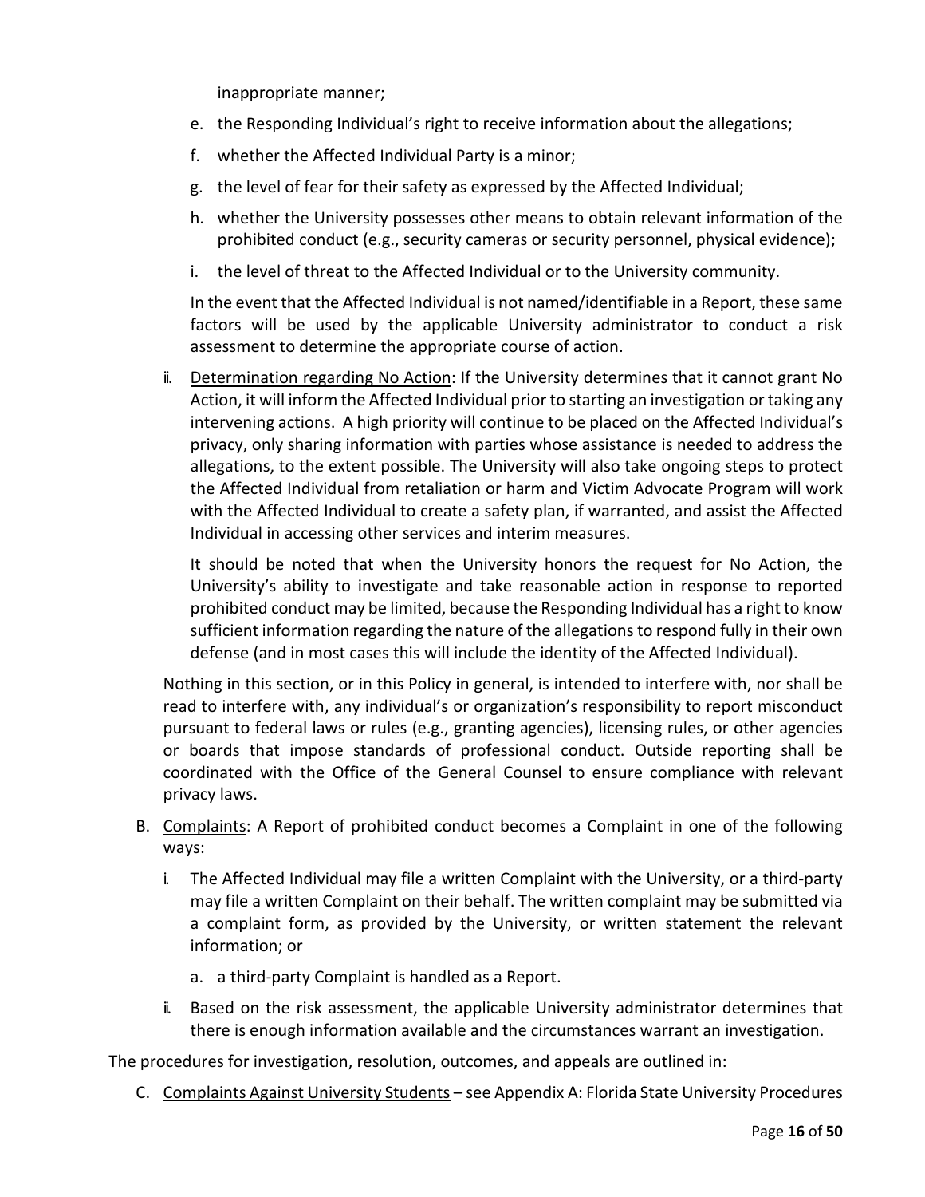inappropriate manner;

e. the Responding Individual's right to receive information about the allegations;

f. whether the Affected Individual Party is a minor;

g. the level of fear for their safety as expressed by the Affected Individual;

h. whether the University possesses other means to obtain relevant information of the prohibited conduct (e.g., security cameras or security personnel, physical evidence);

i. the level of threat to the Affected Individual or to the University community.

In the event that the Affected Individual is not named/identifiable in a Report, these same factors will be used by the applicable University administrator to conduct a risk assessment to determine the appropriate course of action.

ii. Determination regarding No Action: If the University determines that it cannot grant No Action, it will inform the Affected Individual prior to starting an investigation or taking any intervening actions. A high priority will continue to be placed on the Affected Individual's privacy, only sharing information with parties whose assistance is needed to address the allegations, to the extent possible. The University will also take ongoing steps to protect the Affected Individual from retaliation or harm and Victim Advocate Program will work with the Affected Individual to create a safety plan, if warranted, and assist the Affected Individual in accessing other services and interim measures.

It should be noted that when the University honors the request for No Action, the University's ability to investigate and take reasonable action in response to reported prohibited conduct may be limited, because the Responding Individual has a right to know sufficient information regarding the nature of the allegations to respond fully in their own defense (and in most cases this will include the identity of the Affected Individual).

Nothing in this section, or in this Policy in general, is intended to interfere with, nor shall be read to interfere with, any individual's or organization's responsibility to report misconduct pursuant to federal laws or rules (e.g., granting agencies), licensing rules, or other agencies or boards that impose standards of professional conduct. Outside reporting shall be coordinated with the Office of the General Counsel to ensure compliance with relevant privacy laws.

B. Complaints: A Report of prohibited conduct becomes a Complaint in one of the following ways:

i. The Affected Individual may file a written Complaint with the University, or a third-party may file a written Complaint on their behalf. The written complaint may be submitted via a complaint form, as provided by the University, or written statement the relevant information; or

   a. a third-party Complaint is handled as a Report.

ii. Based on the risk assessment, the applicable University administrator determines that there is enough information available and the circumstances warrant an investigation.

The procedures for investigation, resolution, outcomes, and appeals are outlined in:

C. Complaints Against University Students – see Appendix A: Florida State University Procedures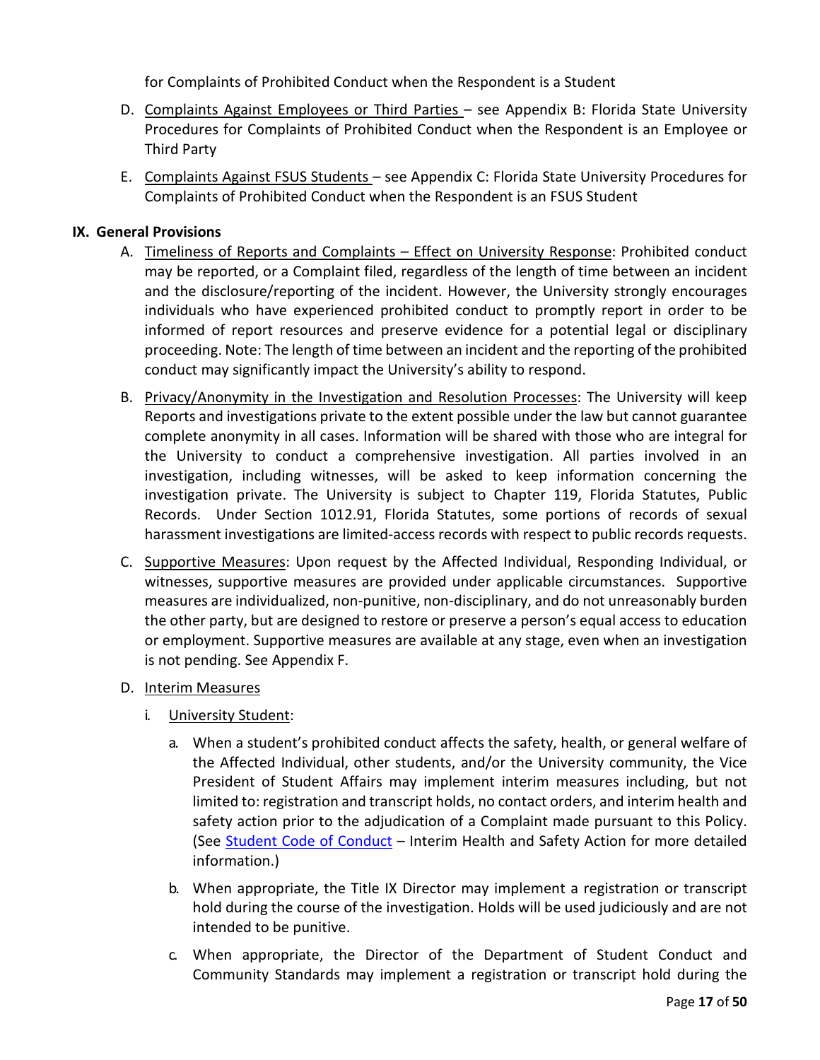for Complaints of Prohibited Conduct when the Respondent is a Student

D. Complaints Against Employees or Third Parties – see Appendix B: Florida State University Procedures for Complaints of Prohibited Conduct when the Respondent is an Employee or Third Party

E. Complaints Against FSUS Students – see Appendix C: Florida State University Procedures for Complaints of Prohibited Conduct when the Respondent is an FSUS Student

## IX. General Provisions

A. Timeliness of Reports and Complaints – Effect on University Response: Prohibited conduct may be reported, or a Complaint filed, regardless of the length of time between an incident and the disclosure/reporting of the incident. However, the University strongly encourages individuals who have experienced prohibited conduct to promptly report in order to be informed of report resources and preserve evidence for a potential legal or disciplinary proceeding. Note: The length of time between an incident and the reporting of the prohibited conduct may significantly impact the University's ability to respond.

B. Privacy/Anonymity in the Investigation and Resolution Processes: The University will keep Reports and investigations private to the extent possible under the law but cannot guarantee complete anonymity in all cases. Information will be shared with those who are integral for the University to conduct a comprehensive investigation. All parties involved in an investigation, including witnesses, will be asked to keep information concerning the investigation private. The University is subject to Chapter 119, Florida Statutes, Public Records. Under Section 1012.91, Florida Statutes, some portions of records of sexual harassment investigations are limited-access records with respect to public records requests.

C. Supportive Measures: Upon request by the Affected Individual, Responding Individual, or witnesses, supportive measures are provided under applicable circumstances. Supportive measures are individualized, non-punitive, non-disciplinary, and do not unreasonably burden the other party, but are designed to restore or preserve a person's equal access to education or employment. Supportive measures are available at any stage, even when an investigation is not pending. See Appendix F.

D. Interim Measures

i. University Student:

a. When a student's prohibited conduct affects the safety, health, or general welfare of the Affected Individual, other students, and/or the University community, the Vice President of Student Affairs may implement interim measures including, but not limited to: registration and transcript holds, no contact orders, and interim health and safety action prior to the adjudication of a Complaint made pursuant to this Policy. (See Student Code of Conduct – Interim Health and Safety Action for more detailed information.)

b. When appropriate, the Title IX Director may implement a registration or transcript hold during the course of the investigation. Holds will be used judiciously and are not intended to be punitive.

c. When appropriate, the Director of the Department of Student Conduct and Community Standards may implement a registration or transcript hold during the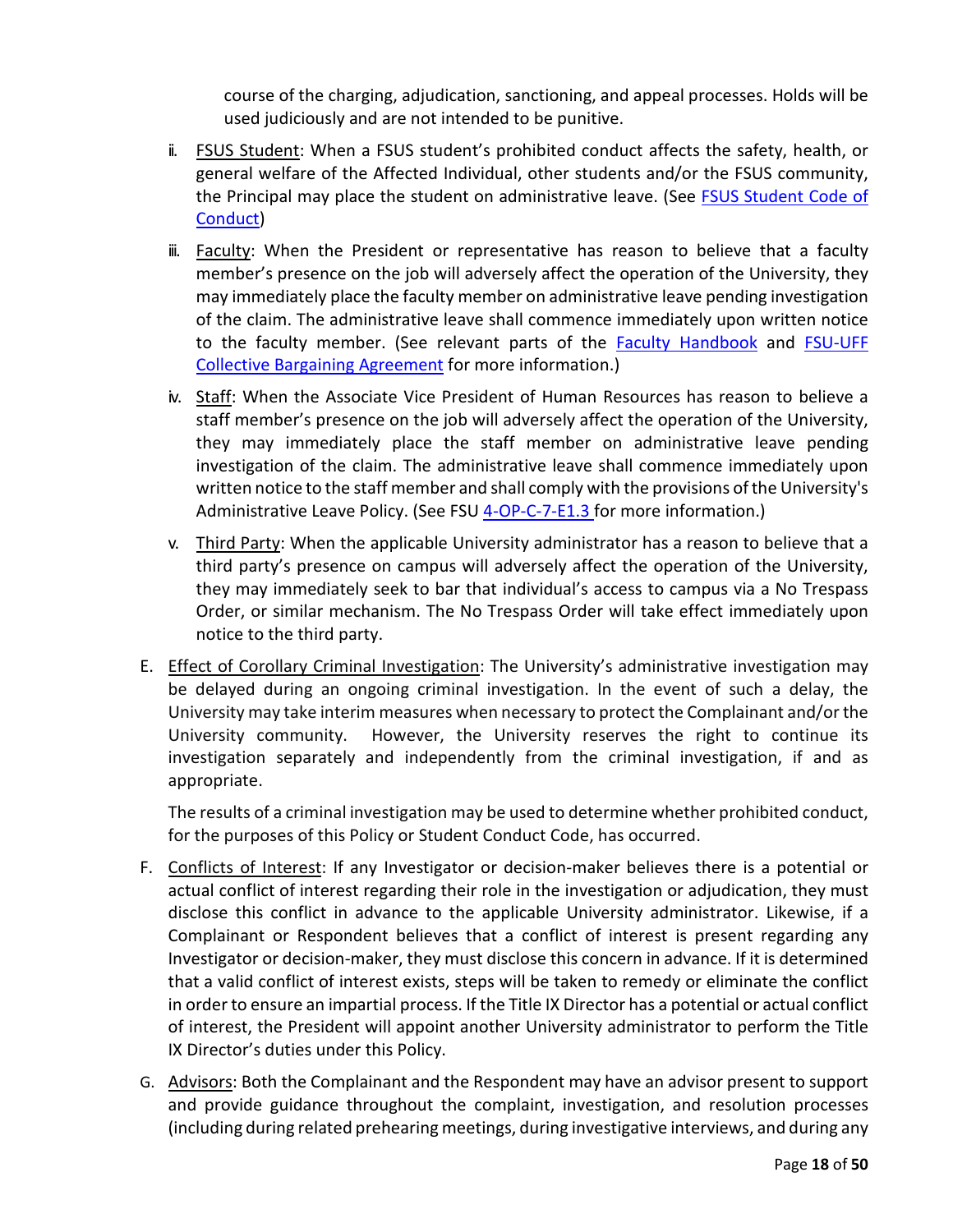course of the charging, adjudication, sanctioning, and appeal processes. Holds will be used judiciously and are not intended to be punitive.

ii. FSUS Student: When a FSUS student's prohibited conduct affects the safety, health, or general welfare of the Affected Individual, other students and/or the FSUS community, the Principal may place the student on administrative leave. (See FSUS Student Code of Conduct)

iii. Faculty: When the President or representative has reason to believe that a faculty member's presence on the job will adversely affect the operation of the University, they may immediately place the faculty member on administrative leave pending investigation of the claim. The administrative leave shall commence immediately upon written notice to the faculty member. (See relevant parts of the Faculty Handbook and FSU-UFF Collective Bargaining Agreement for more information.)

iv. Staff: When the Associate Vice President of Human Resources has reason to believe a staff member's presence on the job will adversely affect the operation of the University, they may immediately place the staff member on administrative leave pending investigation of the claim. The administrative leave shall commence immediately upon written notice to the staff member and shall comply with the provisions of the University's Administrative Leave Policy. (See FSU 4-OP-C-7-E1.3 for more information.)

v. Third Party: When the applicable University administrator has a reason to believe that a third party's presence on campus will adversely affect the operation of the University, they may immediately seek to bar that individual's access to campus via a No Trespass Order, or similar mechanism. The No Trespass Order will take effect immediately upon notice to the third party.

E. Effect of Corollary Criminal Investigation: The University's administrative investigation may be delayed during an ongoing criminal investigation. In the event of such a delay, the University may take interim measures when necessary to protect the Complainant and/or the University community. However, the University reserves the right to continue its investigation separately and independently from the criminal investigation, if and as appropriate.

The results of a criminal investigation may be used to determine whether prohibited conduct, for the purposes of this Policy or Student Conduct Code, has occurred.

F. Conflicts of Interest: If any Investigator or decision-maker believes there is a potential or actual conflict of interest regarding their role in the investigation or adjudication, they must disclose this conflict in advance to the applicable University administrator. Likewise, if a Complainant or Respondent believes that a conflict of interest is present regarding any Investigator or decision-maker, they must disclose this concern in advance. If it is determined that a valid conflict of interest exists, steps will be taken to remedy or eliminate the conflict in order to ensure an impartial process. If the Title IX Director has a potential or actual conflict of interest, the President will appoint another University administrator to perform the Title IX Director's duties under this Policy.

G. Advisors: Both the Complainant and the Respondent may have an advisor present to support and provide guidance throughout the complaint, investigation, and resolution processes (including during related prehearing meetings, during investigative interviews, and during any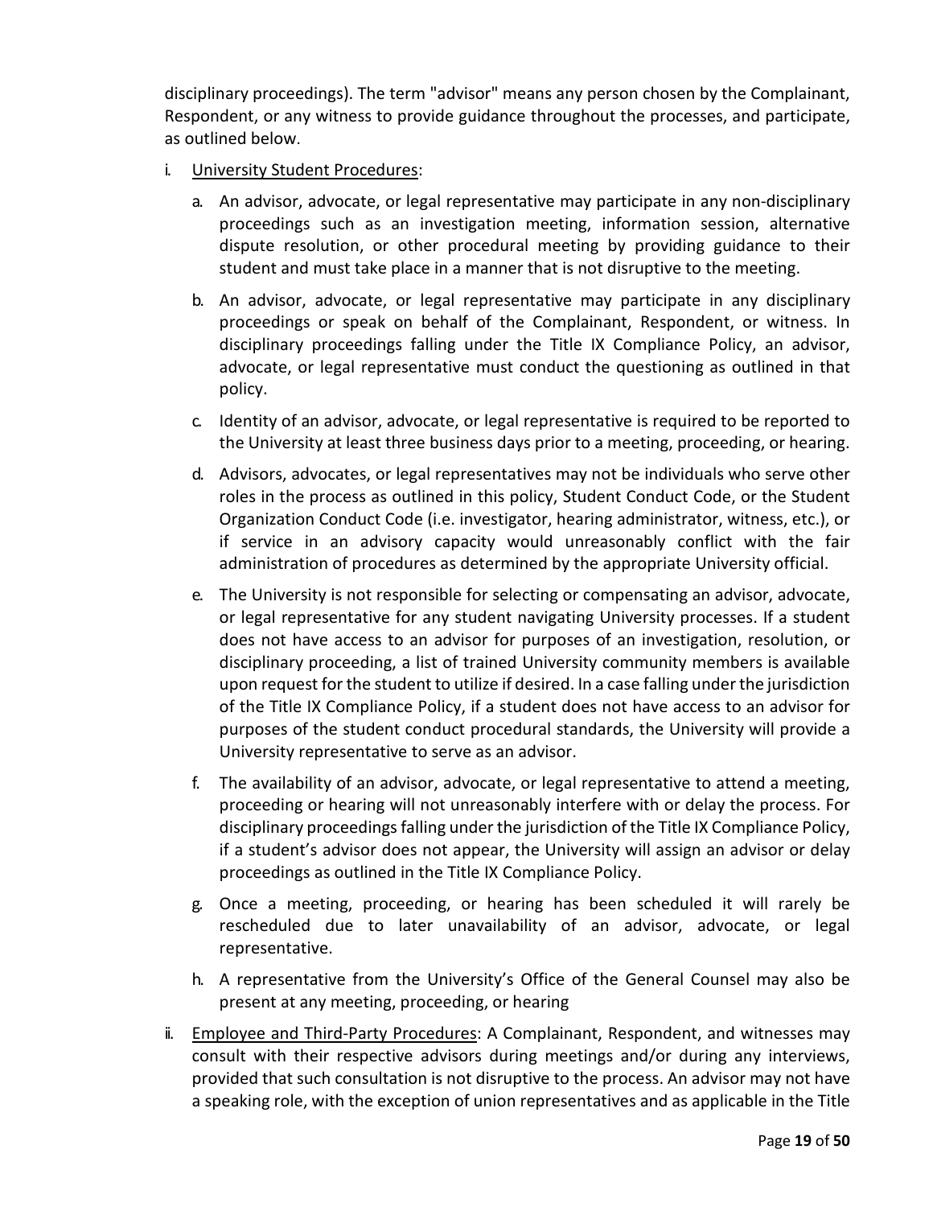disciplinary proceedings). The term "advisor" means any person chosen by the Complainant, Respondent, or any witness to provide guidance throughout the processes, and participate, as outlined below.

i. <u>University Student Procedures</u>:

   a. An advisor, advocate, or legal representative may participate in any non-disciplinary proceedings such as an investigation meeting, information session, alternative dispute resolution, or other procedural meeting by providing guidance to their student and must take place in a manner that is not disruptive to the meeting.

   b. An advisor, advocate, or legal representative may participate in any disciplinary proceedings or speak on behalf of the Complainant, Respondent, or witness. In disciplinary proceedings falling under the Title IX Compliance Policy, an advisor, advocate, or legal representative must conduct the questioning as outlined in that policy.

   c. Identity of an advisor, advocate, or legal representative is required to be reported to the University at least three business days prior to a meeting, proceeding, or hearing.

   d. Advisors, advocates, or legal representatives may not be individuals who serve other roles in the process as outlined in this policy, Student Conduct Code, or the Student Organization Conduct Code (i.e. investigator, hearing administrator, witness, etc.), or if service in an advisory capacity would unreasonably conflict with the fair administration of procedures as determined by the appropriate University official.

   e. The University is not responsible for selecting or compensating an advisor, advocate, or legal representative for any student navigating University processes. If a student does not have access to an advisor for purposes of an investigation, resolution, or disciplinary proceeding, a list of trained University community members is available upon request for the student to utilize if desired. In a case falling under the jurisdiction of the Title IX Compliance Policy, if a student does not have access to an advisor for purposes of the student conduct procedural standards, the University will provide a University representative to serve as an advisor.

   f. The availability of an advisor, advocate, or legal representative to attend a meeting, proceeding or hearing will not unreasonably interfere with or delay the process. For disciplinary proceedings falling under the jurisdiction of the Title IX Compliance Policy, if a student's advisor does not appear, the University will assign an advisor or delay proceedings as outlined in the Title IX Compliance Policy.

   g. Once a meeting, proceeding, or hearing has been scheduled it will rarely be rescheduled due to later unavailability of an advisor, advocate, or legal representative.

   h. A representative from the University's Office of the General Counsel may also be present at any meeting, proceeding, or hearing

ii. <u>Employee and Third-Party Procedures</u>: A Complainant, Respondent, and witnesses may consult with their respective advisors during meetings and/or during any interviews, provided that such consultation is not disruptive to the process. An advisor may not have a speaking role, with the exception of union representatives and as applicable in the Title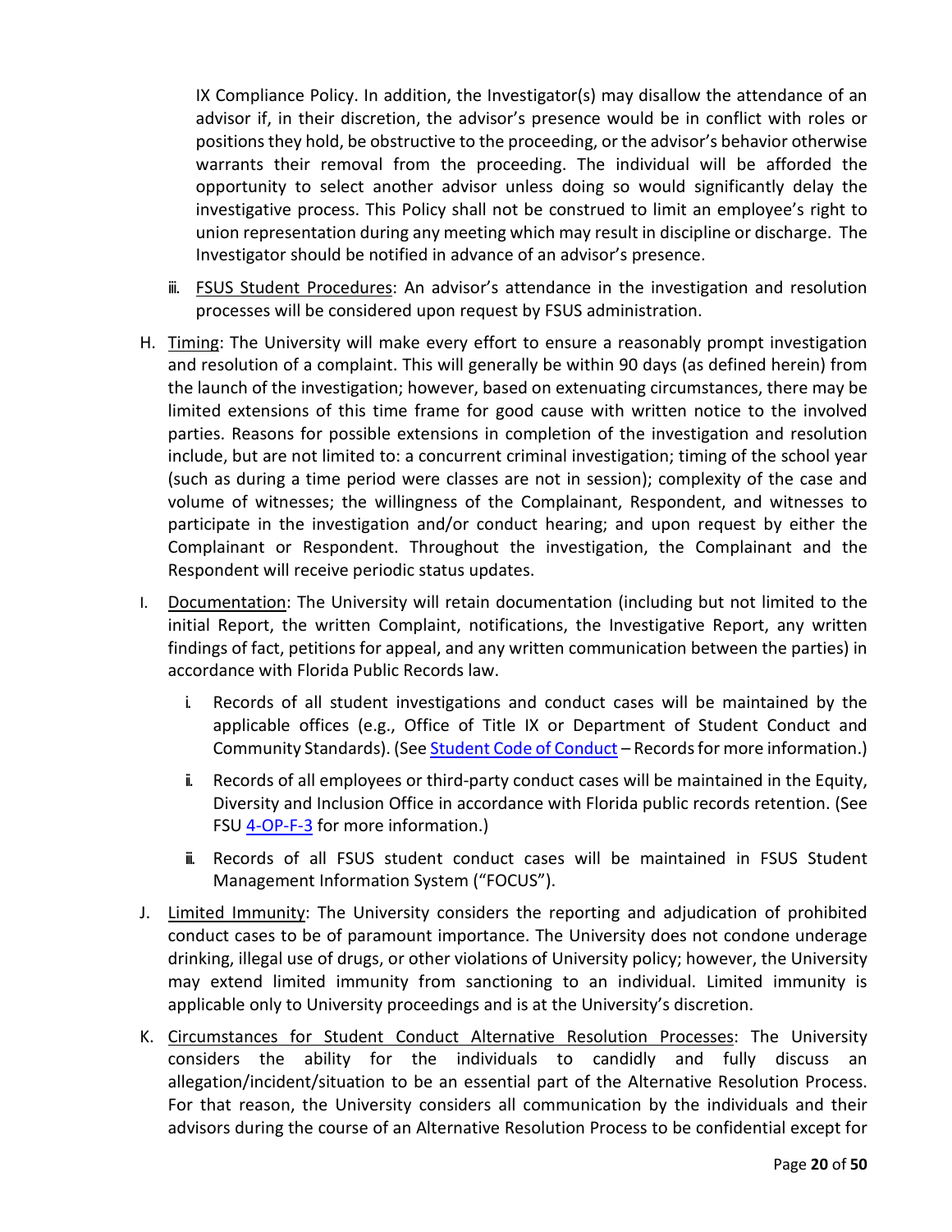IX Compliance Policy. In addition, the Investigator(s) may disallow the attendance of an advisor if, in their discretion, the advisor's presence would be in conflict with roles or positions they hold, be obstructive to the proceeding, or the advisor's behavior otherwise warrants their removal from the proceeding. The individual will be afforded the opportunity to select another advisor unless doing so would significantly delay the investigative process. This Policy shall not be construed to limit an employee's right to union representation during any meeting which may result in discipline or discharge. The Investigator should be notified in advance of an advisor's presence.

iii. FSUS Student Procedures: An advisor's attendance in the investigation and resolution processes will be considered upon request by FSUS administration.

H. Timing: The University will make every effort to ensure a reasonably prompt investigation and resolution of a complaint. This will generally be within 90 days (as defined herein) from the launch of the investigation; however, based on extenuating circumstances, there may be limited extensions of this time frame for good cause with written notice to the involved parties. Reasons for possible extensions in completion of the investigation and resolution include, but are not limited to: a concurrent criminal investigation; timing of the school year (such as during a time period were classes are not in session); complexity of the case and volume of witnesses; the willingness of the Complainant, Respondent, and witnesses to participate in the investigation and/or conduct hearing; and upon request by either the Complainant or Respondent. Throughout the investigation, the Complainant and the Respondent will receive periodic status updates.

I. Documentation: The University will retain documentation (including but not limited to the initial Report, the written Complaint, notifications, the Investigative Report, any written findings of fact, petitions for appeal, and any written communication between the parties) in accordance with Florida Public Records law.

   i. Records of all student investigations and conduct cases will be maintained by the applicable offices (e.g., Office of Title IX or Department of Student Conduct and Community Standards). (See Student Code of Conduct – Records for more information.)

   ii. Records of all employees or third-party conduct cases will be maintained in the Equity, Diversity and Inclusion Office in accordance with Florida public records retention. (See FSU 4-OP-F-3 for more information.)

   iii. Records of all FSUS student conduct cases will be maintained in FSUS Student Management Information System ("FOCUS").

J. Limited Immunity: The University considers the reporting and adjudication of prohibited conduct cases to be of paramount importance. The University does not condone underage drinking, illegal use of drugs, or other violations of University policy; however, the University may extend limited immunity from sanctioning to an individual. Limited immunity is applicable only to University proceedings and is at the University's discretion.

K. Circumstances for Student Conduct Alternative Resolution Processes: The University considers the ability for the individuals to candidly and fully discuss an allegation/incident/situation to be an essential part of the Alternative Resolution Process. For that reason, the University considers all communication by the individuals and their advisors during the course of an Alternative Resolution Process to be confidential except for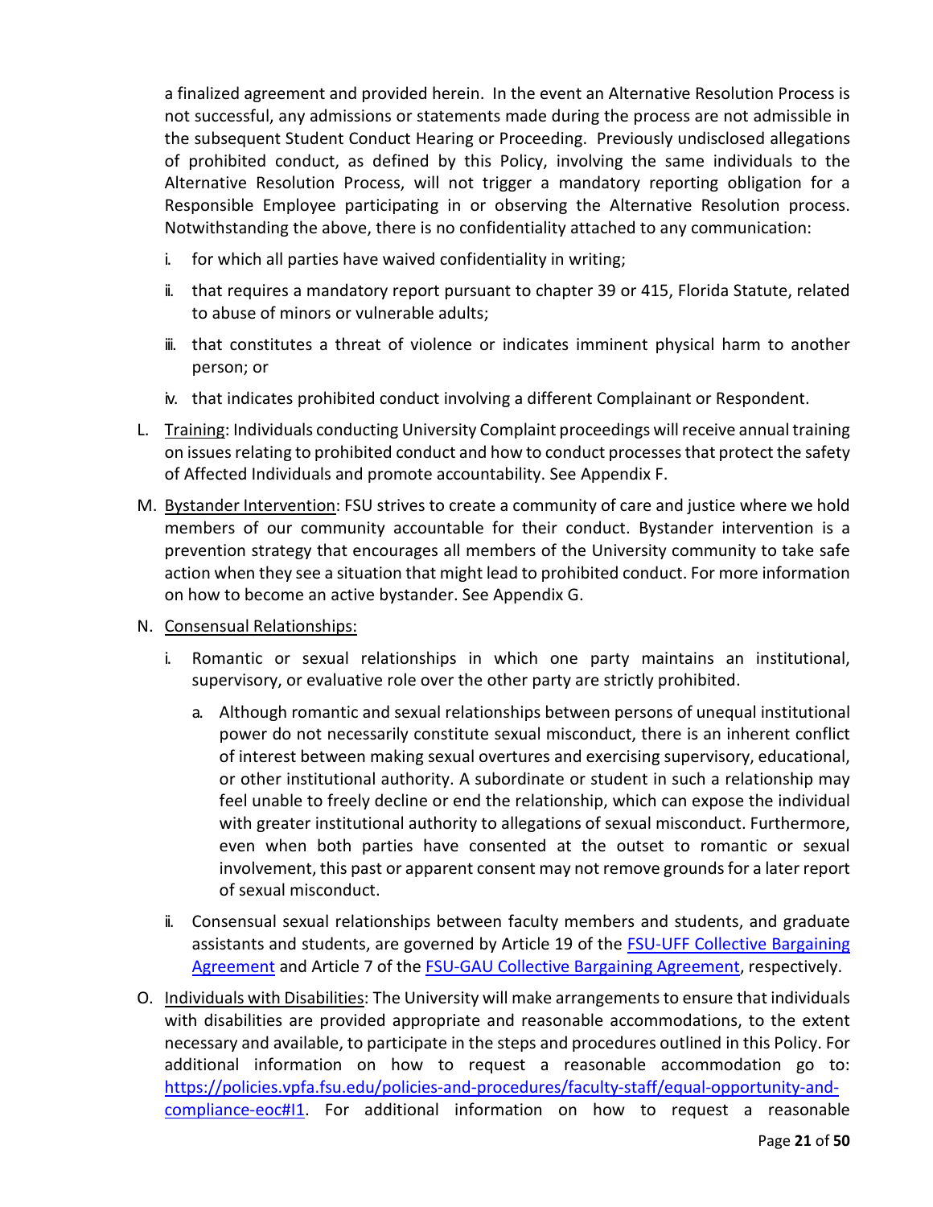a finalized agreement and provided herein. In the event an Alternative Resolution Process is not successful, any admissions or statements made during the process are not admissible in the subsequent Student Conduct Hearing or Proceeding. Previously undisclosed allegations of prohibited conduct, as defined by this Policy, involving the same individuals to the Alternative Resolution Process, will not trigger a mandatory reporting obligation for a Responsible Employee participating in or observing the Alternative Resolution process. Notwithstanding the above, there is no confidentiality attached to any communication:

i. for which all parties have waived confidentiality in writing;

ii. that requires a mandatory report pursuant to chapter 39 or 415, Florida Statute, related to abuse of minors or vulnerable adults;

iii. that constitutes a threat of violence or indicates imminent physical harm to another person; or

iv. that indicates prohibited conduct involving a different Complainant or Respondent.

L. Training: Individuals conducting University Complaint proceedings will receive annual training on issues relating to prohibited conduct and how to conduct processes that protect the safety of Affected Individuals and promote accountability. See Appendix F.

M. Bystander Intervention: FSU strives to create a community of care and justice where we hold members of our community accountable for their conduct. Bystander intervention is a prevention strategy that encourages all members of the University community to take safe action when they see a situation that might lead to prohibited conduct. For more information on how to become an active bystander. See Appendix G.

N. Consensual Relationships:

i. Romantic or sexual relationships in which one party maintains an institutional, supervisory, or evaluative role over the other party are strictly prohibited.

a. Although romantic and sexual relationships between persons of unequal institutional power do not necessarily constitute sexual misconduct, there is an inherent conflict of interest between making sexual overtures and exercising supervisory, educational, or other institutional authority. A subordinate or student in such a relationship may feel unable to freely decline or end the relationship, which can expose the individual with greater institutional authority to allegations of sexual misconduct. Furthermore, even when both parties have consented at the outset to romantic or sexual involvement, this past or apparent consent may not remove grounds for a later report of sexual misconduct.

ii. Consensual sexual relationships between faculty members and students, and graduate assistants and students, are governed by Article 19 of the FSU-UFF Collective Bargaining Agreement and Article 7 of the FSU-GAU Collective Bargaining Agreement, respectively.

O. Individuals with Disabilities: The University will make arrangements to ensure that individuals with disabilities are provided appropriate and reasonable accommodations, to the extent necessary and available, to participate in the steps and procedures outlined in this Policy. For additional information on how to request a reasonable accommodation go to: https://policies.vpfa.fsu.edu/policies-and-procedures/faculty-staff/equal-opportunity-and-compliance-eoc#I1. For additional information on how to request a reasonable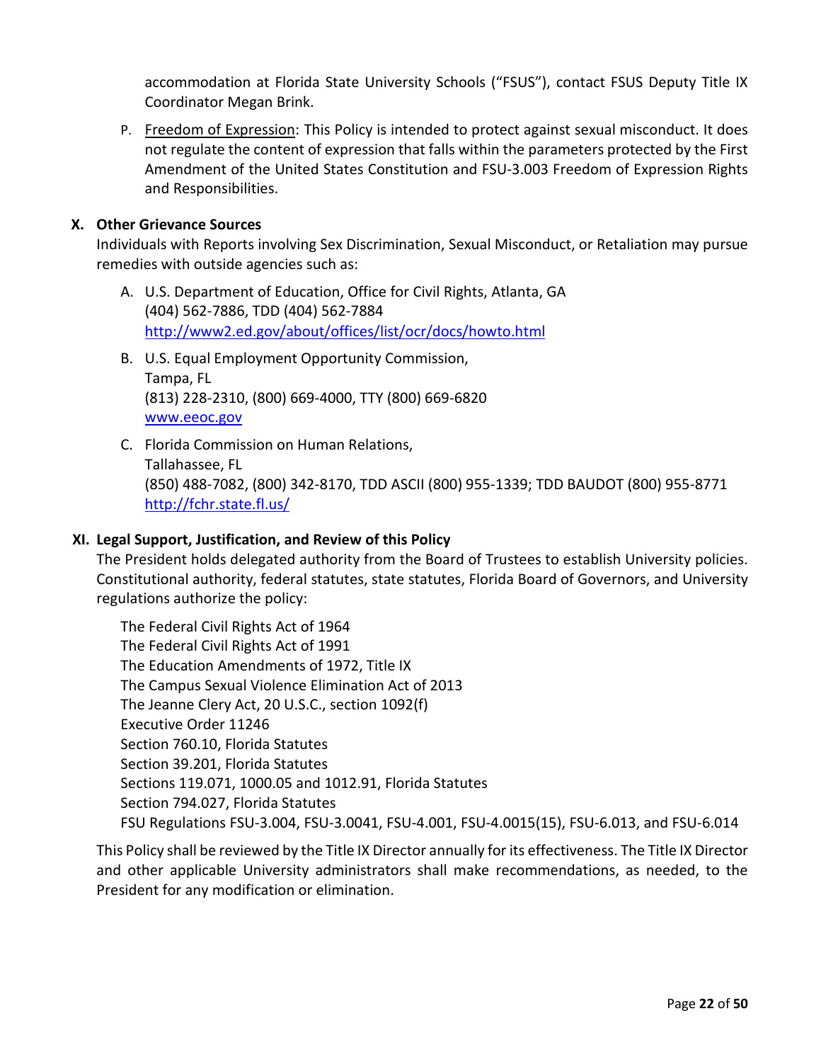accommodation at Florida State University Schools ("FSUS"), contact FSUS Deputy Title IX Coordinator Megan Brink.

P. Freedom of Expression: This Policy is intended to protect against sexual misconduct. It does not regulate the content of expression that falls within the parameters protected by the First Amendment of the United States Constitution and FSU-3.003 Freedom of Expression Rights and Responsibilities.

## X. Other Grievance Sources

Individuals with Reports involving Sex Discrimination, Sexual Misconduct, or Retaliation may pursue remedies with outside agencies such as:

A. U.S. Department of Education, Office for Civil Rights, Atlanta, GA
(404) 562-7886, TDD (404) 562-7884
http://www2.ed.gov/about/offices/list/ocr/docs/howto.html

B. U.S. Equal Employment Opportunity Commission,
Tampa, FL
(813) 228-2310, (800) 669-4000, TTY (800) 669-6820
www.eeoc.gov

C. Florida Commission on Human Relations,
Tallahassee, FL
(850) 488-7082, (800) 342-8170, TDD ASCII (800) 955-1339; TDD BAUDOT (800) 955-8771
http://fchr.state.fl.us/

## XI. Legal Support, Justification, and Review of this Policy

The President holds delegated authority from the Board of Trustees to establish University policies. Constitutional authority, federal statutes, state statutes, Florida Board of Governors, and University regulations authorize the policy:

The Federal Civil Rights Act of 1964
The Federal Civil Rights Act of 1991
The Education Amendments of 1972, Title IX
The Campus Sexual Violence Elimination Act of 2013
The Jeanne Clery Act, 20 U.S.C., section 1092(f)
Executive Order 11246
Section 760.10, Florida Statutes
Section 39.201, Florida Statutes
Sections 119.071, 1000.05 and 1012.91, Florida Statutes
Section 794.027, Florida Statutes
FSU Regulations FSU-3.004, FSU-3.0041, FSU-4.001, FSU-4.0015(15), FSU-6.013, and FSU-6.014

This Policy shall be reviewed by the Title IX Director annually for its effectiveness. The Title IX Director and other applicable University administrators shall make recommendations, as needed, to the President for any modification or elimination.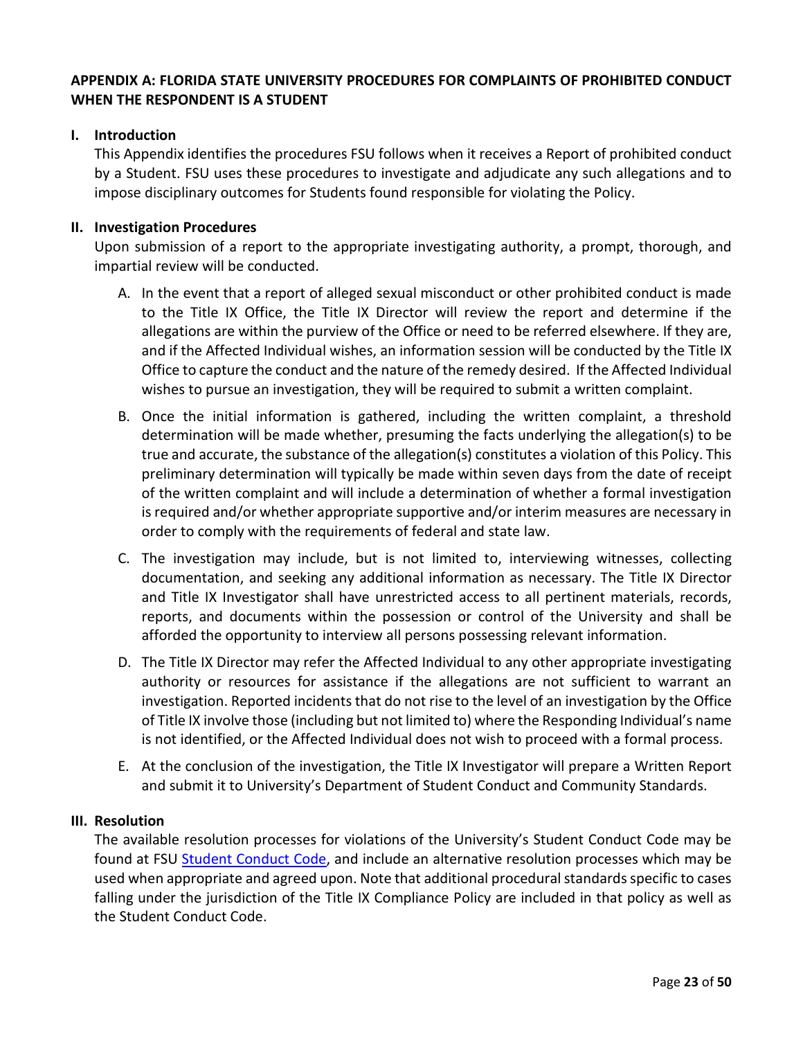## APPENDIX A: FLORIDA STATE UNIVERSITY PROCEDURES FOR COMPLAINTS OF PROHIBITED CONDUCT WHEN THE RESPONDENT IS A STUDENT

### I. Introduction

This Appendix identifies the procedures FSU follows when it receives a Report of prohibited conduct by a Student. FSU uses these procedures to investigate and adjudicate any such allegations and to impose disciplinary outcomes for Students found responsible for violating the Policy.

### II. Investigation Procedures

Upon submission of a report to the appropriate investigating authority, a prompt, thorough, and impartial review will be conducted.

A. In the event that a report of alleged sexual misconduct or other prohibited conduct is made to the Title IX Office, the Title IX Director will review the report and determine if the allegations are within the purview of the Office or need to be referred elsewhere. If they are, and if the Affected Individual wishes, an information session will be conducted by the Title IX Office to capture the conduct and the nature of the remedy desired. If the Affected Individual wishes to pursue an investigation, they will be required to submit a written complaint.

B. Once the initial information is gathered, including the written complaint, a threshold determination will be made whether, presuming the facts underlying the allegation(s) to be true and accurate, the substance of the allegation(s) constitutes a violation of this Policy. This preliminary determination will typically be made within seven days from the date of receipt of the written complaint and will include a determination of whether a formal investigation is required and/or whether appropriate supportive and/or interim measures are necessary in order to comply with the requirements of federal and state law.

C. The investigation may include, but is not limited to, interviewing witnesses, collecting documentation, and seeking any additional information as necessary. The Title IX Director and Title IX Investigator shall have unrestricted access to all pertinent materials, records, reports, and documents within the possession or control of the University and shall be afforded the opportunity to interview all persons possessing relevant information.

D. The Title IX Director may refer the Affected Individual to any other appropriate investigating authority or resources for assistance if the allegations are not sufficient to warrant an investigation. Reported incidents that do not rise to the level of an investigation by the Office of Title IX involve those (including but not limited to) where the Responding Individual's name is not identified, or the Affected Individual does not wish to proceed with a formal process.

E. At the conclusion of the investigation, the Title IX Investigator will prepare a Written Report and submit it to University's Department of Student Conduct and Community Standards.

### III. Resolution

The available resolution processes for violations of the University's Student Conduct Code may be found at FSU Student Conduct Code, and include an alternative resolution processes which may be used when appropriate and agreed upon. Note that additional procedural standards specific to cases falling under the jurisdiction of the Title IX Compliance Policy are included in that policy as well as the Student Conduct Code.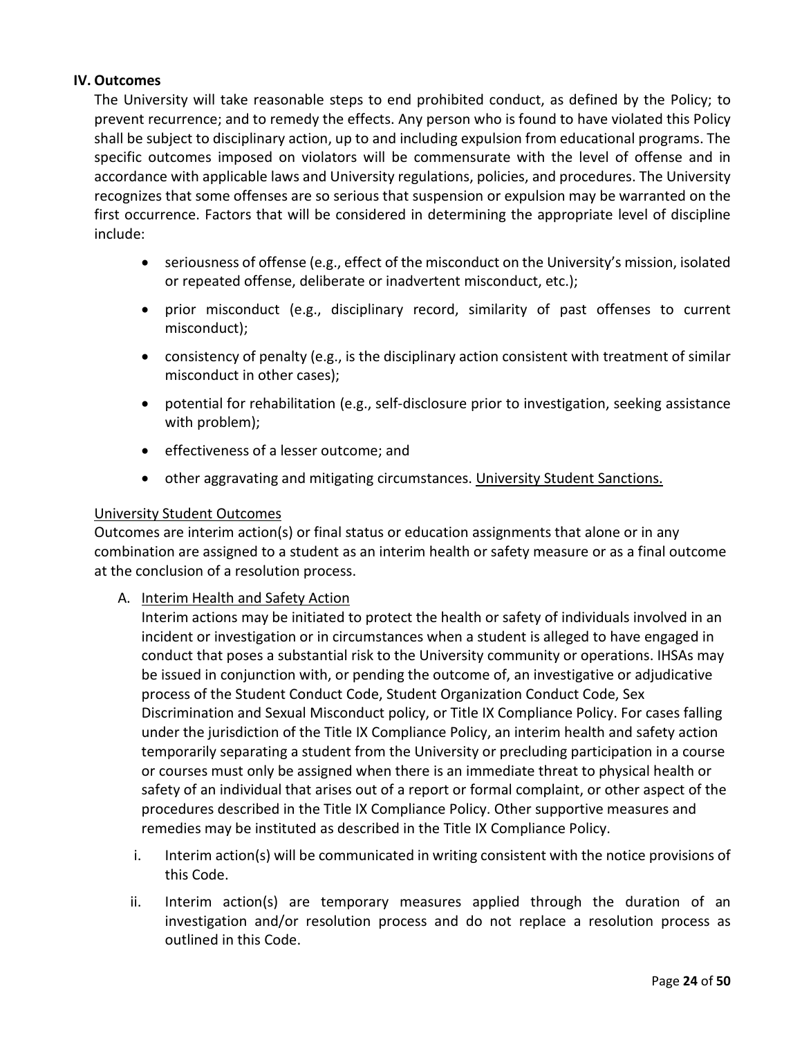## IV. Outcomes

The University will take reasonable steps to end prohibited conduct, as defined by the Policy; to prevent recurrence; and to remedy the effects. Any person who is found to have violated this Policy shall be subject to disciplinary action, up to and including expulsion from educational programs. The specific outcomes imposed on violators will be commensurate with the level of offense and in accordance with applicable laws and University regulations, policies, and procedures. The University recognizes that some offenses are so serious that suspension or expulsion may be warranted on the first occurrence. Factors that will be considered in determining the appropriate level of discipline include:

- seriousness of offense (e.g., effect of the misconduct on the University's mission, isolated or repeated offense, deliberate or inadvertent misconduct, etc.);
- prior misconduct (e.g., disciplinary record, similarity of past offenses to current misconduct);
- consistency of penalty (e.g., is the disciplinary action consistent with treatment of similar misconduct in other cases);
- potential for rehabilitation (e.g., self-disclosure prior to investigation, seeking assistance with problem);
- effectiveness of a lesser outcome; and
- other aggravating and mitigating circumstances. University Student Sanctions.

University Student Outcomes

Outcomes are interim action(s) or final status or education assignments that alone or in any combination are assigned to a student as an interim health or safety measure or as a final outcome at the conclusion of a resolution process.

A. Interim Health and Safety Action

Interim actions may be initiated to protect the health or safety of individuals involved in an incident or investigation or in circumstances when a student is alleged to have engaged in conduct that poses a substantial risk to the University community or operations. IHSAs may be issued in conjunction with, or pending the outcome of, an investigative or adjudicative process of the Student Conduct Code, Student Organization Conduct Code, Sex Discrimination and Sexual Misconduct policy, or Title IX Compliance Policy. For cases falling under the jurisdiction of the Title IX Compliance Policy, an interim health and safety action temporarily separating a student from the University or precluding participation in a course or courses must only be assigned when there is an immediate threat to physical health or safety of an individual that arises out of a report or formal complaint, or other aspect of the procedures described in the Title IX Compliance Policy. Other supportive measures and remedies may be instituted as described in the Title IX Compliance Policy.

i. Interim action(s) will be communicated in writing consistent with the notice provisions of this Code.

ii. Interim action(s) are temporary measures applied through the duration of an investigation and/or resolution process and do not replace a resolution process as outlined in this Code.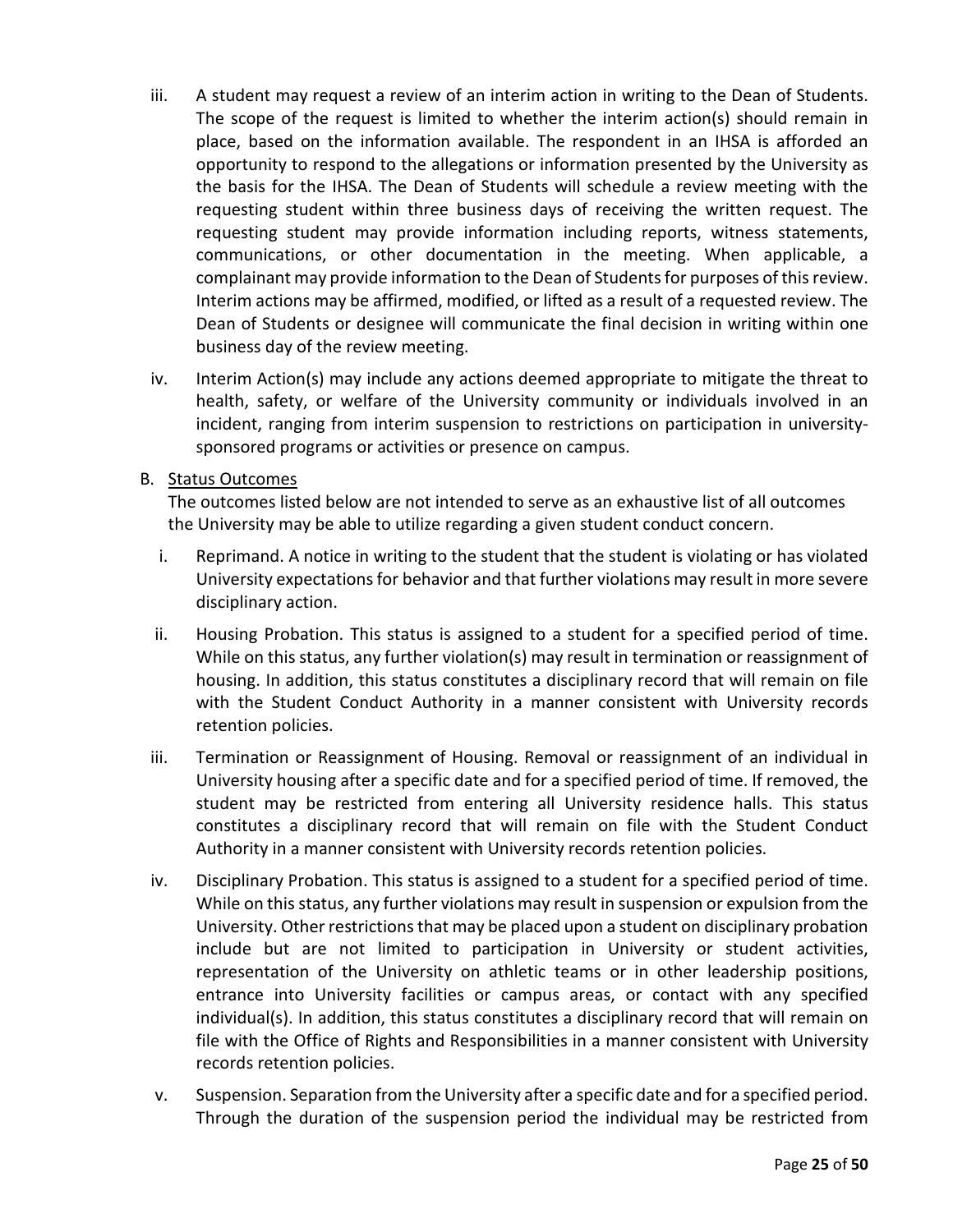iii. A student may request a review of an interim action in writing to the Dean of Students. The scope of the request is limited to whether the interim action(s) should remain in place, based on the information available. The respondent in an IHSA is afforded an opportunity to respond to the allegations or information presented by the University as the basis for the IHSA. The Dean of Students will schedule a review meeting with the requesting student within three business days of receiving the written request. The requesting student may provide information including reports, witness statements, communications, or other documentation in the meeting. When applicable, a complainant may provide information to the Dean of Students for purposes of this review. Interim actions may be affirmed, modified, or lifted as a result of a requested review. The Dean of Students or designee will communicate the final decision in writing within one business day of the review meeting.

iv. Interim Action(s) may include any actions deemed appropriate to mitigate the threat to health, safety, or welfare of the University community or individuals involved in an incident, ranging from interim suspension to restrictions on participation in university-sponsored programs or activities or presence on campus.

B. Status Outcomes

The outcomes listed below are not intended to serve as an exhaustive list of all outcomes the University may be able to utilize regarding a given student conduct concern.

i. Reprimand. A notice in writing to the student that the student is violating or has violated University expectations for behavior and that further violations may result in more severe disciplinary action.

ii. Housing Probation. This status is assigned to a student for a specified period of time. While on this status, any further violation(s) may result in termination or reassignment of housing. In addition, this status constitutes a disciplinary record that will remain on file with the Student Conduct Authority in a manner consistent with University records retention policies.

iii. Termination or Reassignment of Housing. Removal or reassignment of an individual in University housing after a specific date and for a specified period of time. If removed, the student may be restricted from entering all University residence halls. This status constitutes a disciplinary record that will remain on file with the Student Conduct Authority in a manner consistent with University records retention policies.

iv. Disciplinary Probation. This status is assigned to a student for a specified period of time. While on this status, any further violations may result in suspension or expulsion from the University. Other restrictions that may be placed upon a student on disciplinary probation include but are not limited to participation in University or student activities, representation of the University on athletic teams or in other leadership positions, entrance into University facilities or campus areas, or contact with any specified individual(s). In addition, this status constitutes a disciplinary record that will remain on file with the Office of Rights and Responsibilities in a manner consistent with University records retention policies.

v. Suspension. Separation from the University after a specific date and for a specified period. Through the duration of the suspension period the individual may be restricted from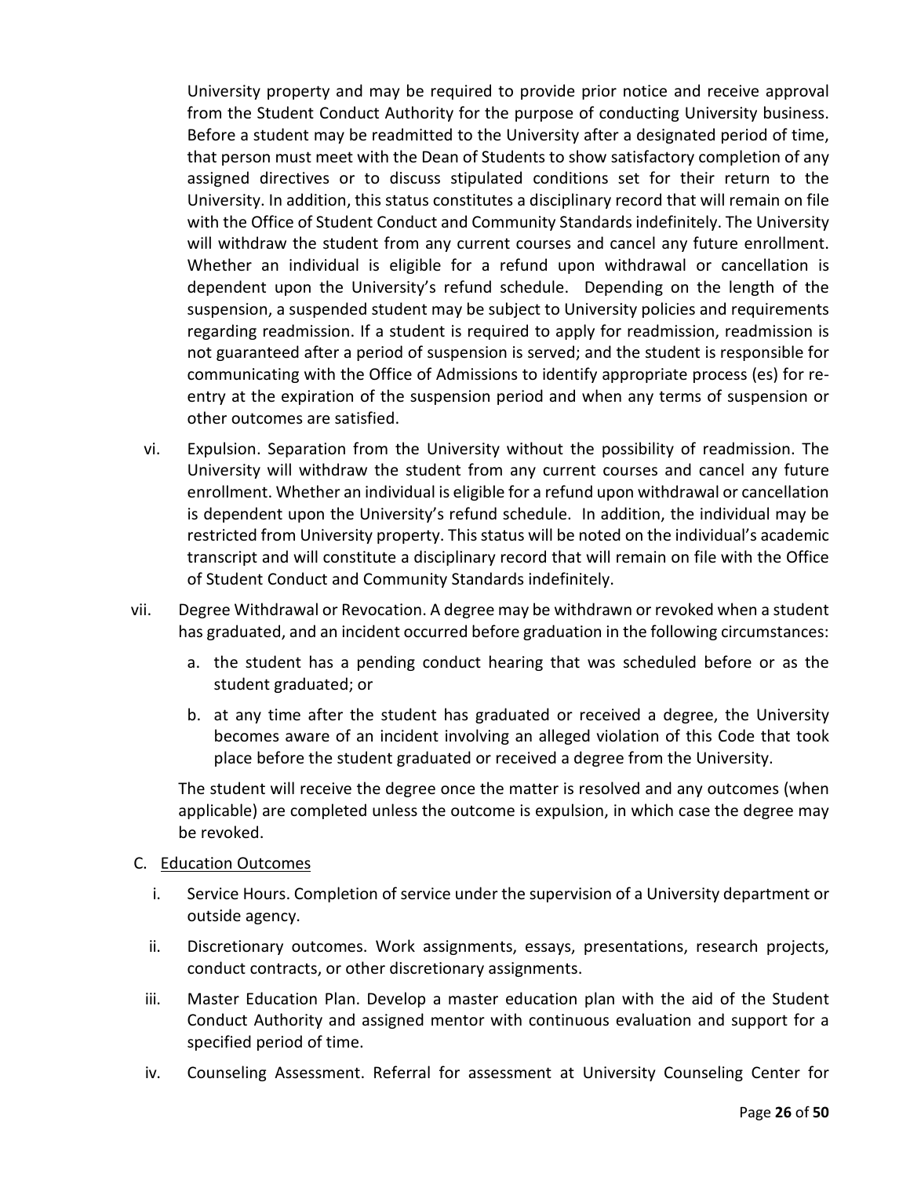University property and may be required to provide prior notice and receive approval from the Student Conduct Authority for the purpose of conducting University business. Before a student may be readmitted to the University after a designated period of time, that person must meet with the Dean of Students to show satisfactory completion of any assigned directives or to discuss stipulated conditions set for their return to the University. In addition, this status constitutes a disciplinary record that will remain on file with the Office of Student Conduct and Community Standards indefinitely. The University will withdraw the student from any current courses and cancel any future enrollment. Whether an individual is eligible for a refund upon withdrawal or cancellation is dependent upon the University's refund schedule. Depending on the length of the suspension, a suspended student may be subject to University policies and requirements regarding readmission. If a student is required to apply for readmission, readmission is not guaranteed after a period of suspension is served; and the student is responsible for communicating with the Office of Admissions to identify appropriate process (es) for re-entry at the expiration of the suspension period and when any terms of suspension or other outcomes are satisfied.

vi. Expulsion. Separation from the University without the possibility of readmission. The University will withdraw the student from any current courses and cancel any future enrollment. Whether an individual is eligible for a refund upon withdrawal or cancellation is dependent upon the University's refund schedule. In addition, the individual may be restricted from University property. This status will be noted on the individual's academic transcript and will constitute a disciplinary record that will remain on file with the Office of Student Conduct and Community Standards indefinitely.

vii. Degree Withdrawal or Revocation. A degree may be withdrawn or revoked when a student has graduated, and an incident occurred before graduation in the following circumstances:

   a. the student has a pending conduct hearing that was scheduled before or as the student graduated; or

   b. at any time after the student has graduated or received a degree, the University becomes aware of an incident involving an alleged violation of this Code that took place before the student graduated or received a degree from the University.

   The student will receive the degree once the matter is resolved and any outcomes (when applicable) are completed unless the outcome is expulsion, in which case the degree may be revoked.

C. <u>Education Outcomes</u>

i. Service Hours. Completion of service under the supervision of a University department or outside agency.

ii. Discretionary outcomes. Work assignments, essays, presentations, research projects, conduct contracts, or other discretionary assignments.

iii. Master Education Plan. Develop a master education plan with the aid of the Student Conduct Authority and assigned mentor with continuous evaluation and support for a specified period of time.

iv. Counseling Assessment. Referral for assessment at University Counseling Center for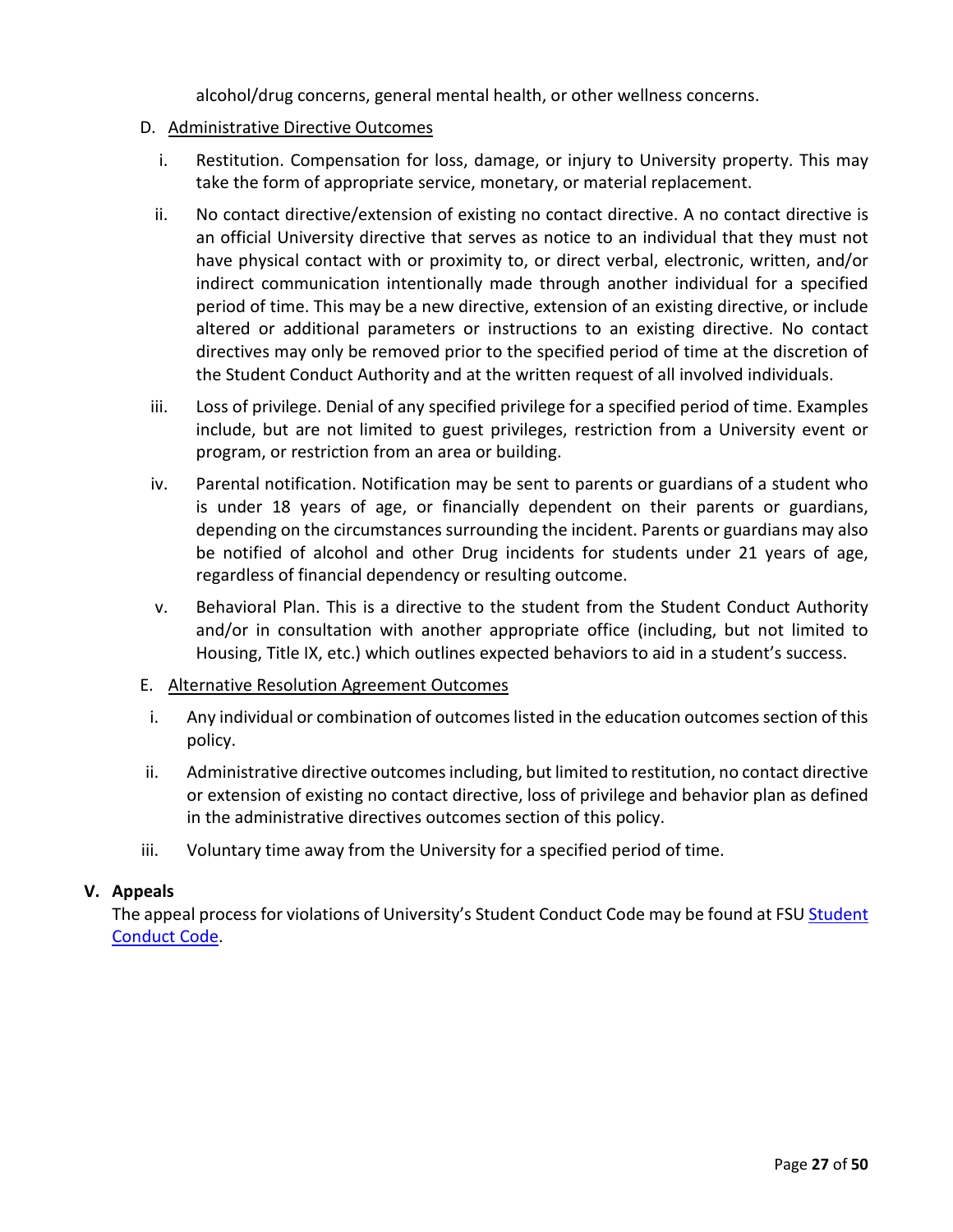alcohol/drug concerns, general mental health, or other wellness concerns.

D. Administrative Directive Outcomes

i. Restitution. Compensation for loss, damage, or injury to University property. This may take the form of appropriate service, monetary, or material replacement.

ii. No contact directive/extension of existing no contact directive. A no contact directive is an official University directive that serves as notice to an individual that they must not have physical contact with or proximity to, or direct verbal, electronic, written, and/or indirect communication intentionally made through another individual for a specified period of time. This may be a new directive, extension of an existing directive, or include altered or additional parameters or instructions to an existing directive. No contact directives may only be removed prior to the specified period of time at the discretion of the Student Conduct Authority and at the written request of all involved individuals.

iii. Loss of privilege. Denial of any specified privilege for a specified period of time. Examples include, but are not limited to guest privileges, restriction from a University event or program, or restriction from an area or building.

iv. Parental notification. Notification may be sent to parents or guardians of a student who is under 18 years of age, or financially dependent on their parents or guardians, depending on the circumstances surrounding the incident. Parents or guardians may also be notified of alcohol and other Drug incidents for students under 21 years of age, regardless of financial dependency or resulting outcome.

v. Behavioral Plan. This is a directive to the student from the Student Conduct Authority and/or in consultation with another appropriate office (including, but not limited to Housing, Title IX, etc.) which outlines expected behaviors to aid in a student's success.

E. Alternative Resolution Agreement Outcomes

i. Any individual or combination of outcomes listed in the education outcomes section of this policy.

ii. Administrative directive outcomes including, but limited to restitution, no contact directive or extension of existing no contact directive, loss of privilege and behavior plan as defined in the administrative directives outcomes section of this policy.

iii. Voluntary time away from the University for a specified period of time.

## V. Appeals

The appeal process for violations of University's Student Conduct Code may be found at FSU Student Conduct Code.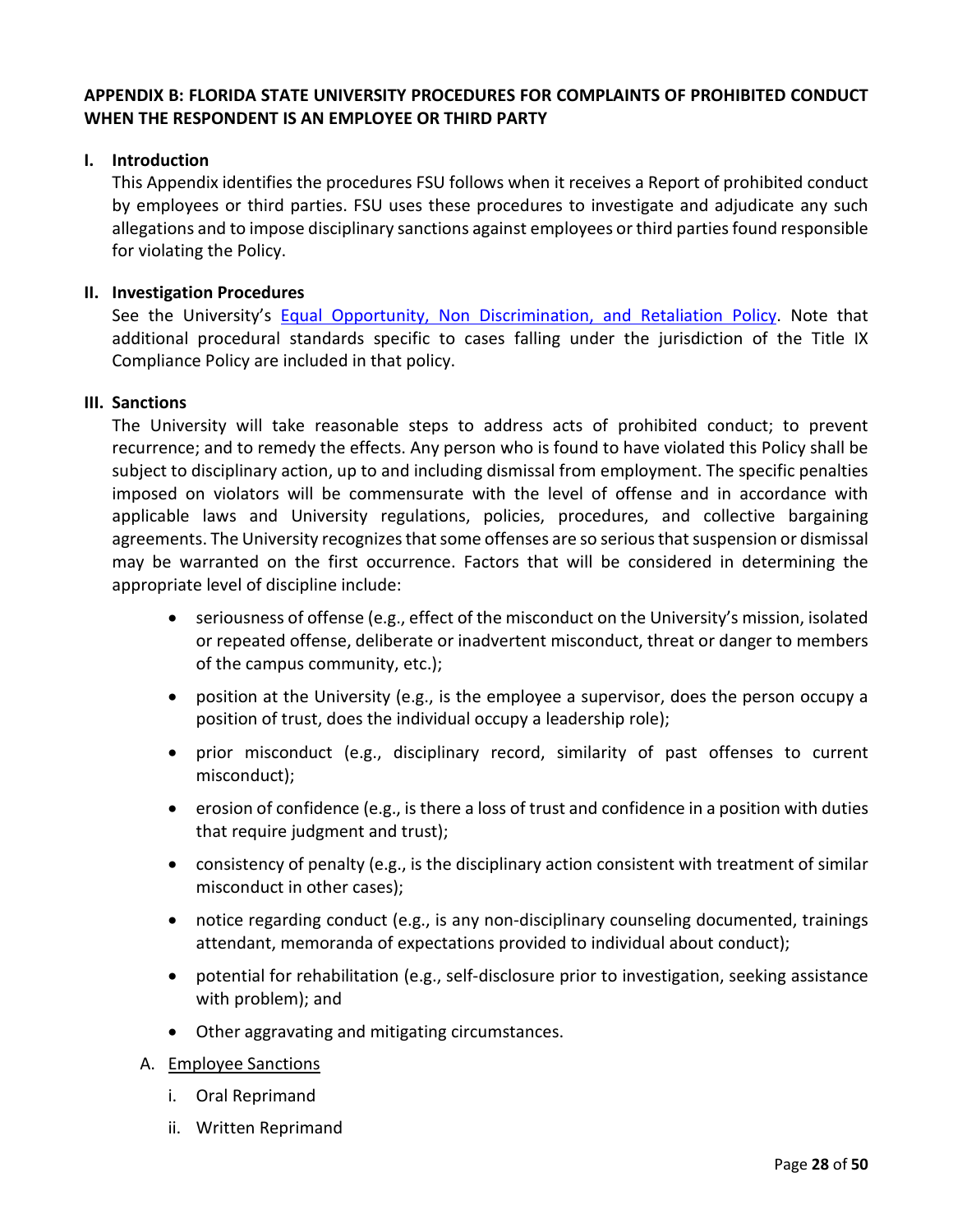## APPENDIX B: FLORIDA STATE UNIVERSITY PROCEDURES FOR COMPLAINTS OF PROHIBITED CONDUCT WHEN THE RESPONDENT IS AN EMPLOYEE OR THIRD PARTY

### I. Introduction

This Appendix identifies the procedures FSU follows when it receives a Report of prohibited conduct by employees or third parties. FSU uses these procedures to investigate and adjudicate any such allegations and to impose disciplinary sanctions against employees or third parties found responsible for violating the Policy.

### II. Investigation Procedures

See the University's [Equal Opportunity, Non Discrimination, and Retaliation Policy](). Note that additional procedural standards specific to cases falling under the jurisdiction of the Title IX Compliance Policy are included in that policy.

### III. Sanctions

The University will take reasonable steps to address acts of prohibited conduct; to prevent recurrence; and to remedy the effects. Any person who is found to have violated this Policy shall be subject to disciplinary action, up to and including dismissal from employment. The specific penalties imposed on violators will be commensurate with the level of offense and in accordance with applicable laws and University regulations, policies, procedures, and collective bargaining agreements. The University recognizes that some offenses are so serious that suspension or dismissal may be warranted on the first occurrence. Factors that will be considered in determining the appropriate level of discipline include:

- seriousness of offense (e.g., effect of the misconduct on the University's mission, isolated or repeated offense, deliberate or inadvertent misconduct, threat or danger to members of the campus community, etc.);
- position at the University (e.g., is the employee a supervisor, does the person occupy a position of trust, does the individual occupy a leadership role);
- prior misconduct (e.g., disciplinary record, similarity of past offenses to current misconduct);
- erosion of confidence (e.g., is there a loss of trust and confidence in a position with duties that require judgment and trust);
- consistency of penalty (e.g., is the disciplinary action consistent with treatment of similar misconduct in other cases);
- notice regarding conduct (e.g., is any non-disciplinary counseling documented, trainings attendant, memoranda of expectations provided to individual about conduct);
- potential for rehabilitation (e.g., self-disclosure prior to investigation, seeking assistance with problem); and
- Other aggravating and mitigating circumstances.

A. Employee Sanctions

i. Oral Reprimand

ii. Written Reprimand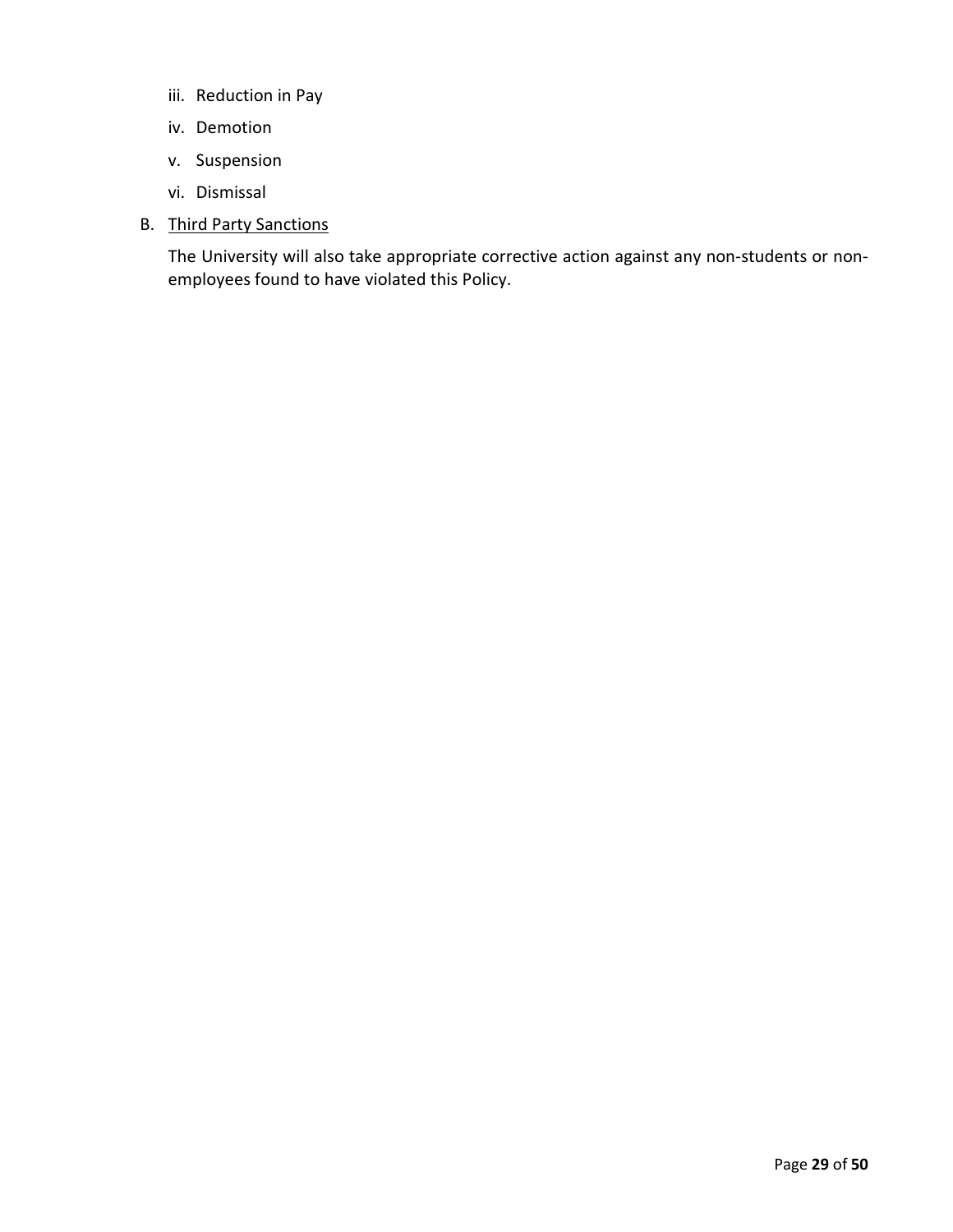iii. Reduction in Pay

iv. Demotion

v. Suspension

vi. Dismissal

B. <u>Third Party Sanctions</u>

The University will also take appropriate corrective action against any non-students or non-employees found to have violated this Policy.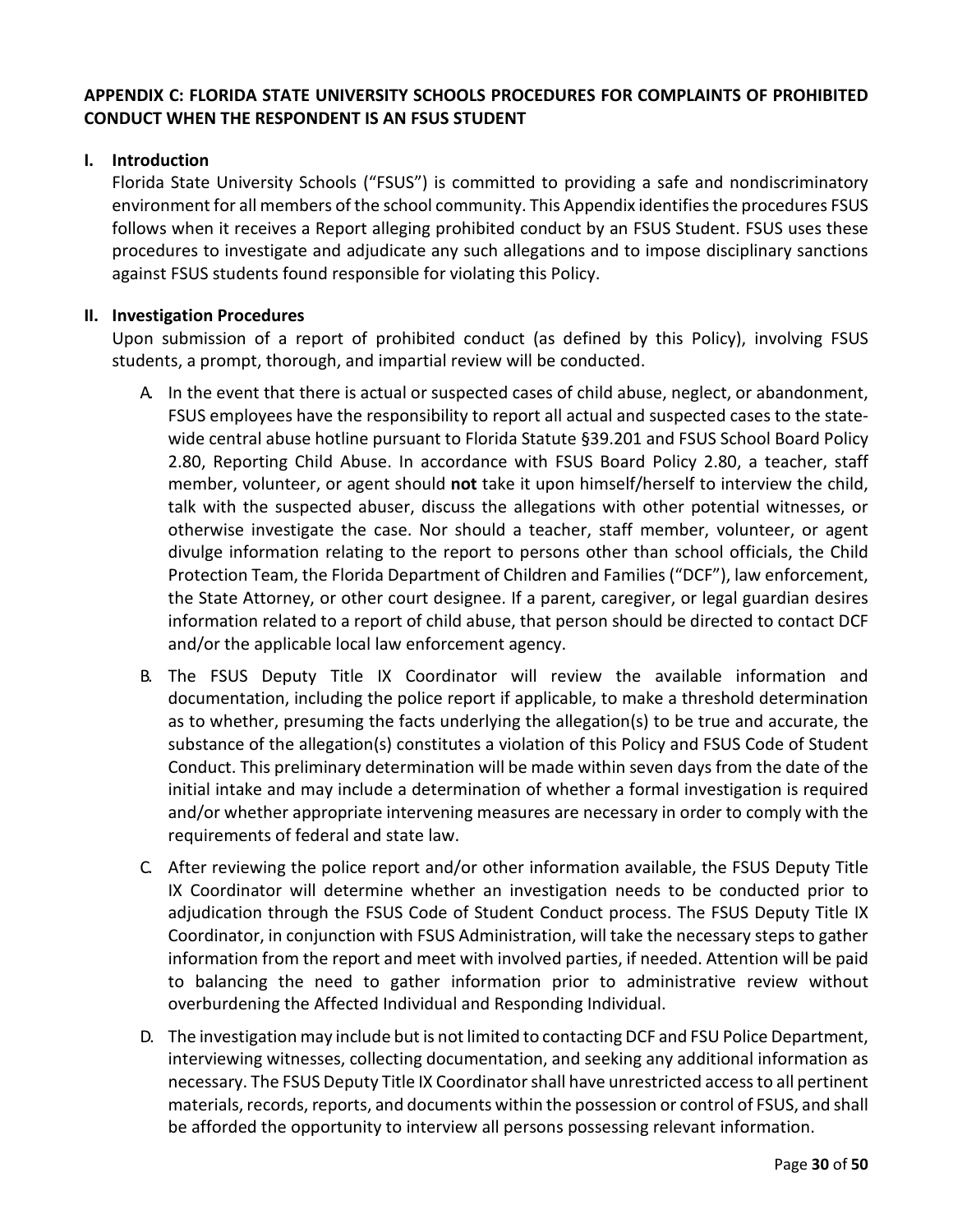## APPENDIX C: FLORIDA STATE UNIVERSITY SCHOOLS PROCEDURES FOR COMPLAINTS OF PROHIBITED CONDUCT WHEN THE RESPONDENT IS AN FSUS STUDENT

### I. Introduction

Florida State University Schools ("FSUS") is committed to providing a safe and nondiscriminatory environment for all members of the school community. This Appendix identifies the procedures FSUS follows when it receives a Report alleging prohibited conduct by an FSUS Student. FSUS uses these procedures to investigate and adjudicate any such allegations and to impose disciplinary sanctions against FSUS students found responsible for violating this Policy.

### II. Investigation Procedures

Upon submission of a report of prohibited conduct (as defined by this Policy), involving FSUS students, a prompt, thorough, and impartial review will be conducted.

A. In the event that there is actual or suspected cases of child abuse, neglect, or abandonment, FSUS employees have the responsibility to report all actual and suspected cases to the state-wide central abuse hotline pursuant to Florida Statute §39.201 and FSUS School Board Policy 2.80, Reporting Child Abuse. In accordance with FSUS Board Policy 2.80, a teacher, staff member, volunteer, or agent should **not** take it upon himself/herself to interview the child, talk with the suspected abuser, discuss the allegations with other potential witnesses, or otherwise investigate the case. Nor should a teacher, staff member, volunteer, or agent divulge information relating to the report to persons other than school officials, the Child Protection Team, the Florida Department of Children and Families ("DCF"), law enforcement, the State Attorney, or other court designee. If a parent, caregiver, or legal guardian desires information related to a report of child abuse, that person should be directed to contact DCF and/or the applicable local law enforcement agency.

B. The FSUS Deputy Title IX Coordinator will review the available information and documentation, including the police report if applicable, to make a threshold determination as to whether, presuming the facts underlying the allegation(s) to be true and accurate, the substance of the allegation(s) constitutes a violation of this Policy and FSUS Code of Student Conduct. This preliminary determination will be made within seven days from the date of the initial intake and may include a determination of whether a formal investigation is required and/or whether appropriate intervening measures are necessary in order to comply with the requirements of federal and state law.

C. After reviewing the police report and/or other information available, the FSUS Deputy Title IX Coordinator will determine whether an investigation needs to be conducted prior to adjudication through the FSUS Code of Student Conduct process. The FSUS Deputy Title IX Coordinator, in conjunction with FSUS Administration, will take the necessary steps to gather information from the report and meet with involved parties, if needed. Attention will be paid to balancing the need to gather information prior to administrative review without overburdening the Affected Individual and Responding Individual.

D. The investigation may include but is not limited to contacting DCF and FSU Police Department, interviewing witnesses, collecting documentation, and seeking any additional information as necessary. The FSUS Deputy Title IX Coordinator shall have unrestricted access to all pertinent materials, records, reports, and documents within the possession or control of FSUS, and shall be afforded the opportunity to interview all persons possessing relevant information.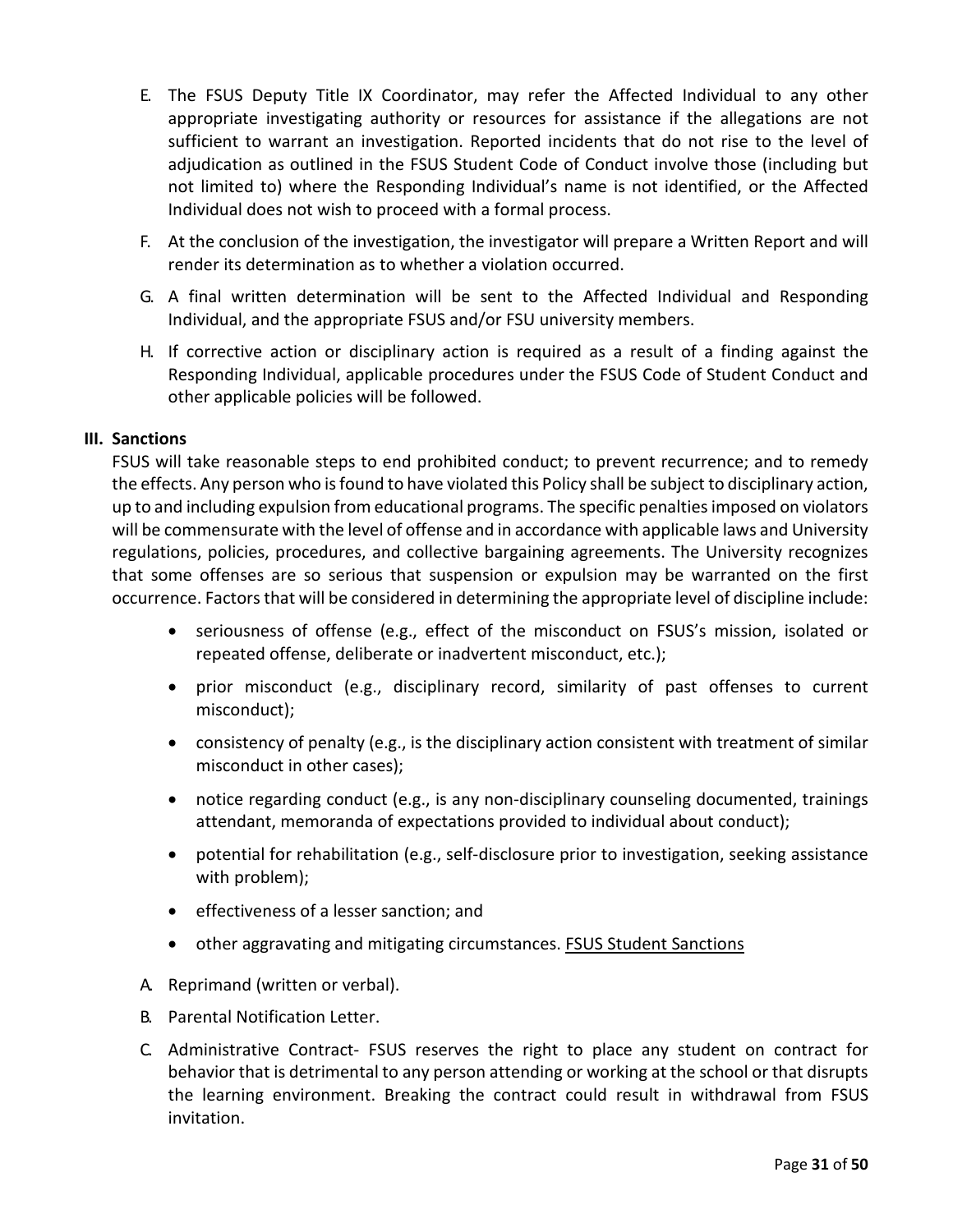E. The FSUS Deputy Title IX Coordinator, may refer the Affected Individual to any other appropriate investigating authority or resources for assistance if the allegations are not sufficient to warrant an investigation. Reported incidents that do not rise to the level of adjudication as outlined in the FSUS Student Code of Conduct involve those (including but not limited to) where the Responding Individual's name is not identified, or the Affected Individual does not wish to proceed with a formal process.

F. At the conclusion of the investigation, the investigator will prepare a Written Report and will render its determination as to whether a violation occurred.

G. A final written determination will be sent to the Affected Individual and Responding Individual, and the appropriate FSUS and/or FSU university members.

H. If corrective action or disciplinary action is required as a result of a finding against the Responding Individual, applicable procedures under the FSUS Code of Student Conduct and other applicable policies will be followed.

## III. Sanctions

FSUS will take reasonable steps to end prohibited conduct; to prevent recurrence; and to remedy the effects. Any person who is found to have violated this Policy shall be subject to disciplinary action, up to and including expulsion from educational programs. The specific penalties imposed on violators will be commensurate with the level of offense and in accordance with applicable laws and University regulations, policies, procedures, and collective bargaining agreements. The University recognizes that some offenses are so serious that suspension or expulsion may be warranted on the first occurrence. Factors that will be considered in determining the appropriate level of discipline include:

- seriousness of offense (e.g., effect of the misconduct on FSUS's mission, isolated or repeated offense, deliberate or inadvertent misconduct, etc.);
- prior misconduct (e.g., disciplinary record, similarity of past offenses to current misconduct);
- consistency of penalty (e.g., is the disciplinary action consistent with treatment of similar misconduct in other cases);
- notice regarding conduct (e.g., is any non-disciplinary counseling documented, trainings attendant, memoranda of expectations provided to individual about conduct);
- potential for rehabilitation (e.g., self-disclosure prior to investigation, seeking assistance with problem);
- effectiveness of a lesser sanction; and
- other aggravating and mitigating circumstances. FSUS Student Sanctions

A. Reprimand (written or verbal).

B. Parental Notification Letter.

C. Administrative Contract- FSUS reserves the right to place any student on contract for behavior that is detrimental to any person attending or working at the school or that disrupts the learning environment. Breaking the contract could result in withdrawal from FSUS invitation.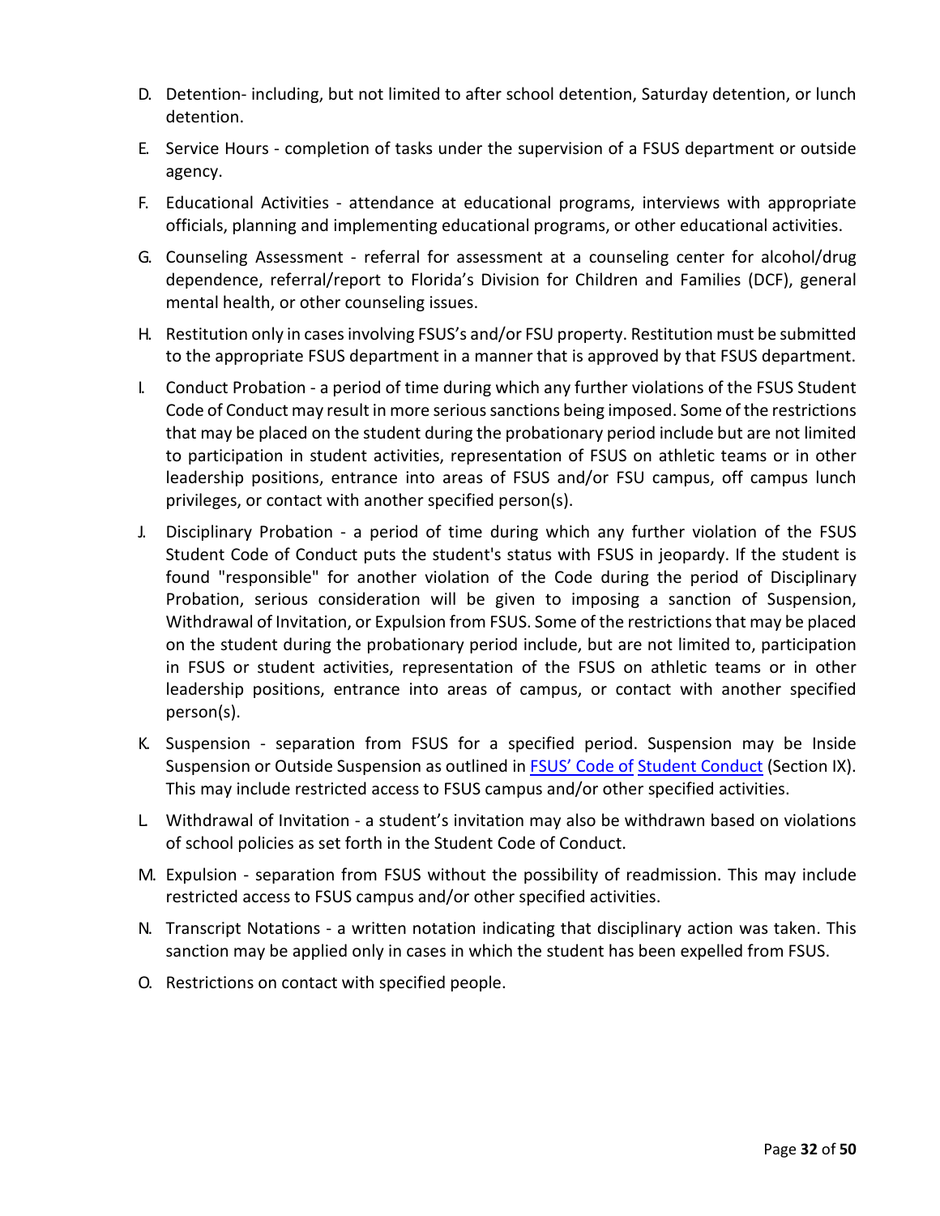D. Detention- including, but not limited to after school detention, Saturday detention, or lunch detention.

E. Service Hours - completion of tasks under the supervision of a FSUS department or outside agency.

F. Educational Activities - attendance at educational programs, interviews with appropriate officials, planning and implementing educational programs, or other educational activities.

G. Counseling Assessment - referral for assessment at a counseling center for alcohol/drug dependence, referral/report to Florida's Division for Children and Families (DCF), general mental health, or other counseling issues.

H. Restitution only in cases involving FSUS's and/or FSU property. Restitution must be submitted to the appropriate FSUS department in a manner that is approved by that FSUS department.

I. Conduct Probation - a period of time during which any further violations of the FSUS Student Code of Conduct may result in more serious sanctions being imposed. Some of the restrictions that may be placed on the student during the probationary period include but are not limited to participation in student activities, representation of FSUS on athletic teams or in other leadership positions, entrance into areas of FSUS and/or FSU campus, off campus lunch privileges, or contact with another specified person(s).

J. Disciplinary Probation - a period of time during which any further violation of the FSUS Student Code of Conduct puts the student's status with FSUS in jeopardy. If the student is found "responsible" for another violation of the Code during the period of Disciplinary Probation, serious consideration will be given to imposing a sanction of Suspension, Withdrawal of Invitation, or Expulsion from FSUS. Some of the restrictions that may be placed on the student during the probationary period include, but are not limited to, participation in FSUS or student activities, representation of the FSUS on athletic teams or in other leadership positions, entrance into areas of campus, or contact with another specified person(s).

K. Suspension - separation from FSUS for a specified period. Suspension may be Inside Suspension or Outside Suspension as outlined in FSUS' Code of Student Conduct (Section IX). This may include restricted access to FSUS campus and/or other specified activities.

L. Withdrawal of Invitation - a student's invitation may also be withdrawn based on violations of school policies as set forth in the Student Code of Conduct.

M. Expulsion - separation from FSUS without the possibility of readmission. This may include restricted access to FSUS campus and/or other specified activities.

N. Transcript Notations - a written notation indicating that disciplinary action was taken. This sanction may be applied only in cases in which the student has been expelled from FSUS.

O. Restrictions on contact with specified people.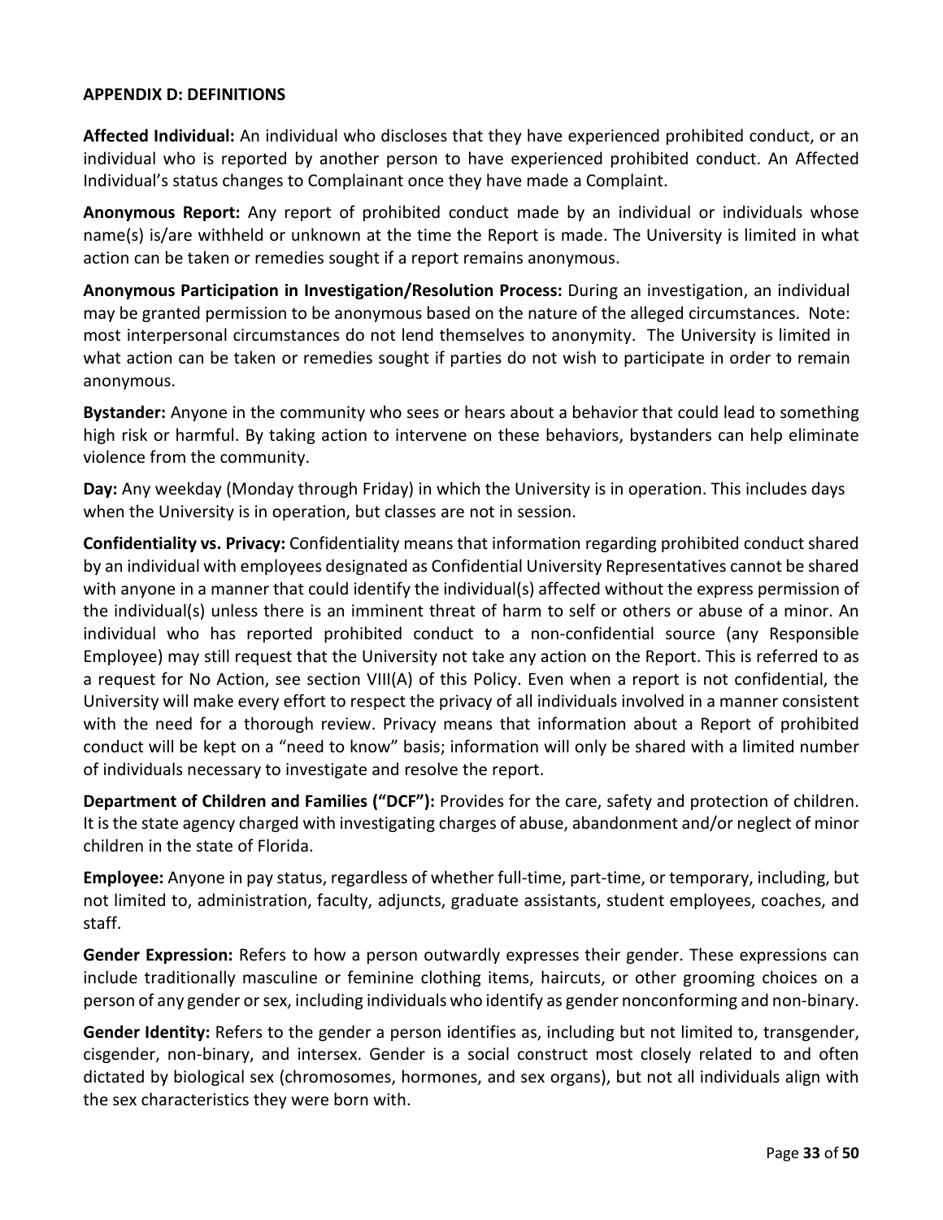## APPENDIX D: DEFINITIONS

**Affected Individual:** An individual who discloses that they have experienced prohibited conduct, or an individual who is reported by another person to have experienced prohibited conduct. An Affected Individual's status changes to Complainant once they have made a Complaint.

**Anonymous Report:** Any report of prohibited conduct made by an individual or individuals whose name(s) is/are withheld or unknown at the time the Report is made. The University is limited in what action can be taken or remedies sought if a report remains anonymous.

**Anonymous Participation in Investigation/Resolution Process:** During an investigation, an individual may be granted permission to be anonymous based on the nature of the alleged circumstances. Note: most interpersonal circumstances do not lend themselves to anonymity. The University is limited in what action can be taken or remedies sought if parties do not wish to participate in order to remain anonymous.

**Bystander:** Anyone in the community who sees or hears about a behavior that could lead to something high risk or harmful. By taking action to intervene on these behaviors, bystanders can help eliminate violence from the community.

**Day:** Any weekday (Monday through Friday) in which the University is in operation. This includes days when the University is in operation, but classes are not in session.

**Confidentiality vs. Privacy:** Confidentiality means that information regarding prohibited conduct shared by an individual with employees designated as Confidential University Representatives cannot be shared with anyone in a manner that could identify the individual(s) affected without the express permission of the individual(s) unless there is an imminent threat of harm to self or others or abuse of a minor. An individual who has reported prohibited conduct to a non-confidential source (any Responsible Employee) may still request that the University not take any action on the Report. This is referred to as a request for No Action, see section VIII(A) of this Policy. Even when a report is not confidential, the University will make every effort to respect the privacy of all individuals involved in a manner consistent with the need for a thorough review. Privacy means that information about a Report of prohibited conduct will be kept on a "need to know" basis; information will only be shared with a limited number of individuals necessary to investigate and resolve the report.

**Department of Children and Families ("DCF"):** Provides for the care, safety and protection of children. It is the state agency charged with investigating charges of abuse, abandonment and/or neglect of minor children in the state of Florida.

**Employee:** Anyone in pay status, regardless of whether full-time, part-time, or temporary, including, but not limited to, administration, faculty, adjuncts, graduate assistants, student employees, coaches, and staff.

**Gender Expression:** Refers to how a person outwardly expresses their gender. These expressions can include traditionally masculine or feminine clothing items, haircuts, or other grooming choices on a person of any gender or sex, including individuals who identify as gender nonconforming and non-binary.

**Gender Identity:** Refers to the gender a person identifies as, including but not limited to, transgender, cisgender, non-binary, and intersex. Gender is a social construct most closely related to and often dictated by biological sex (chromosomes, hormones, and sex organs), but not all individuals align with the sex characteristics they were born with.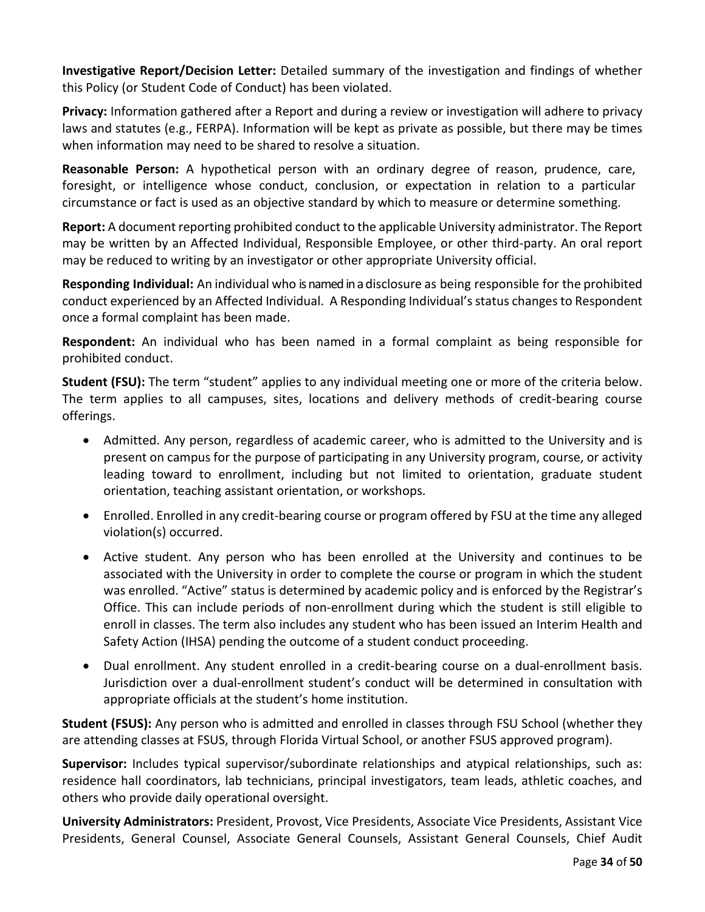**Investigative Report/Decision Letter:** Detailed summary of the investigation and findings of whether this Policy (or Student Code of Conduct) has been violated.

**Privacy:** Information gathered after a Report and during a review or investigation will adhere to privacy laws and statutes (e.g., FERPA). Information will be kept as private as possible, but there may be times when information may need to be shared to resolve a situation.

**Reasonable Person:** A hypothetical person with an ordinary degree of reason, prudence, care, foresight, or intelligence whose conduct, conclusion, or expectation in relation to a particular circumstance or fact is used as an objective standard by which to measure or determine something.

**Report:** A document reporting prohibited conduct to the applicable University administrator. The Report may be written by an Affected Individual, Responsible Employee, or other third-party. An oral report may be reduced to writing by an investigator or other appropriate University official.

**Responding Individual:** An individual who is named in a disclosure as being responsible for the prohibited conduct experienced by an Affected Individual. A Responding Individual's status changes to Respondent once a formal complaint has been made.

**Respondent:** An individual who has been named in a formal complaint as being responsible for prohibited conduct.

**Student (FSU):** The term "student" applies to any individual meeting one or more of the criteria below. The term applies to all campuses, sites, locations and delivery methods of credit-bearing course offerings.

- Admitted. Any person, regardless of academic career, who is admitted to the University and is present on campus for the purpose of participating in any University program, course, or activity leading toward to enrollment, including but not limited to orientation, graduate student orientation, teaching assistant orientation, or workshops.
- Enrolled. Enrolled in any credit-bearing course or program offered by FSU at the time any alleged violation(s) occurred.
- Active student. Any person who has been enrolled at the University and continues to be associated with the University in order to complete the course or program in which the student was enrolled. "Active" status is determined by academic policy and is enforced by the Registrar's Office. This can include periods of non-enrollment during which the student is still eligible to enroll in classes. The term also includes any student who has been issued an Interim Health and Safety Action (IHSA) pending the outcome of a student conduct proceeding.
- Dual enrollment. Any student enrolled in a credit-bearing course on a dual-enrollment basis. Jurisdiction over a dual-enrollment student's conduct will be determined in consultation with appropriate officials at the student's home institution.

**Student (FSUS):** Any person who is admitted and enrolled in classes through FSU School (whether they are attending classes at FSUS, through Florida Virtual School, or another FSUS approved program).

**Supervisor:** Includes typical supervisor/subordinate relationships and atypical relationships, such as: residence hall coordinators, lab technicians, principal investigators, team leads, athletic coaches, and others who provide daily operational oversight.

**University Administrators:** President, Provost, Vice Presidents, Associate Vice Presidents, Assistant Vice Presidents, General Counsel, Associate General Counsels, Assistant General Counsels, Chief Audit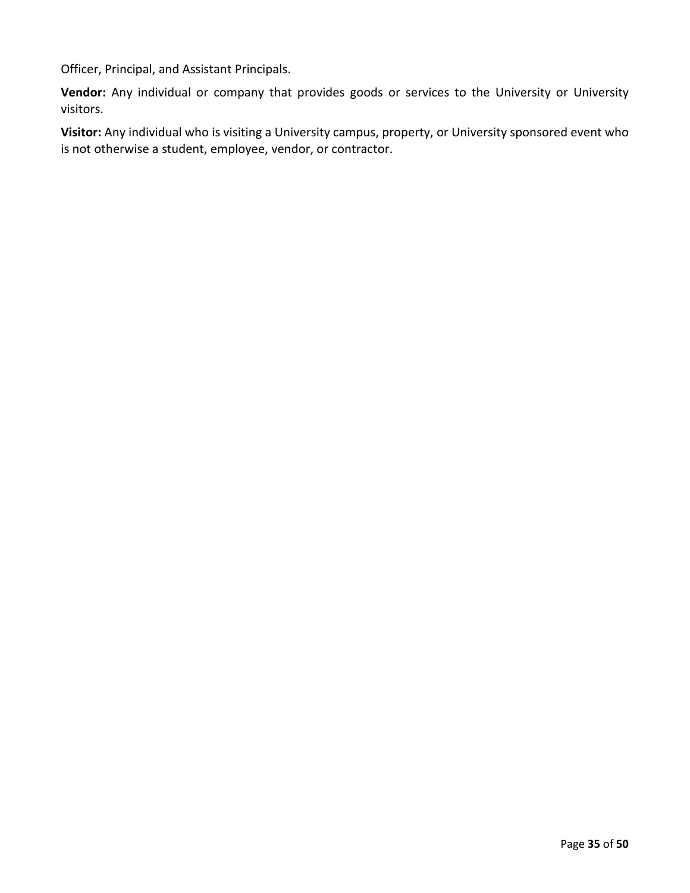Officer, Principal, and Assistant Principals.

**Vendor:** Any individual or company that provides goods or services to the University or University visitors.

**Visitor:** Any individual who is visiting a University campus, property, or University sponsored event who is not otherwise a student, employee, vendor, or contractor.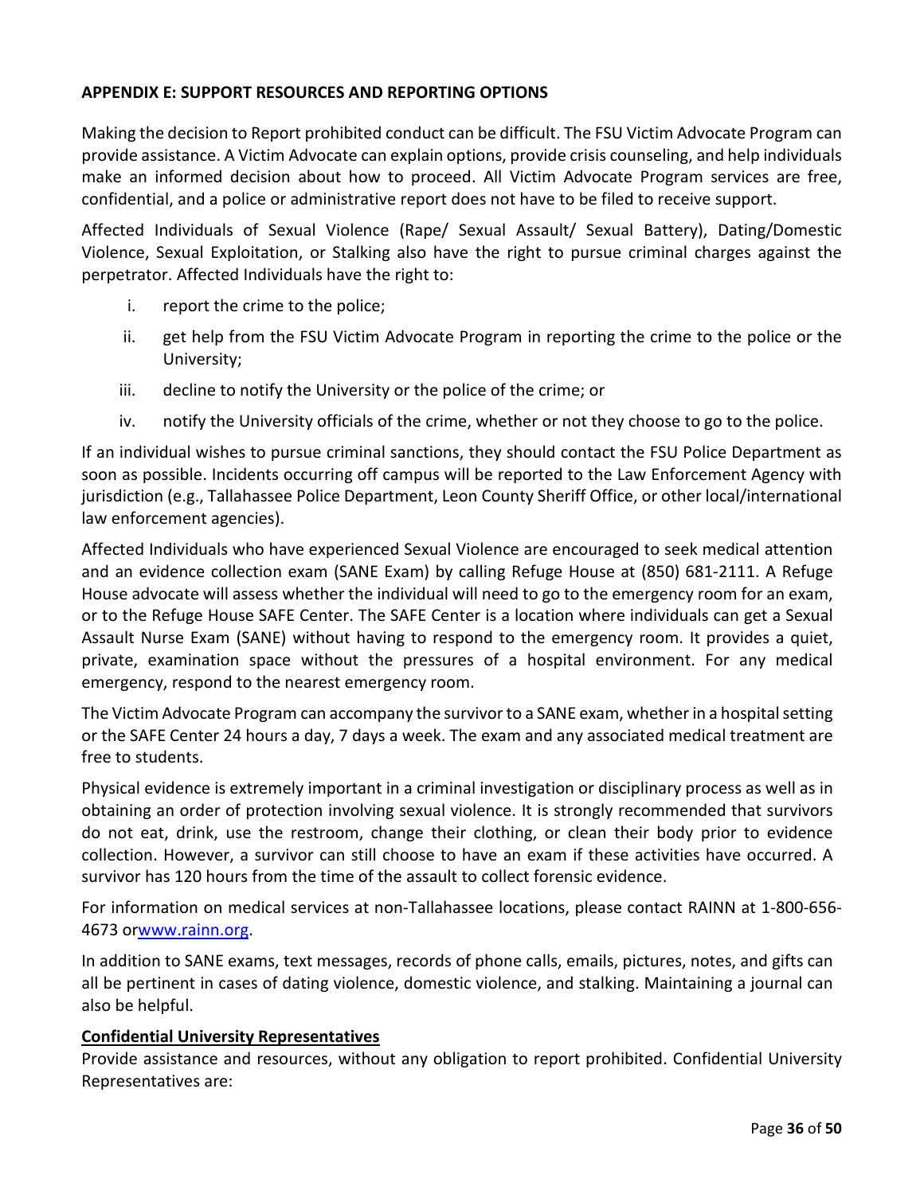## APPENDIX E: SUPPORT RESOURCES AND REPORTING OPTIONS

Making the decision to Report prohibited conduct can be difficult. The FSU Victim Advocate Program can provide assistance. A Victim Advocate can explain options, provide crisis counseling, and help individuals make an informed decision about how to proceed. All Victim Advocate Program services are free, confidential, and a police or administrative report does not have to be filed to receive support.

Affected Individuals of Sexual Violence (Rape/ Sexual Assault/ Sexual Battery), Dating/Domestic Violence, Sexual Exploitation, or Stalking also have the right to pursue criminal charges against the perpetrator. Affected Individuals have the right to:

i. report the crime to the police;

ii. get help from the FSU Victim Advocate Program in reporting the crime to the police or the University;

iii. decline to notify the University or the police of the crime; or

iv. notify the University officials of the crime, whether or not they choose to go to the police.

If an individual wishes to pursue criminal sanctions, they should contact the FSU Police Department as soon as possible. Incidents occurring off campus will be reported to the Law Enforcement Agency with jurisdiction (e.g., Tallahassee Police Department, Leon County Sheriff Office, or other local/international law enforcement agencies).

Affected Individuals who have experienced Sexual Violence are encouraged to seek medical attention and an evidence collection exam (SANE Exam) by calling Refuge House at (850) 681-2111. A Refuge House advocate will assess whether the individual will need to go to the emergency room for an exam, or to the Refuge House SAFE Center. The SAFE Center is a location where individuals can get a Sexual Assault Nurse Exam (SANE) without having to respond to the emergency room. It provides a quiet, private, examination space without the pressures of a hospital environment. For any medical emergency, respond to the nearest emergency room.

The Victim Advocate Program can accompany the survivor to a SANE exam, whether in a hospital setting or the SAFE Center 24 hours a day, 7 days a week. The exam and any associated medical treatment are free to students.

Physical evidence is extremely important in a criminal investigation or disciplinary process as well as in obtaining an order of protection involving sexual violence. It is strongly recommended that survivors do not eat, drink, use the restroom, change their clothing, or clean their body prior to evidence collection. However, a survivor can still choose to have an exam if these activities have occurred. A survivor has 120 hours from the time of the assault to collect forensic evidence.

For information on medical services at non-Tallahassee locations, please contact RAINN at 1-800-656-4673 or[www.rainn.org](http://www.rainn.org).

In addition to SANE exams, text messages, records of phone calls, emails, pictures, notes, and gifts can all be pertinent in cases of dating violence, domestic violence, and stalking. Maintaining a journal can also be helpful.

**Confidential University Representatives**

Provide assistance and resources, without any obligation to report prohibited. Confidential University Representatives are: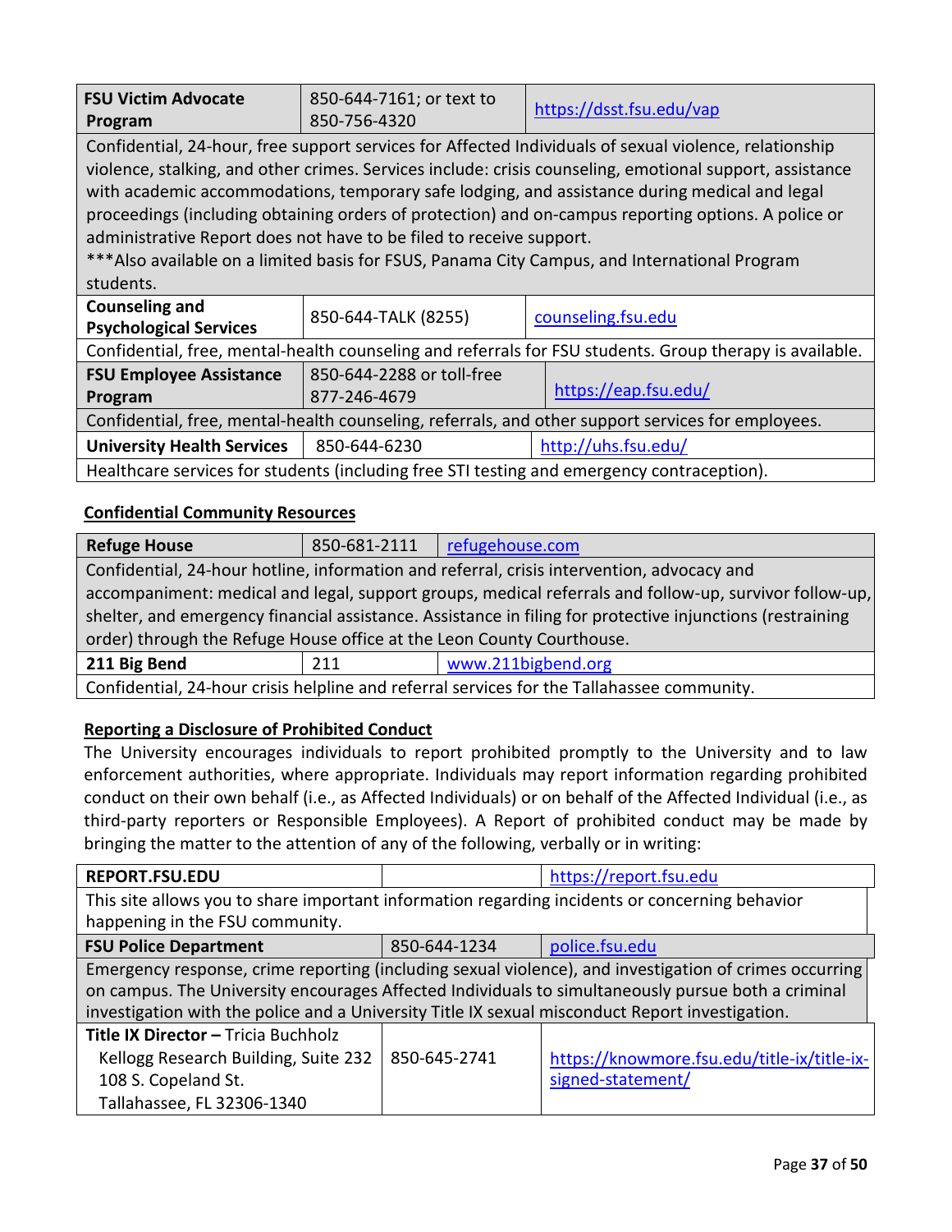| **FSU Victim Advocate Program** | 850-644-7161; or text to 850-756-4320 | https://dsst.fsu.edu/vap |
|---|---|---|
| Confidential, 24-hour, free support services for Affected Individuals of sexual violence, relationship violence, stalking, and other crimes. Services include: crisis counseling, emotional support, assistance with academic accommodations, temporary safe lodging, and assistance during medical and legal proceedings (including obtaining orders of protection) and on-campus reporting options. A police or administrative Report does not have to be filed to receive support. ***Also available on a limited basis for FSUS, Panama City Campus, and International Program students. | | |
| **Counseling and Psychological Services** | 850-644-TALK (8255) | counseling.fsu.edu |
| Confidential, free, mental-health counseling and referrals for FSU students. Group therapy is available. | | |
| **FSU Employee Assistance Program** | 850-644-2288 or toll-free 877-246-4679 | https://eap.fsu.edu/ |
| Confidential, free, mental-health counseling, referrals, and other support services for employees. | | |
| **University Health Services** | 850-644-6230 | http://uhs.fsu.edu/ |
| Healthcare services for students (including free STI testing and emergency contraception). | | |

**Confidential Community Resources**

| **Refuge House** | 850-681-2111 | refugehouse.com |
|---|---|---|
| Confidential, 24-hour hotline, information and referral, crisis intervention, advocacy and accompaniment: medical and legal, support groups, medical referrals and follow-up, survivor follow-up, shelter, and emergency financial assistance. Assistance in filing for protective injunctions (restraining order) through the Refuge House office at the Leon County Courthouse. | | |
| **211 Big Bend** | 211 | www.211bigbend.org |
| Confidential, 24-hour crisis helpline and referral services for the Tallahassee community. | | |

**Reporting a Disclosure of Prohibited Conduct**

The University encourages individuals to report prohibited promptly to the University and to law enforcement authorities, where appropriate. Individuals may report information regarding prohibited conduct on their own behalf (i.e., as Affected Individuals) or on behalf of the Affected Individual (i.e., as third-party reporters or Responsible Employees). A Report of prohibited conduct may be made by bringing the matter to the attention of any of the following, verbally or in writing:

| **REPORT.FSU.EDU** | | https://report.fsu.edu |
|---|---|---|
| This site allows you to share important information regarding incidents or concerning behavior happening in the FSU community. | | |
| **FSU Police Department** | 850-644-1234 | police.fsu.edu |
| Emergency response, crime reporting (including sexual violence), and investigation of crimes occurring on campus. The University encourages Affected Individuals to simultaneously pursue both a criminal investigation with the police and a University Title IX sexual misconduct Report investigation. | | |
| **Title IX Director –** Tricia Buchholz<br>Kellogg Research Building, Suite 232<br>108 S. Copeland St.<br>Tallahassee, FL 32306-1340 | 850-645-2741 | https://knowmore.fsu.edu/title-ix/title-ix-signed-statement/ |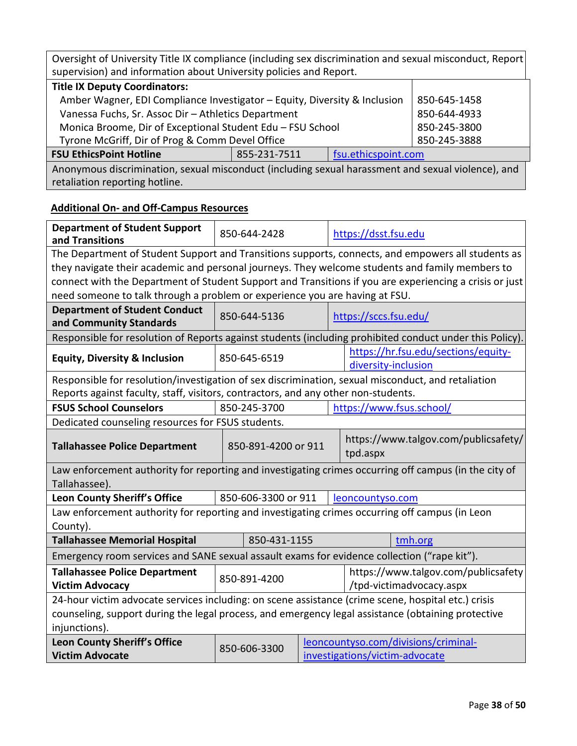| | | |
|---|---|---|
| Oversight of University Title IX compliance (including sex discrimination and sexual misconduct, Report supervision) and information about University policies and Report. | | |
| **Title IX Deputy Coordinators:** | | |
| Amber Wagner, EDI Compliance Investigator – Equity, Diversity & Inclusion | | 850-645-1458 |
| Vanessa Fuchs, Sr. Assoc Dir – Athletics Department | | 850-644-4933 |
| Monica Broome, Dir of Exceptional Student Edu – FSU School | | 850-245-3800 |
| Tyrone McGriff, Dir of Prog & Comm Devel Office | | 850-245-3888 |
| **FSU EthicsPoint Hotline** | 855-231-7511 | fsu.ethicspoint.com |
| Anonymous discrimination, sexual misconduct (including sexual harassment and sexual violence), and retaliation reporting hotline. | | |

**Additional On- and Off-Campus Resources**

| | | |
|---|---|---|
| **Department of Student Support and Transitions** | 850-644-2428 | https://dsst.fsu.edu |
| The Department of Student Support and Transitions supports, connects, and empowers all students as they navigate their academic and personal journeys. They welcome students and family members to connect with the Department of Student Support and Transitions if you are experiencing a crisis or just need someone to talk through a problem or experience you are having at FSU. | | |
| **Department of Student Conduct and Community Standards** | 850-644-5136 | https://sccs.fsu.edu/ |
| Responsible for resolution of Reports against students (including prohibited conduct under this Policy). | | |
| **Equity, Diversity & Inclusion** | 850-645-6519 | https://hr.fsu.edu/sections/equity-diversity-inclusion |
| Responsible for resolution/investigation of sex discrimination, sexual misconduct, and retaliation Reports against faculty, staff, visitors, contractors, and any other non-students. | | |
| **FSUS School Counselors** | 850-245-3700 | https://www.fsus.school/ |
| Dedicated counseling resources for FSUS students. | | |
| **Tallahassee Police Department** | 850-891-4200 or 911 | https://www.talgov.com/publicsafety/tpd.aspx |
| Law enforcement authority for reporting and investigating crimes occurring off campus (in the city of Tallahassee). | | |
| **Leon County Sheriff's Office** | 850-606-3300 or 911 | leoncountyso.com |
| Law enforcement authority for reporting and investigating crimes occurring off campus (in Leon County). | | |
| **Tallahassee Memorial Hospital** | 850-431-1155 | tmh.org |
| Emergency room services and SANE sexual assault exams for evidence collection ("rape kit"). | | |
| **Tallahassee Police Department Victim Advocacy** | 850-891-4200 | https://www.talgov.com/publicsafety/tpd-victimadvocacy.aspx |
| 24-hour victim advocate services including: on scene assistance (crime scene, hospital etc.) crisis counseling, support during the legal process, and emergency legal assistance (obtaining protective injunctions). | | |
| **Leon County Sheriff's Office Victim Advocate** | 850-606-3300 | leoncountyso.com/divisions/criminal-investigations/victim-advocate |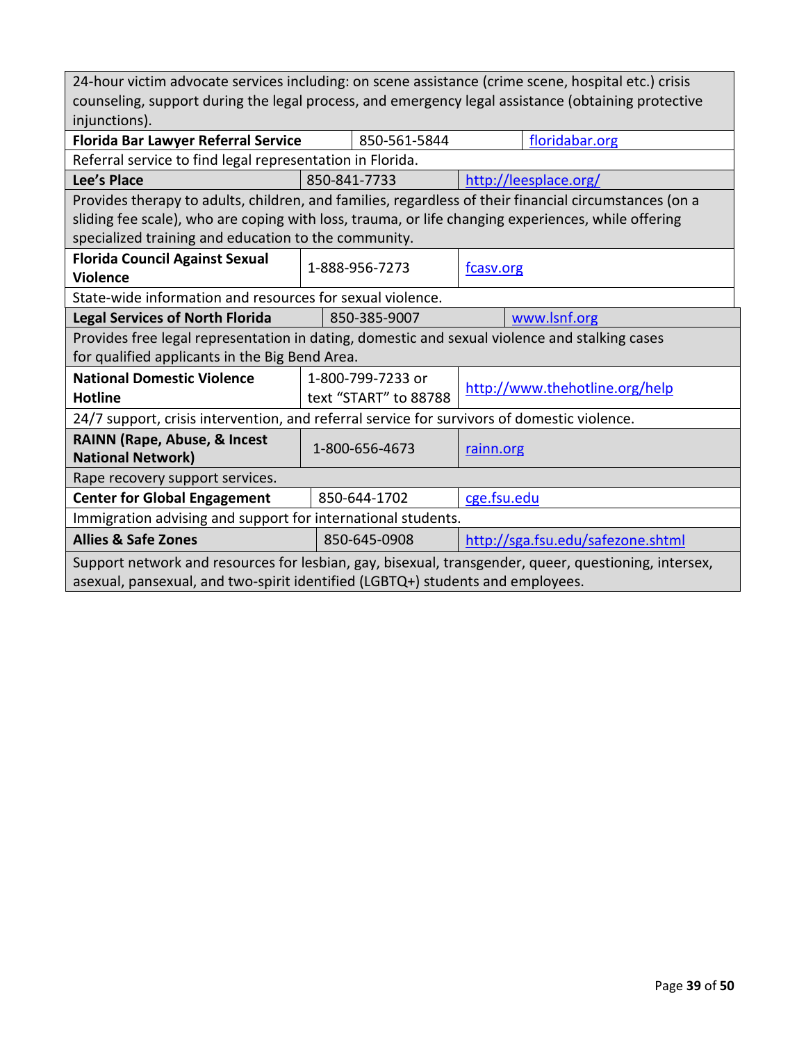| | | |
|---|---|---|
| 24-hour victim advocate services including: on scene assistance (crime scene, hospital etc.) crisis counseling, support during the legal process, and emergency legal assistance (obtaining protective injunctions). | | |
| **Florida Bar Lawyer Referral Service** | 850-561-5844 | floridabar.org |
| Referral service to find legal representation in Florida. | | |
| **Lee's Place** | 850-841-7733 | http://leesplace.org/ |
| Provides therapy to adults, children, and families, regardless of their financial circumstances (on a sliding fee scale), who are coping with loss, trauma, or life changing experiences, while offering specialized training and education to the community. | | |
| **Florida Council Against Sexual Violence** | 1-888-956-7273 | fcasv.org |
| State-wide information and resources for sexual violence. | | |
| **Legal Services of North Florida** | 850-385-9007 | www.lsnf.org |
| Provides free legal representation in dating, domestic and sexual violence and stalking cases for qualified applicants in the Big Bend Area. | | |
| **National Domestic Violence Hotline** | 1-800-799-7233 or text "START" to 88788 | http://www.thehotline.org/help |
| 24/7 support, crisis intervention, and referral service for survivors of domestic violence. | | |
| **RAINN (Rape, Abuse, & Incest National Network)** | 1-800-656-4673 | rainn.org |
| Rape recovery support services. | | |
| **Center for Global Engagement** | 850-644-1702 | cge.fsu.edu |
| Immigration advising and support for international students. | | |
| **Allies & Safe Zones** | 850-645-0908 | http://sga.fsu.edu/safezone.shtml |
| Support network and resources for lesbian, gay, bisexual, transgender, queer, questioning, intersex, asexual, pansexual, and two-spirit identified (LGBTQ+) students and employees. | | |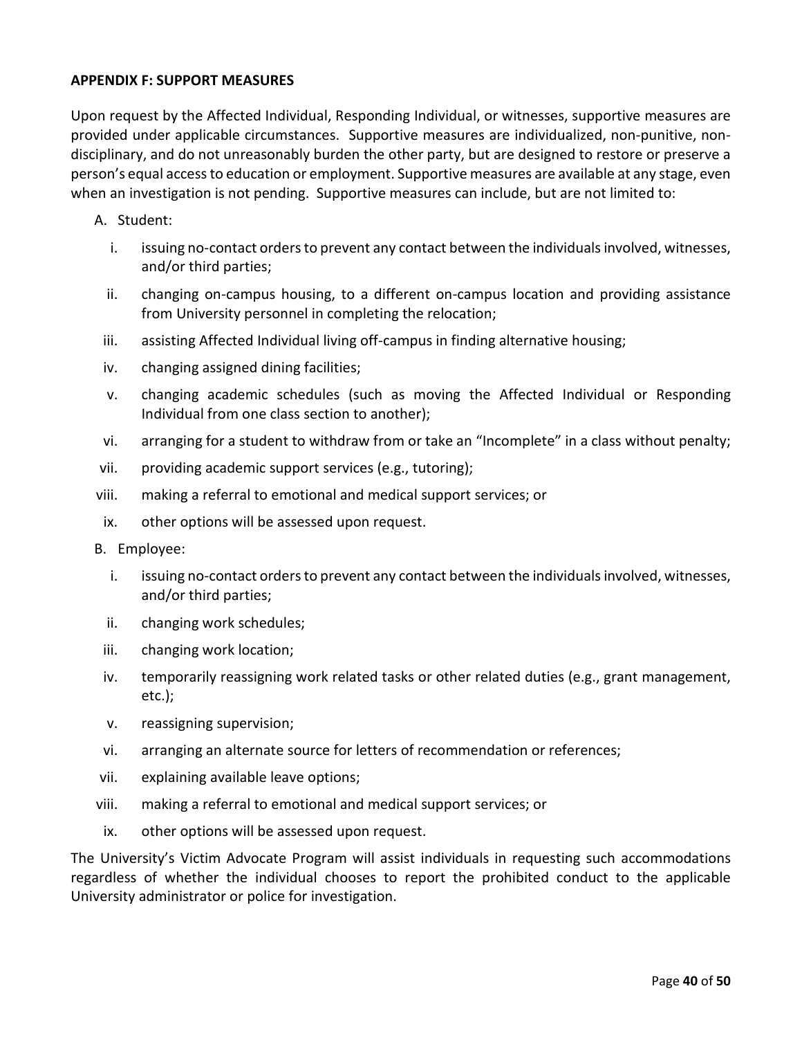**APPENDIX F: SUPPORT MEASURES**

Upon request by the Affected Individual, Responding Individual, or witnesses, supportive measures are provided under applicable circumstances. Supportive measures are individualized, non-punitive, non-disciplinary, and do not unreasonably burden the other party, but are designed to restore or preserve a person's equal access to education or employment. Supportive measures are available at any stage, even when an investigation is not pending. Supportive measures can include, but are not limited to:

A. Student:

   i. issuing no-contact orders to prevent any contact between the individuals involved, witnesses, and/or third parties;

   ii. changing on-campus housing, to a different on-campus location and providing assistance from University personnel in completing the relocation;

   iii. assisting Affected Individual living off-campus in finding alternative housing;

   iv. changing assigned dining facilities;

   v. changing academic schedules (such as moving the Affected Individual or Responding Individual from one class section to another);

   vi. arranging for a student to withdraw from or take an "Incomplete" in a class without penalty;

   vii. providing academic support services (e.g., tutoring);

   viii. making a referral to emotional and medical support services; or

   ix. other options will be assessed upon request.

B. Employee:

   i. issuing no-contact orders to prevent any contact between the individuals involved, witnesses, and/or third parties;

   ii. changing work schedules;

   iii. changing work location;

   iv. temporarily reassigning work related tasks or other related duties (e.g., grant management, etc.);

   v. reassigning supervision;

   vi. arranging an alternate source for letters of recommendation or references;

   vii. explaining available leave options;

   viii. making a referral to emotional and medical support services; or

   ix. other options will be assessed upon request.

The University's Victim Advocate Program will assist individuals in requesting such accommodations regardless of whether the individual chooses to report the prohibited conduct to the applicable University administrator or police for investigation.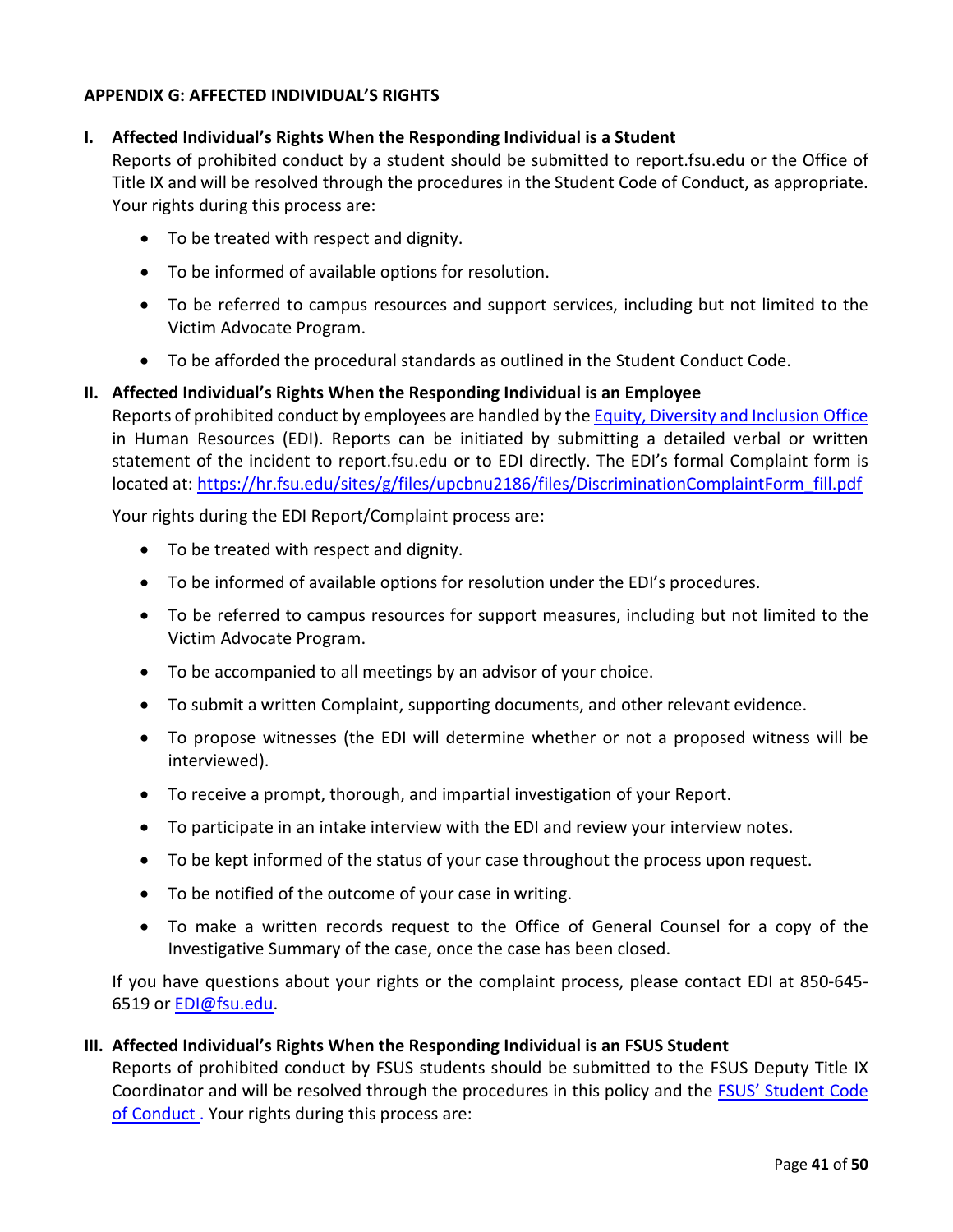## APPENDIX G: AFFECTED INDIVIDUAL'S RIGHTS

### I. Affected Individual's Rights When the Responding Individual is a Student

Reports of prohibited conduct by a student should be submitted to report.fsu.edu or the Office of Title IX and will be resolved through the procedures in the Student Code of Conduct, as appropriate. Your rights during this process are:

- To be treated with respect and dignity.
- To be informed of available options for resolution.
- To be referred to campus resources and support services, including but not limited to the Victim Advocate Program.
- To be afforded the procedural standards as outlined in the Student Conduct Code.

### II. Affected Individual's Rights When the Responding Individual is an Employee

Reports of prohibited conduct by employees are handled by the [Equity, Diversity and Inclusion Office](https://hr.fsu.edu) in Human Resources (EDI). Reports can be initiated by submitting a detailed verbal or written statement of the incident to report.fsu.edu or to EDI directly. The EDI's formal Complaint form is located at: https://hr.fsu.edu/sites/g/files/upcbnu2186/files/DiscriminationComplaintForm_fill.pdf

Your rights during the EDI Report/Complaint process are:

- To be treated with respect and dignity.
- To be informed of available options for resolution under the EDI's procedures.
- To be referred to campus resources for support measures, including but not limited to the Victim Advocate Program.
- To be accompanied to all meetings by an advisor of your choice.
- To submit a written Complaint, supporting documents, and other relevant evidence.
- To propose witnesses (the EDI will determine whether or not a proposed witness will be interviewed).
- To receive a prompt, thorough, and impartial investigation of your Report.
- To participate in an intake interview with the EDI and review your interview notes.
- To be kept informed of the status of your case throughout the process upon request.
- To be notified of the outcome of your case in writing.
- To make a written records request to the Office of General Counsel for a copy of the Investigative Summary of the case, once the case has been closed.

If you have questions about your rights or the complaint process, please contact EDI at 850-645-6519 or EDI@fsu.edu.

### III. Affected Individual's Rights When the Responding Individual is an FSUS Student

Reports of prohibited conduct by FSUS students should be submitted to the FSUS Deputy Title IX Coordinator and will be resolved through the procedures in this policy and the FSUS' Student Code of Conduct . Your rights during this process are: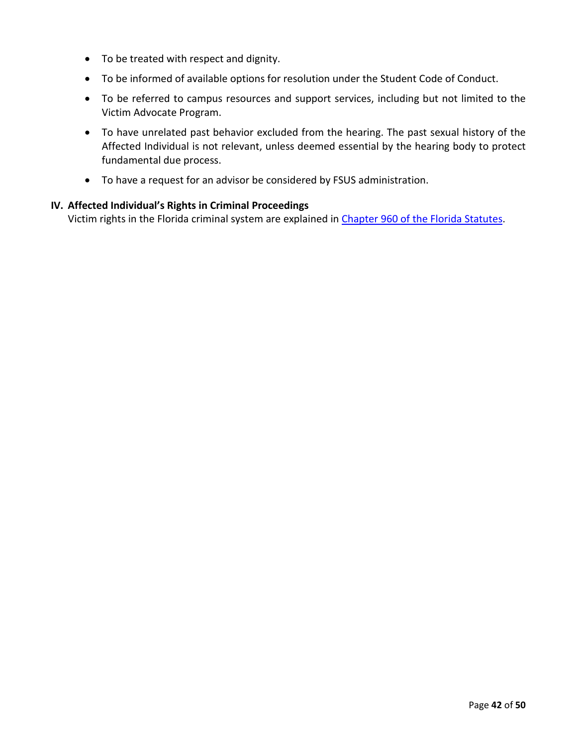- To be treated with respect and dignity.
- To be informed of available options for resolution under the Student Code of Conduct.
- To be referred to campus resources and support services, including but not limited to the Victim Advocate Program.
- To have unrelated past behavior excluded from the hearing. The past sexual history of the Affected Individual is not relevant, unless deemed essential by the hearing body to protect fundamental due process.
- To have a request for an advisor be considered by FSUS administration.

## IV. Affected Individual's Rights in Criminal Proceedings

Victim rights in the Florida criminal system are explained in Chapter 960 of the Florida Statutes.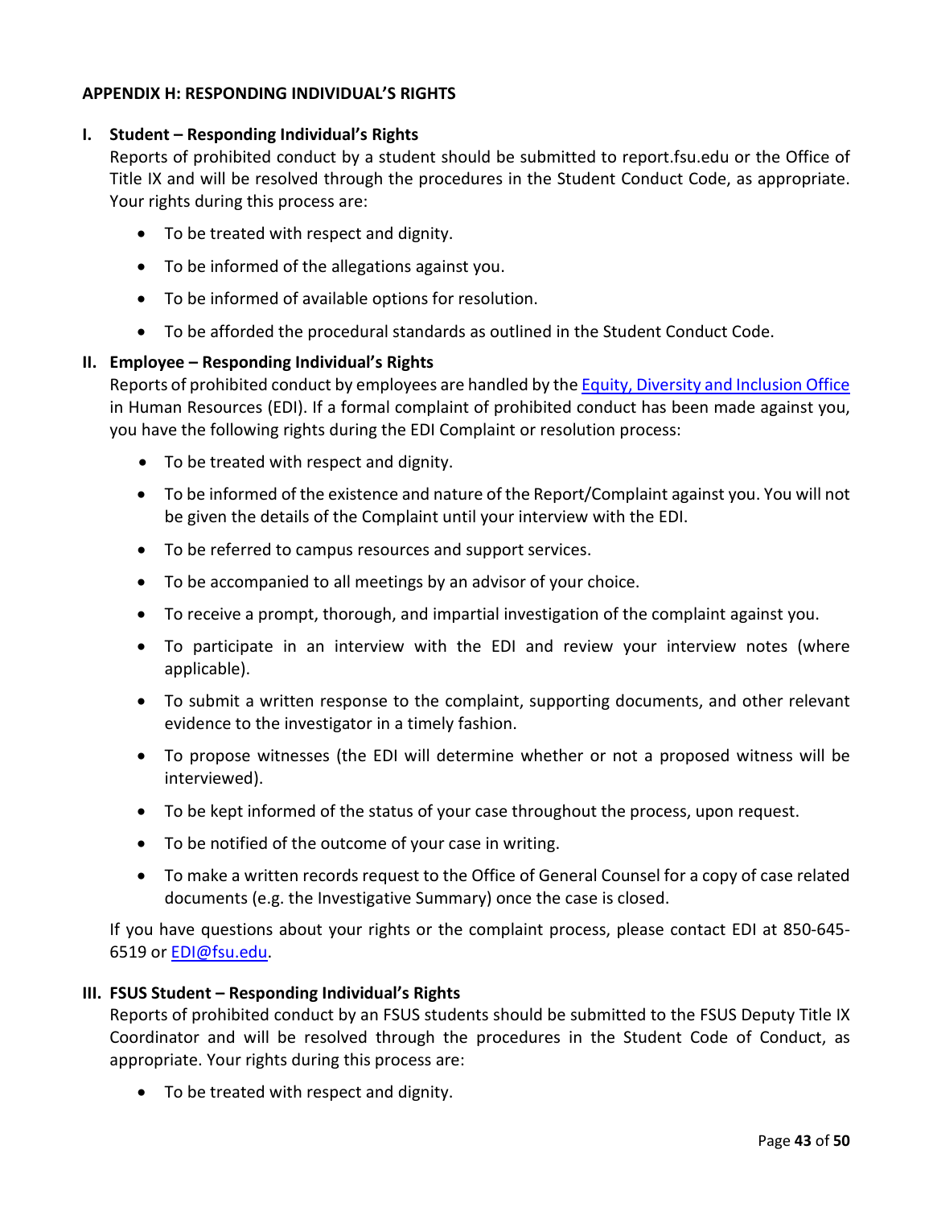## APPENDIX H: RESPONDING INDIVIDUAL'S RIGHTS

### I. Student – Responding Individual's Rights

Reports of prohibited conduct by a student should be submitted to report.fsu.edu or the Office of Title IX and will be resolved through the procedures in the Student Conduct Code, as appropriate. Your rights during this process are:

- To be treated with respect and dignity.
- To be informed of the allegations against you.
- To be informed of available options for resolution.
- To be afforded the procedural standards as outlined in the Student Conduct Code.

### II. Employee – Responding Individual's Rights

Reports of prohibited conduct by employees are handled by the [Equity, Diversity and Inclusion Office](#) in Human Resources (EDI). If a formal complaint of prohibited conduct has been made against you, you have the following rights during the EDI Complaint or resolution process:

- To be treated with respect and dignity.
- To be informed of the existence and nature of the Report/Complaint against you. You will not be given the details of the Complaint until your interview with the EDI.
- To be referred to campus resources and support services.
- To be accompanied to all meetings by an advisor of your choice.
- To receive a prompt, thorough, and impartial investigation of the complaint against you.
- To participate in an interview with the EDI and review your interview notes (where applicable).
- To submit a written response to the complaint, supporting documents, and other relevant evidence to the investigator in a timely fashion.
- To propose witnesses (the EDI will determine whether or not a proposed witness will be interviewed).
- To be kept informed of the status of your case throughout the process, upon request.
- To be notified of the outcome of your case in writing.
- To make a written records request to the Office of General Counsel for a copy of case related documents (e.g. the Investigative Summary) once the case is closed.

If you have questions about your rights or the complaint process, please contact EDI at 850-645-6519 or [EDI@fsu.edu](mailto:EDI@fsu.edu).

### III. FSUS Student – Responding Individual's Rights

Reports of prohibited conduct by an FSUS students should be submitted to the FSUS Deputy Title IX Coordinator and will be resolved through the procedures in the Student Code of Conduct, as appropriate. Your rights during this process are:

- To be treated with respect and dignity.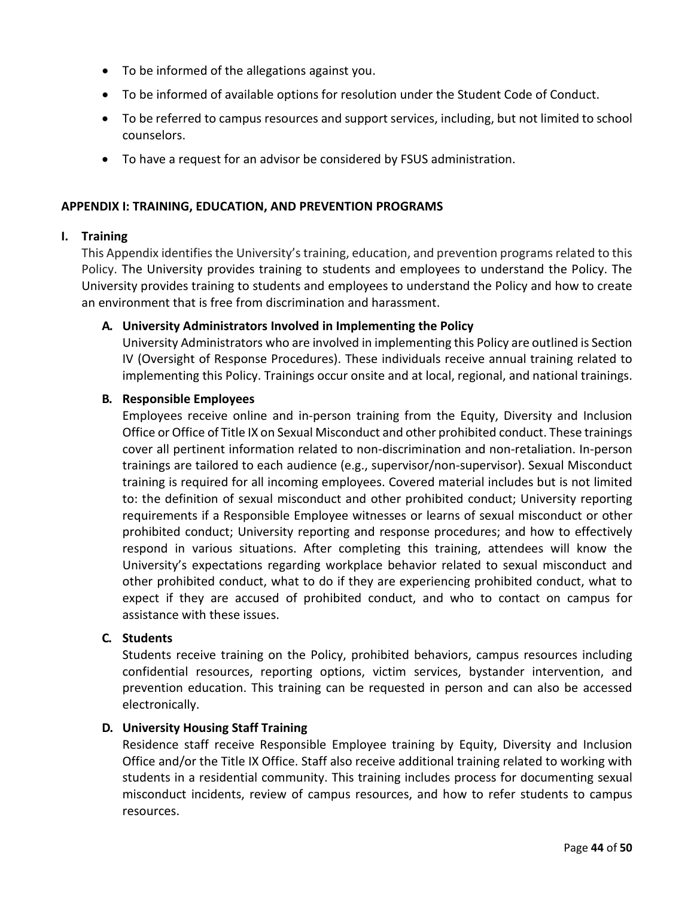- To be informed of the allegations against you.
- To be informed of available options for resolution under the Student Code of Conduct.
- To be referred to campus resources and support services, including, but not limited to school counselors.
- To have a request for an advisor be considered by FSUS administration.

## APPENDIX I: TRAINING, EDUCATION, AND PREVENTION PROGRAMS

### I. Training

This Appendix identifies the University's training, education, and prevention programs related to this Policy. The University provides training to students and employees to understand the Policy. The University provides training to students and employees to understand the Policy and how to create an environment that is free from discrimination and harassment.

#### A. University Administrators Involved in Implementing the Policy

University Administrators who are involved in implementing this Policy are outlined is Section IV (Oversight of Response Procedures). These individuals receive annual training related to implementing this Policy. Trainings occur onsite and at local, regional, and national trainings.

#### B. Responsible Employees

Employees receive online and in-person training from the Equity, Diversity and Inclusion Office or Office of Title IX on Sexual Misconduct and other prohibited conduct. These trainings cover all pertinent information related to non-discrimination and non-retaliation. In-person trainings are tailored to each audience (e.g., supervisor/non-supervisor). Sexual Misconduct training is required for all incoming employees. Covered material includes but is not limited to: the definition of sexual misconduct and other prohibited conduct; University reporting requirements if a Responsible Employee witnesses or learns of sexual misconduct or other prohibited conduct; University reporting and response procedures; and how to effectively respond in various situations. After completing this training, attendees will know the University's expectations regarding workplace behavior related to sexual misconduct and other prohibited conduct, what to do if they are experiencing prohibited conduct, what to expect if they are accused of prohibited conduct, and who to contact on campus for assistance with these issues.

#### C. Students

Students receive training on the Policy, prohibited behaviors, campus resources including confidential resources, reporting options, victim services, bystander intervention, and prevention education. This training can be requested in person and can also be accessed electronically.

#### D. University Housing Staff Training

Residence staff receive Responsible Employee training by Equity, Diversity and Inclusion Office and/or the Title IX Office. Staff also receive additional training related to working with students in a residential community. This training includes process for documenting sexual misconduct incidents, review of campus resources, and how to refer students to campus resources.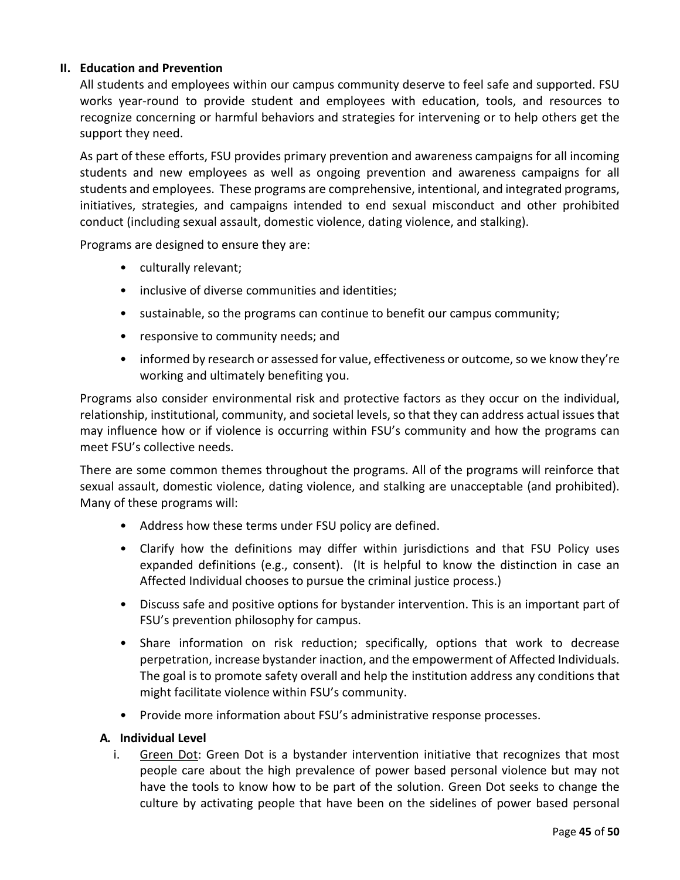## II. Education and Prevention

All students and employees within our campus community deserve to feel safe and supported. FSU works year-round to provide student and employees with education, tools, and resources to recognize concerning or harmful behaviors and strategies for intervening or to help others get the support they need.

As part of these efforts, FSU provides primary prevention and awareness campaigns for all incoming students and new employees as well as ongoing prevention and awareness campaigns for all students and employees. These programs are comprehensive, intentional, and integrated programs, initiatives, strategies, and campaigns intended to end sexual misconduct and other prohibited conduct (including sexual assault, domestic violence, dating violence, and stalking).

Programs are designed to ensure they are:

- culturally relevant;
- inclusive of diverse communities and identities;
- sustainable, so the programs can continue to benefit our campus community;
- responsive to community needs; and
- informed by research or assessed for value, effectiveness or outcome, so we know they're working and ultimately benefiting you.

Programs also consider environmental risk and protective factors as they occur on the individual, relationship, institutional, community, and societal levels, so that they can address actual issues that may influence how or if violence is occurring within FSU's community and how the programs can meet FSU's collective needs.

There are some common themes throughout the programs. All of the programs will reinforce that sexual assault, domestic violence, dating violence, and stalking are unacceptable (and prohibited). Many of these programs will:

- Address how these terms under FSU policy are defined.
- Clarify how the definitions may differ within jurisdictions and that FSU Policy uses expanded definitions (e.g., consent). (It is helpful to know the distinction in case an Affected Individual chooses to pursue the criminal justice process.)
- Discuss safe and positive options for bystander intervention. This is an important part of FSU's prevention philosophy for campus.
- Share information on risk reduction; specifically, options that work to decrease perpetration, increase bystander inaction, and the empowerment of Affected Individuals. The goal is to promote safety overall and help the institution address any conditions that might facilitate violence within FSU's community.
- Provide more information about FSU's administrative response processes.

### A. Individual Level

i. Green Dot: Green Dot is a bystander intervention initiative that recognizes that most people care about the high prevalence of power based personal violence but may not have the tools to know how to be part of the solution. Green Dot seeks to change the culture by activating people that have been on the sidelines of power based personal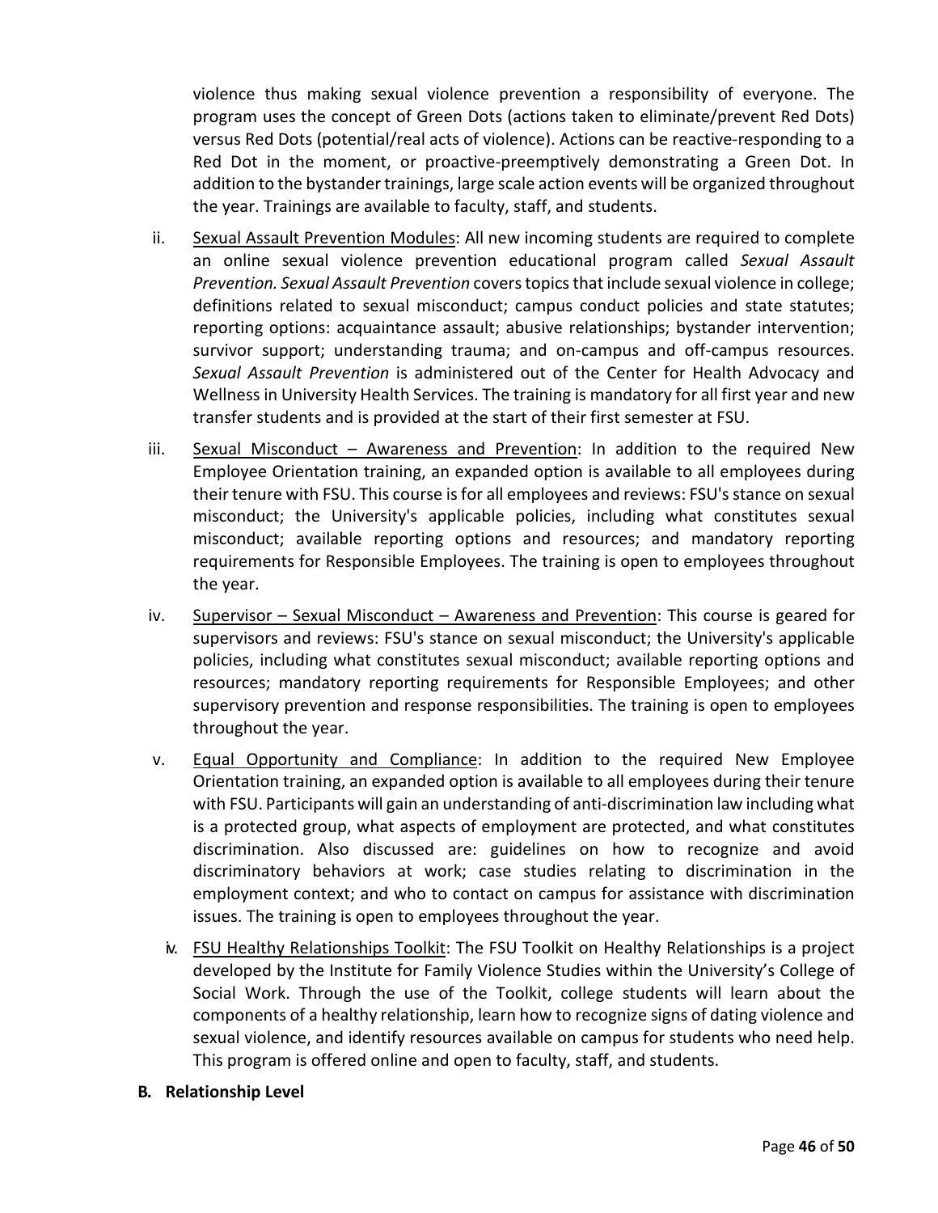violence thus making sexual violence prevention a responsibility of everyone. The program uses the concept of Green Dots (actions taken to eliminate/prevent Red Dots) versus Red Dots (potential/real acts of violence). Actions can be reactive-responding to a Red Dot in the moment, or proactive-preemptively demonstrating a Green Dot. In addition to the bystander trainings, large scale action events will be organized throughout the year. Trainings are available to faculty, staff, and students.

ii. Sexual Assault Prevention Modules: All new incoming students are required to complete an online sexual violence prevention educational program called *Sexual Assault Prevention. Sexual Assault Prevention* covers topics that include sexual violence in college; definitions related to sexual misconduct; campus conduct policies and state statutes; reporting options: acquaintance assault; abusive relationships; bystander intervention; survivor support; understanding trauma; and on-campus and off-campus resources. *Sexual Assault Prevention* is administered out of the Center for Health Advocacy and Wellness in University Health Services. The training is mandatory for all first year and new transfer students and is provided at the start of their first semester at FSU.

iii. Sexual Misconduct – Awareness and Prevention: In addition to the required New Employee Orientation training, an expanded option is available to all employees during their tenure with FSU. This course is for all employees and reviews: FSU's stance on sexual misconduct; the University's applicable policies, including what constitutes sexual misconduct; available reporting options and resources; and mandatory reporting requirements for Responsible Employees. The training is open to employees throughout the year.

iv. Supervisor – Sexual Misconduct – Awareness and Prevention: This course is geared for supervisors and reviews: FSU's stance on sexual misconduct; the University's applicable policies, including what constitutes sexual misconduct; available reporting options and resources; mandatory reporting requirements for Responsible Employees; and other supervisory prevention and response responsibilities. The training is open to employees throughout the year.

v. Equal Opportunity and Compliance: In addition to the required New Employee Orientation training, an expanded option is available to all employees during their tenure with FSU. Participants will gain an understanding of anti-discrimination law including what is a protected group, what aspects of employment are protected, and what constitutes discrimination. Also discussed are: guidelines on how to recognize and avoid discriminatory behaviors at work; case studies relating to discrimination in the employment context; and who to contact on campus for assistance with discrimination issues. The training is open to employees throughout the year.

iv. FSU Healthy Relationships Toolkit: The FSU Toolkit on Healthy Relationships is a project developed by the Institute for Family Violence Studies within the University's College of Social Work. Through the use of the Toolkit, college students will learn about the components of a healthy relationship, learn how to recognize signs of dating violence and sexual violence, and identify resources available on campus for students who need help. This program is offered online and open to faculty, staff, and students.

**B. Relationship Level**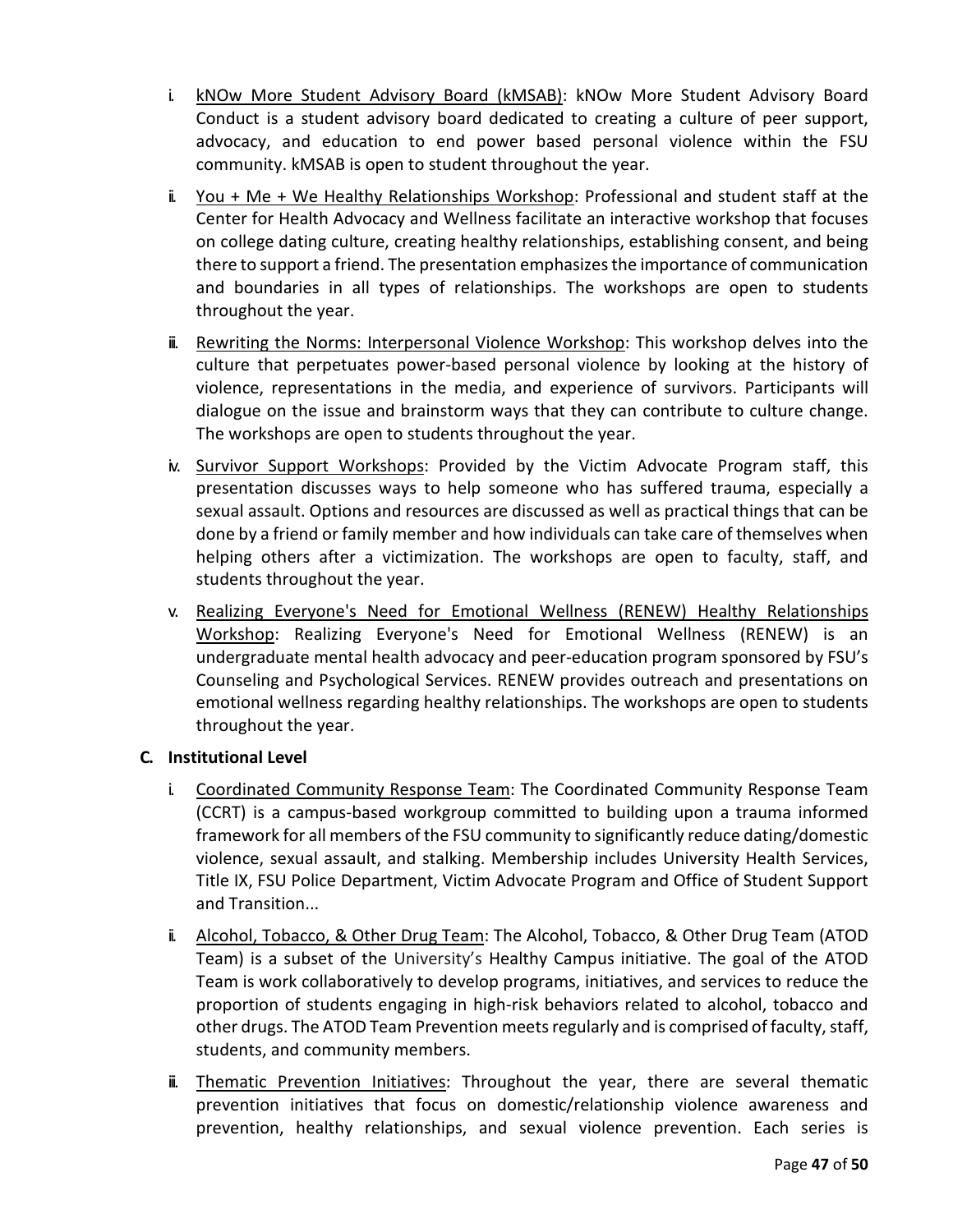i. <u>kNOw More Student Advisory Board (kMSAB)</u>: kNOw More Student Advisory Board Conduct is a student advisory board dedicated to creating a culture of peer support, advocacy, and education to end power based personal violence within the FSU community. kMSAB is open to student throughout the year.

ii. <u>You + Me + We Healthy Relationships Workshop</u>: Professional and student staff at the Center for Health Advocacy and Wellness facilitate an interactive workshop that focuses on college dating culture, creating healthy relationships, establishing consent, and being there to support a friend. The presentation emphasizes the importance of communication and boundaries in all types of relationships. The workshops are open to students throughout the year.

iii. <u>Rewriting the Norms: Interpersonal Violence Workshop</u>: This workshop delves into the culture that perpetuates power-based personal violence by looking at the history of violence, representations in the media, and experience of survivors. Participants will dialogue on the issue and brainstorm ways that they can contribute to culture change. The workshops are open to students throughout the year.

iv. <u>Survivor Support Workshops</u>: Provided by the Victim Advocate Program staff, this presentation discusses ways to help someone who has suffered trauma, especially a sexual assault. Options and resources are discussed as well as practical things that can be done by a friend or family member and how individuals can take care of themselves when helping others after a victimization. The workshops are open to faculty, staff, and students throughout the year.

v. <u>Realizing Everyone's Need for Emotional Wellness (RENEW) Healthy Relationships Workshop</u>: Realizing Everyone's Need for Emotional Wellness (RENEW) is an undergraduate mental health advocacy and peer-education program sponsored by FSU's Counseling and Psychological Services. RENEW provides outreach and presentations on emotional wellness regarding healthy relationships. The workshops are open to students throughout the year.

**C. Institutional Level**

i. <u>Coordinated Community Response Team</u>: The Coordinated Community Response Team (CCRT) is a campus-based workgroup committed to building upon a trauma informed framework for all members of the FSU community to significantly reduce dating/domestic violence, sexual assault, and stalking. Membership includes University Health Services, Title IX, FSU Police Department, Victim Advocate Program and Office of Student Support and Transition...

ii. <u>Alcohol, Tobacco, & Other Drug Team</u>: The Alcohol, Tobacco, & Other Drug Team (ATOD Team) is a subset of the University's Healthy Campus initiative. The goal of the ATOD Team is work collaboratively to develop programs, initiatives, and services to reduce the proportion of students engaging in high-risk behaviors related to alcohol, tobacco and other drugs. The ATOD Team Prevention meets regularly and is comprised of faculty, staff, students, and community members.

iii. <u>Thematic Prevention Initiatives</u>: Throughout the year, there are several thematic prevention initiatives that focus on domestic/relationship violence awareness and prevention, healthy relationships, and sexual violence prevention. Each series is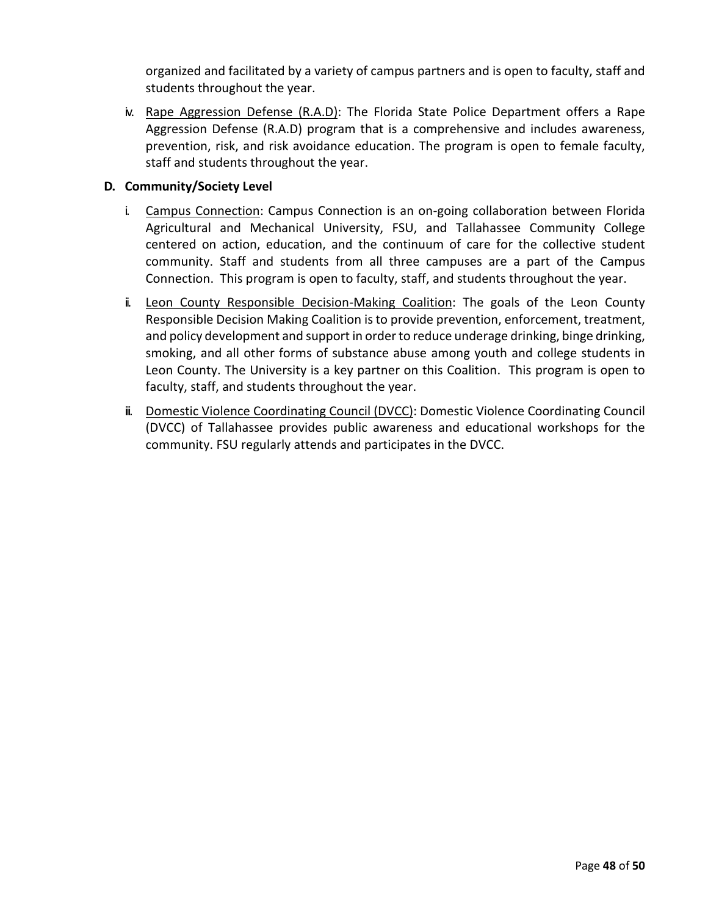organized and facilitated by a variety of campus partners and is open to faculty, staff and students throughout the year.

iv. Rape Aggression Defense (R.A.D): The Florida State Police Department offers a Rape Aggression Defense (R.A.D) program that is a comprehensive and includes awareness, prevention, risk, and risk avoidance education. The program is open to female faculty, staff and students throughout the year.

**D. Community/Society Level**

i. Campus Connection: Campus Connection is an on-going collaboration between Florida Agricultural and Mechanical University, FSU, and Tallahassee Community College centered on action, education, and the continuum of care for the collective student community. Staff and students from all three campuses are a part of the Campus Connection. This program is open to faculty, staff, and students throughout the year.

ii. Leon County Responsible Decision-Making Coalition: The goals of the Leon County Responsible Decision Making Coalition is to provide prevention, enforcement, treatment, and policy development and support in order to reduce underage drinking, binge drinking, smoking, and all other forms of substance abuse among youth and college students in Leon County. The University is a key partner on this Coalition. This program is open to faculty, staff, and students throughout the year.

iii. Domestic Violence Coordinating Council (DVCC): Domestic Violence Coordinating Council (DVCC) of Tallahassee provides public awareness and educational workshops for the community. FSU regularly attends and participates in the DVCC.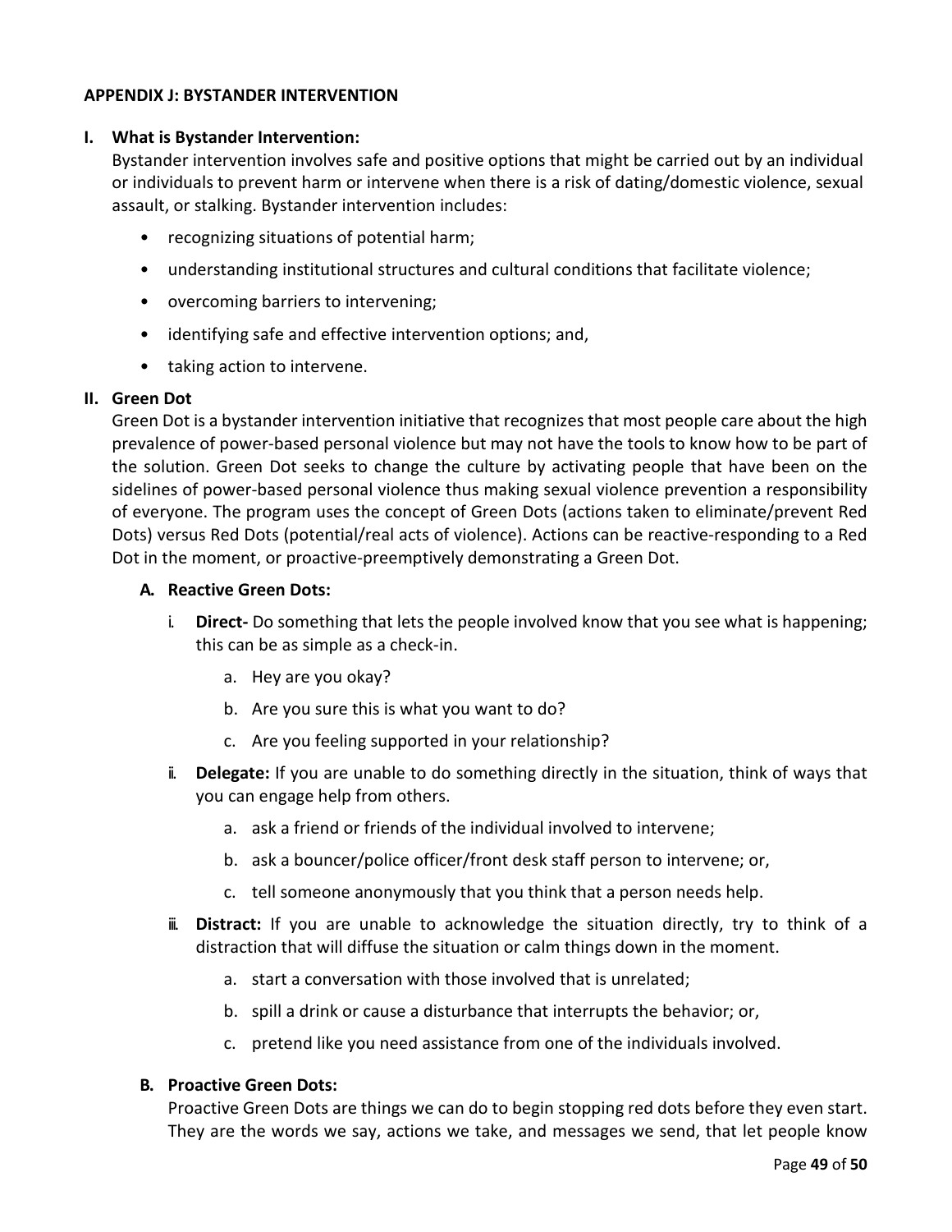## APPENDIX J: BYSTANDER INTERVENTION

### I. What is Bystander Intervention:

Bystander intervention involves safe and positive options that might be carried out by an individual or individuals to prevent harm or intervene when there is a risk of dating/domestic violence, sexual assault, or stalking. Bystander intervention includes:

- recognizing situations of potential harm;
- understanding institutional structures and cultural conditions that facilitate violence;
- overcoming barriers to intervening;
- identifying safe and effective intervention options; and,
- taking action to intervene.

### II. Green Dot

Green Dot is a bystander intervention initiative that recognizes that most people care about the high prevalence of power-based personal violence but may not have the tools to know how to be part of the solution. Green Dot seeks to change the culture by activating people that have been on the sidelines of power-based personal violence thus making sexual violence prevention a responsibility of everyone. The program uses the concept of Green Dots (actions taken to eliminate/prevent Red Dots) versus Red Dots (potential/real acts of violence). Actions can be reactive-responding to a Red Dot in the moment, or proactive-preemptively demonstrating a Green Dot.

#### A. Reactive Green Dots:

i. **Direct-** Do something that lets the people involved know that you see what is happening; this can be as simple as a check-in.

   a. Hey are you okay?

   b. Are you sure this is what you want to do?

   c. Are you feeling supported in your relationship?

ii. **Delegate:** If you are unable to do something directly in the situation, think of ways that you can engage help from others.

   a. ask a friend or friends of the individual involved to intervene;

   b. ask a bouncer/police officer/front desk staff person to intervene; or,

   c. tell someone anonymously that you think that a person needs help.

iii. **Distract:** If you are unable to acknowledge the situation directly, try to think of a distraction that will diffuse the situation or calm things down in the moment.

   a. start a conversation with those involved that is unrelated;

   b. spill a drink or cause a disturbance that interrupts the behavior; or,

   c. pretend like you need assistance from one of the individuals involved.

#### B. Proactive Green Dots:

Proactive Green Dots are things we can do to begin stopping red dots before they even start. They are the words we say, actions we take, and messages we send, that let people know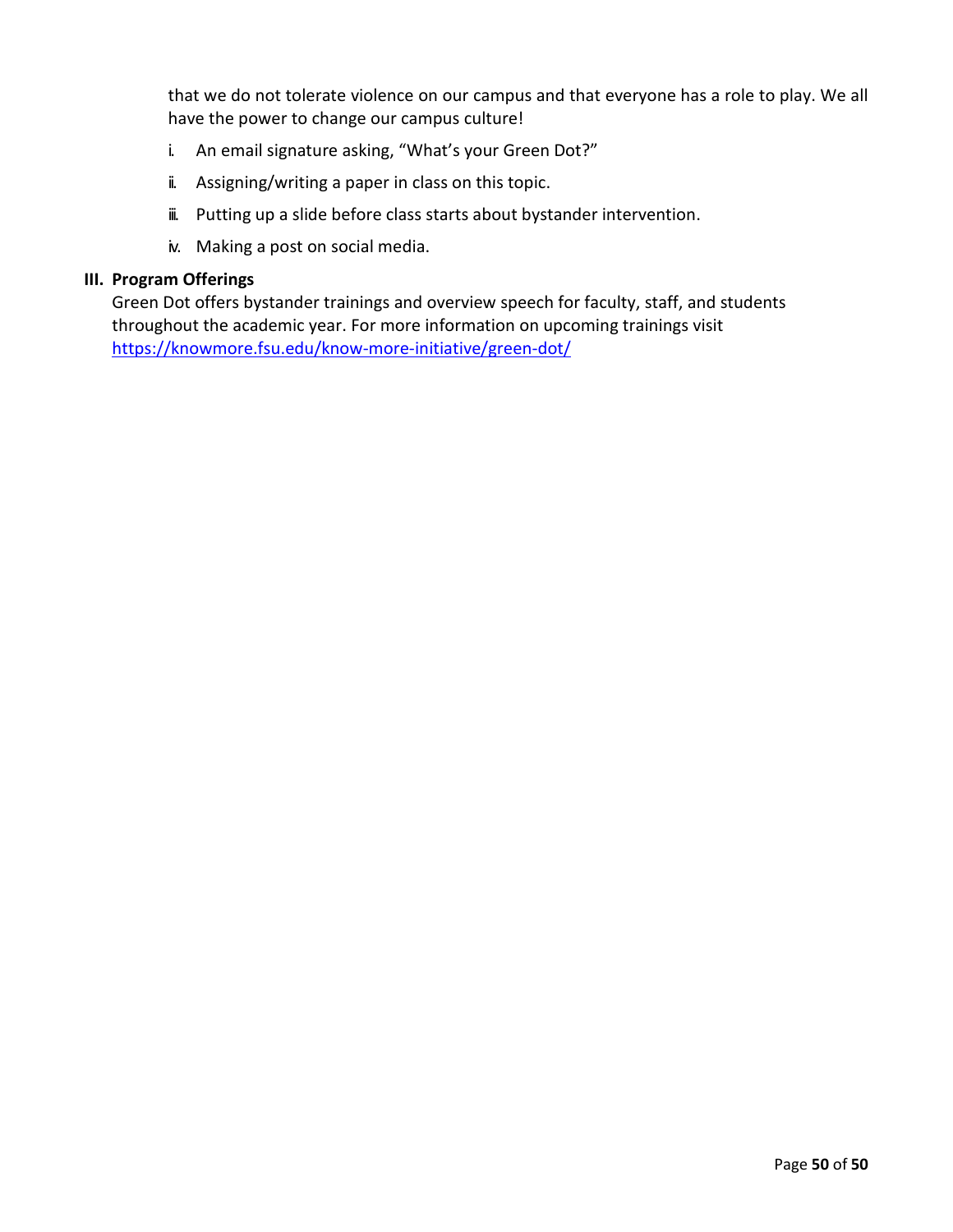that we do not tolerate violence on our campus and that everyone has a role to play. We all have the power to change our campus culture!

i. An email signature asking, “What’s your Green Dot?”

ii. Assigning/writing a paper in class on this topic.

iii. Putting up a slide before class starts about bystander intervention.

iv. Making a post on social media.

**III. Program Offerings**

Green Dot offers bystander trainings and overview speech for faculty, staff, and students throughout the academic year. For more information on upcoming trainings visit https://knowmore.fsu.edu/know-more-initiative/green-dot/